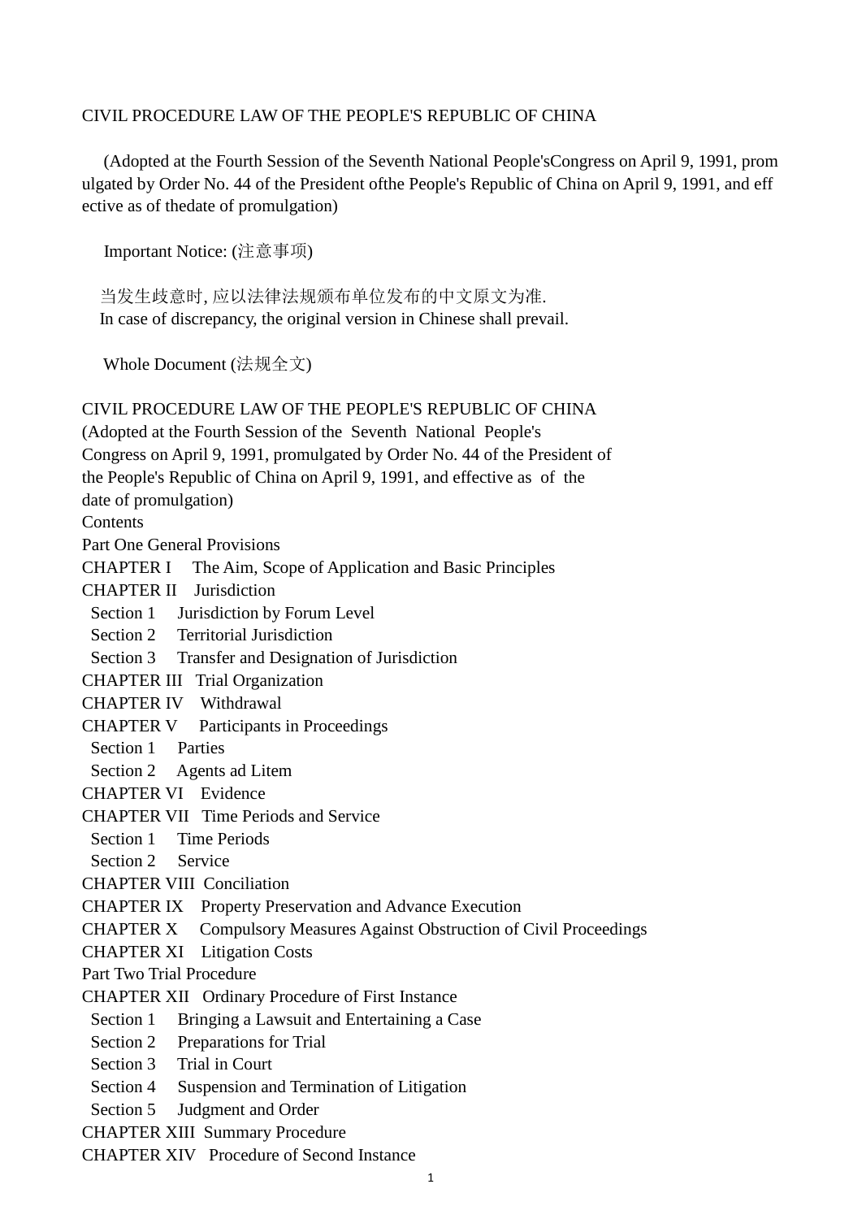# CIVIL PROCEDURE LAW OF THE PEOPLE'S REPUBLIC OF CHINA

(Adopted at the Fourth Session of the Seventh National People'sCongress on April 9, 1991, promulgated by Order No. 44 of the President ofthe People's Republic of China on April 9, 1991, and effective as of thedate of promulgation)

Important Notice: (注意事项)

当发生歧意时, 应以法律法规颁布单位发布的中文原文为准.
In case of discrepancy, the original version in Chinese shall prevail.

Whole Document (法规全文)

## CIVIL PROCEDURE LAW OF THE PEOPLE'S REPUBLIC OF CHINA

(Adopted at the Fourth Session of the Seventh National People's Congress on April 9, 1991, promulgated by Order No. 44 of the President of the People's Republic of China on April 9, 1991, and effective as of the date of promulgation)

Contents

Part One General Provisions

CHAPTER I The Aim, Scope of Application and Basic Principles

CHAPTER II Jurisdiction

- Section 1 Jurisdiction by Forum Level
- Section 2 Territorial Jurisdiction
- Section 3 Transfer and Designation of Jurisdiction

CHAPTER III Trial Organization

CHAPTER IV Withdrawal

CHAPTER V Participants in Proceedings

- Section 1 Parties
- Section 2 Agents ad Litem

CHAPTER VI Evidence

CHAPTER VII Time Periods and Service

- Section 1 Time Periods
- Section 2 Service

CHAPTER VIII Conciliation

CHAPTER IX Property Preservation and Advance Execution

CHAPTER X Compulsory Measures Against Obstruction of Civil Proceedings

CHAPTER XI Litigation Costs

Part Two Trial Procedure

CHAPTER XII Ordinary Procedure of First Instance

- Section 1 Bringing a Lawsuit and Entertaining a Case
- Section 2 Preparations for Trial
- Section 3 Trial in Court
- Section 4 Suspension and Termination of Litigation
- Section 5 Judgment and Order

CHAPTER XIII Summary Procedure

CHAPTER XIV Procedure of Second Instance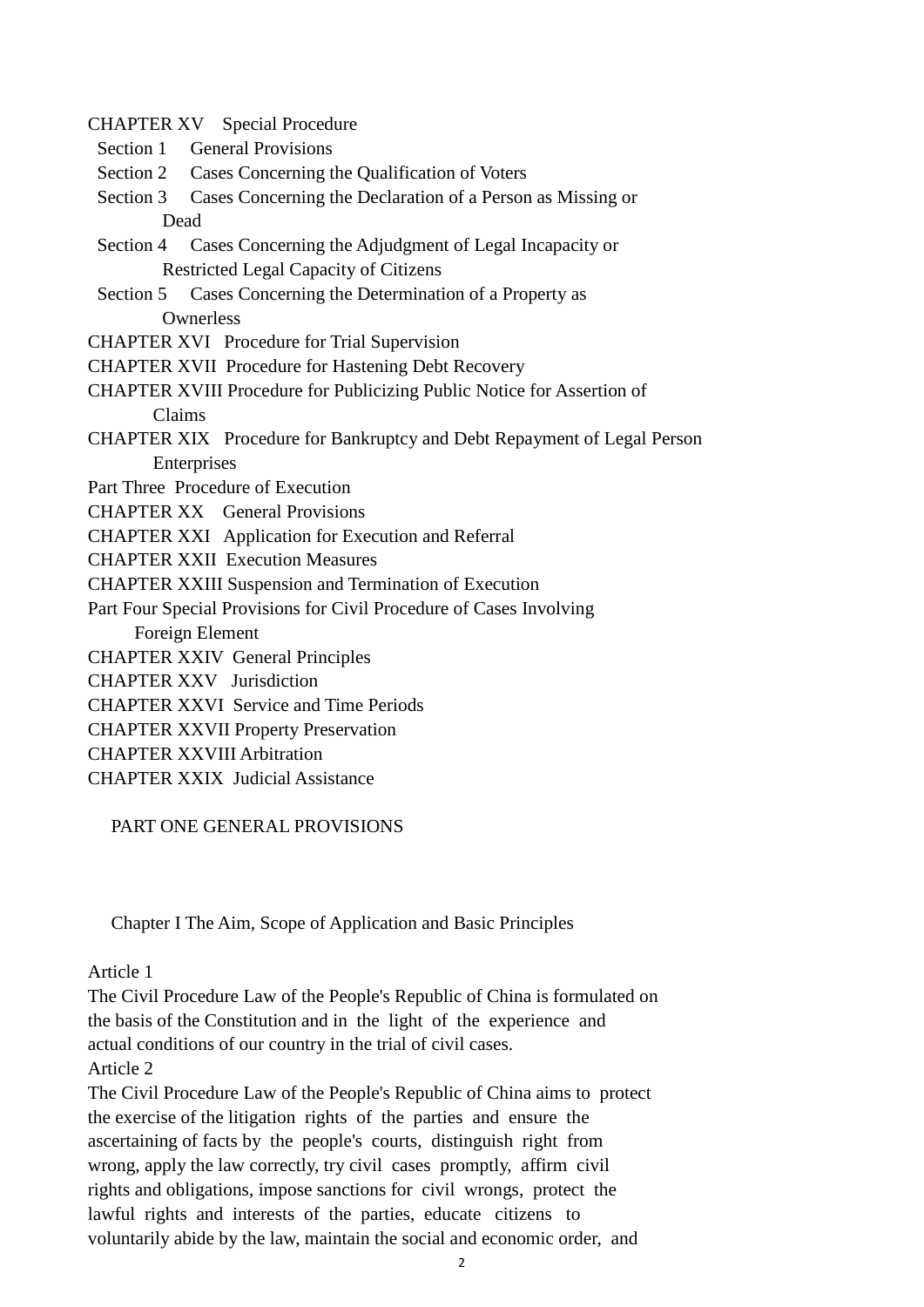CHAPTER XV Special Procedure

- Section 1 General Provisions
- Section 2 Cases Concerning the Qualification of Voters
- Section 3 Cases Concerning the Declaration of a Person as Missing or Dead
- Section 4 Cases Concerning the Adjudgment of Legal Incapacity or Restricted Legal Capacity of Citizens
- Section 5 Cases Concerning the Determination of a Property as Ownerless

CHAPTER XVI Procedure for Trial Supervision

CHAPTER XVII Procedure for Hastening Debt Recovery

CHAPTER XVIII Procedure for Publicizing Public Notice for Assertion of Claims

CHAPTER XIX Procedure for Bankruptcy and Debt Repayment of Legal Person Enterprises

Part Three Procedure of Execution

CHAPTER XX General Provisions

CHAPTER XXI Application for Execution and Referral

CHAPTER XXII Execution Measures

CHAPTER XXIII Suspension and Termination of Execution

Part Four Special Provisions for Civil Procedure of Cases Involving Foreign Element

CHAPTER XXIV General Principles

CHAPTER XXV Jurisdiction

CHAPTER XXVI Service and Time Periods

CHAPTER XXVII Property Preservation

CHAPTER XXVIII Arbitration

CHAPTER XXIX Judicial Assistance

# PART ONE GENERAL PROVISIONS

## Chapter I The Aim, Scope of Application and Basic Principles

Article 1

The Civil Procedure Law of the People's Republic of China is formulated on the basis of the Constitution and in the light of the experience and actual conditions of our country in the trial of civil cases.

Article 2

The Civil Procedure Law of the People's Republic of China aims to protect the exercise of the litigation rights of the parties and ensure the ascertaining of facts by the people's courts, distinguish right from wrong, apply the law correctly, try civil cases promptly, affirm civil rights and obligations, impose sanctions for civil wrongs, protect the lawful rights and interests of the parties, educate citizens to voluntarily abide by the law, maintain the social and economic order, and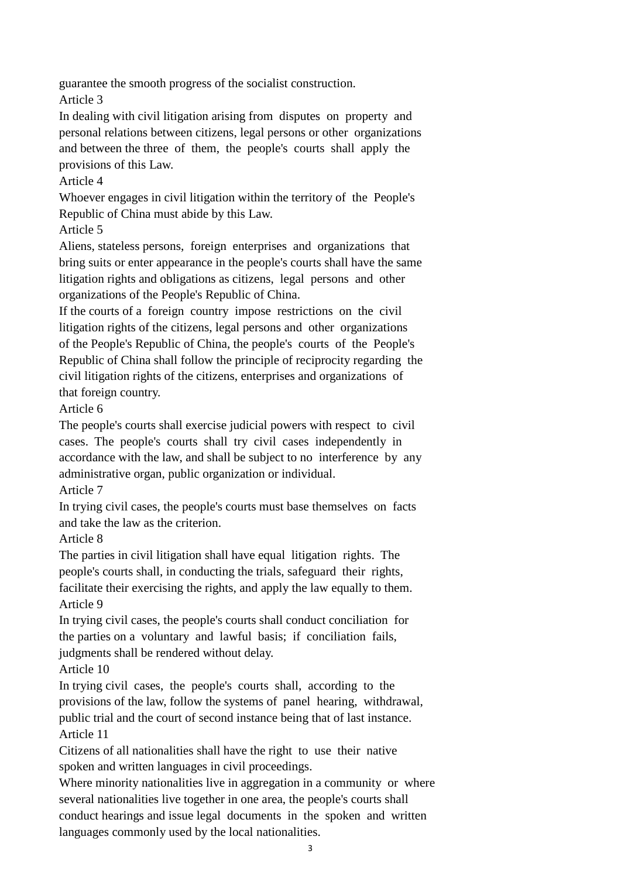guarantee the smooth progress of the socialist construction.

Article 3

In dealing with civil litigation arising from disputes on property and personal relations between citizens, legal persons or other organizations and between the three of them, the people's courts shall apply the provisions of this Law.

Article 4

Whoever engages in civil litigation within the territory of the People's Republic of China must abide by this Law.

Article 5

Aliens, stateless persons, foreign enterprises and organizations that bring suits or enter appearance in the people's courts shall have the same litigation rights and obligations as citizens, legal persons and other organizations of the People's Republic of China.

If the courts of a foreign country impose restrictions on the civil litigation rights of the citizens, legal persons and other organizations of the People's Republic of China, the people's courts of the People's Republic of China shall follow the principle of reciprocity regarding the civil litigation rights of the citizens, enterprises and organizations of that foreign country.

Article 6

The people's courts shall exercise judicial powers with respect to civil cases. The people's courts shall try civil cases independently in accordance with the law, and shall be subject to no interference by any administrative organ, public organization or individual.

Article 7

In trying civil cases, the people's courts must base themselves on facts and take the law as the criterion.

Article 8

The parties in civil litigation shall have equal litigation rights. The people's courts shall, in conducting the trials, safeguard their rights, facilitate their exercising the rights, and apply the law equally to them.

Article 9

In trying civil cases, the people's courts shall conduct conciliation for the parties on a voluntary and lawful basis; if conciliation fails, judgments shall be rendered without delay.

Article 10

In trying civil cases, the people's courts shall, according to the provisions of the law, follow the systems of panel hearing, withdrawal, public trial and the court of second instance being that of last instance.

Article 11

Citizens of all nationalities shall have the right to use their native spoken and written languages in civil proceedings.

Where minority nationalities live in aggregation in a community or where several nationalities live together in one area, the people's courts shall conduct hearings and issue legal documents in the spoken and written languages commonly used by the local nationalities.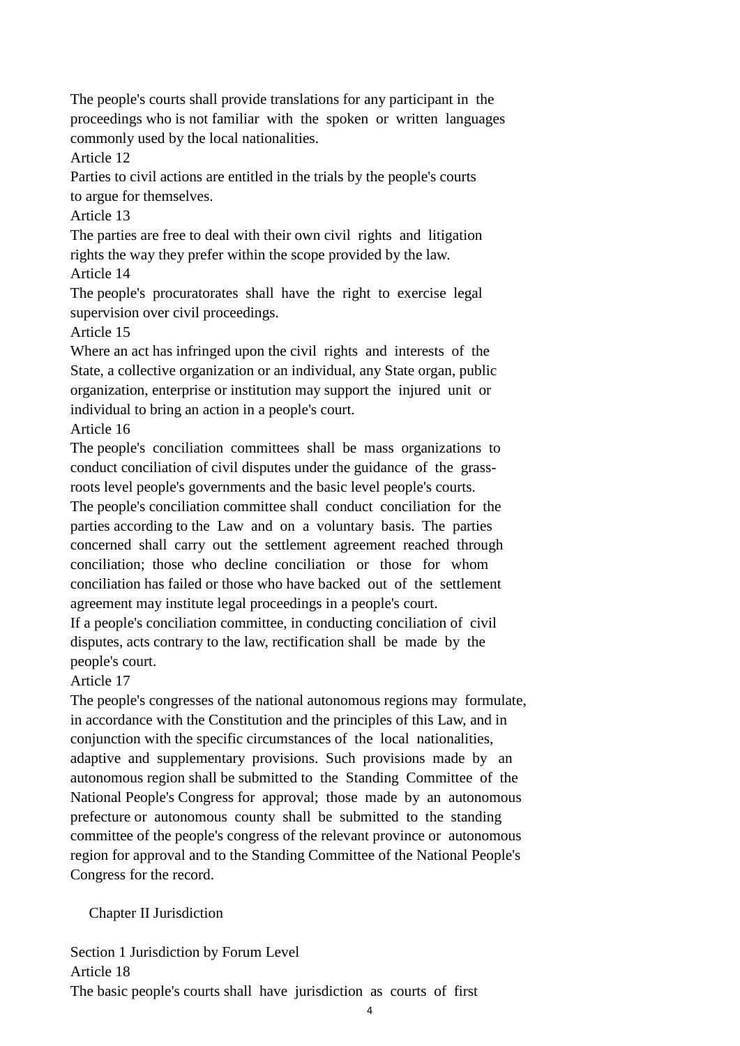The people's courts shall provide translations for any participant in the proceedings who is not familiar with the spoken or written languages commonly used by the local nationalities.

Article 12

Parties to civil actions are entitled in the trials by the people's courts to argue for themselves.

Article 13

The parties are free to deal with their own civil rights and litigation rights the way they prefer within the scope provided by the law.

Article 14

The people's procuratorates shall have the right to exercise legal supervision over civil proceedings.

Article 15

Where an act has infringed upon the civil rights and interests of the State, a collective organization or an individual, any State organ, public organization, enterprise or institution may support the injured unit or individual to bring an action in a people's court.

Article 16

The people's conciliation committees shall be mass organizations to conduct conciliation of civil disputes under the guidance of the grass-roots level people's governments and the basic level people's courts.

The people's conciliation committee shall conduct conciliation for the parties according to the Law and on a voluntary basis. The parties concerned shall carry out the settlement agreement reached through conciliation; those who decline conciliation or those for whom conciliation has failed or those who have backed out of the settlement agreement may institute legal proceedings in a people's court.

If a people's conciliation committee, in conducting conciliation of civil disputes, acts contrary to the law, rectification shall be made by the people's court.

Article 17

The people's congresses of the national autonomous regions may formulate, in accordance with the Constitution and the principles of this Law, and in conjunction with the specific circumstances of the local nationalities, adaptive and supplementary provisions. Such provisions made by an autonomous region shall be submitted to the Standing Committee of the National People's Congress for approval; those made by an autonomous prefecture or autonomous county shall be submitted to the standing committee of the people's congress of the relevant province or autonomous region for approval and to the Standing Committee of the National People's Congress for the record.

## Chapter II Jurisdiction

### Section 1 Jurisdiction by Forum Level

Article 18

The basic people's courts shall have jurisdiction as courts of first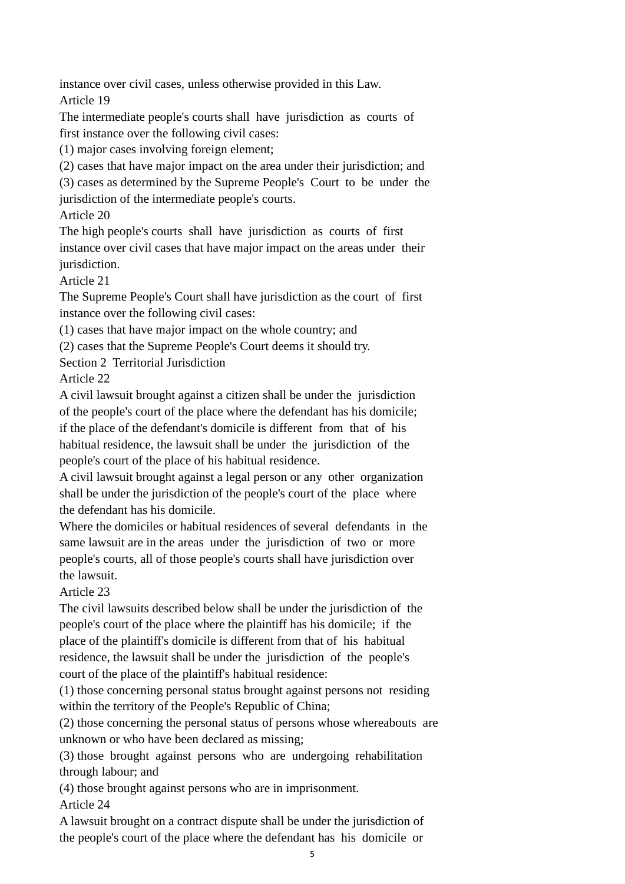instance over civil cases, unless otherwise provided in this Law.

Article 19

The intermediate people's courts shall have jurisdiction as courts of first instance over the following civil cases:

(1) major cases involving foreign element;

(2) cases that have major impact on the area under their jurisdiction; and

(3) cases as determined by the Supreme People's Court to be under the jurisdiction of the intermediate people's courts.

Article 20

The high people's courts shall have jurisdiction as courts of first instance over civil cases that have major impact on the areas under their jurisdiction.

Article 21

The Supreme People's Court shall have jurisdiction as the court of first instance over the following civil cases:

(1) cases that have major impact on the whole country; and

(2) cases that the Supreme People's Court deems it should try.

Section 2 Territorial Jurisdiction

Article 22

A civil lawsuit brought against a citizen shall be under the jurisdiction of the people's court of the place where the defendant has his domicile; if the place of the defendant's domicile is different from that of his habitual residence, the lawsuit shall be under the jurisdiction of the people's court of the place of his habitual residence.

A civil lawsuit brought against a legal person or any other organization shall be under the jurisdiction of the people's court of the place where the defendant has his domicile.

Where the domiciles or habitual residences of several defendants in the same lawsuit are in the areas under the jurisdiction of two or more people's courts, all of those people's courts shall have jurisdiction over the lawsuit.

Article 23

The civil lawsuits described below shall be under the jurisdiction of the people's court of the place where the plaintiff has his domicile; if the place of the plaintiff's domicile is different from that of his habitual residence, the lawsuit shall be under the jurisdiction of the people's court of the place of the plaintiff's habitual residence:

(1) those concerning personal status brought against persons not residing within the territory of the People's Republic of China;

(2) those concerning the personal status of persons whose whereabouts are unknown or who have been declared as missing;

(3) those brought against persons who are undergoing rehabilitation through labour; and

(4) those brought against persons who are in imprisonment.

Article 24

A lawsuit brought on a contract dispute shall be under the jurisdiction of the people's court of the place where the defendant has his domicile or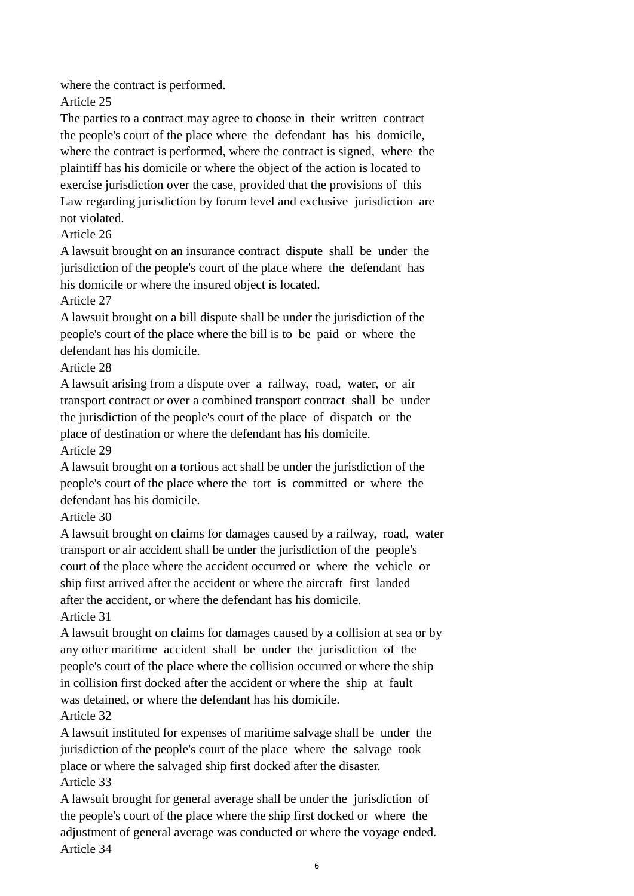where the contract is performed.

Article 25

The parties to a contract may agree to choose in their written contract the people's court of the place where the defendant has his domicile, where the contract is performed, where the contract is signed, where the plaintiff has his domicile or where the object of the action is located to exercise jurisdiction over the case, provided that the provisions of this Law regarding jurisdiction by forum level and exclusive jurisdiction are not violated.

Article 26

A lawsuit brought on an insurance contract dispute shall be under the jurisdiction of the people's court of the place where the defendant has his domicile or where the insured object is located.

Article 27

A lawsuit brought on a bill dispute shall be under the jurisdiction of the people's court of the place where the bill is to be paid or where the defendant has his domicile.

Article 28

A lawsuit arising from a dispute over a railway, road, water, or air transport contract or over a combined transport contract shall be under the jurisdiction of the people's court of the place of dispatch or the place of destination or where the defendant has his domicile.

Article 29

A lawsuit brought on a tortious act shall be under the jurisdiction of the people's court of the place where the tort is committed or where the defendant has his domicile.

Article 30

A lawsuit brought on claims for damages caused by a railway, road, water transport or air accident shall be under the jurisdiction of the people's court of the place where the accident occurred or where the vehicle or ship first arrived after the accident or where the aircraft first landed after the accident, or where the defendant has his domicile.

Article 31

A lawsuit brought on claims for damages caused by a collision at sea or by any other maritime accident shall be under the jurisdiction of the people's court of the place where the collision occurred or where the ship in collision first docked after the accident or where the ship at fault was detained, or where the defendant has his domicile.

Article 32

A lawsuit instituted for expenses of maritime salvage shall be under the jurisdiction of the people's court of the place where the salvage took place or where the salvaged ship first docked after the disaster.

Article 33

A lawsuit brought for general average shall be under the jurisdiction of the people's court of the place where the ship first docked or where the adjustment of general average was conducted or where the voyage ended.

Article 34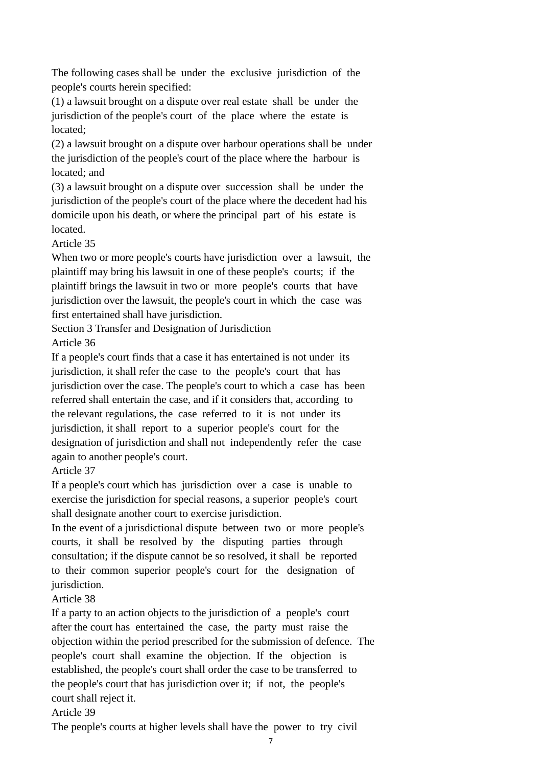The following cases shall be under the exclusive jurisdiction of the people's courts herein specified:

(1) a lawsuit brought on a dispute over real estate shall be under the jurisdiction of the people's court of the place where the estate is located;

(2) a lawsuit brought on a dispute over harbour operations shall be under the jurisdiction of the people's court of the place where the harbour is located; and

(3) a lawsuit brought on a dispute over succession shall be under the jurisdiction of the people's court of the place where the decedent had his domicile upon his death, or where the principal part of his estate is located.

Article 35

When two or more people's courts have jurisdiction over a lawsuit, the plaintiff may bring his lawsuit in one of these people's courts; if the plaintiff brings the lawsuit in two or more people's courts that have jurisdiction over the lawsuit, the people's court in which the case was first entertained shall have jurisdiction.

Section 3 Transfer and Designation of Jurisdiction

Article 36

If a people's court finds that a case it has entertained is not under its jurisdiction, it shall refer the case to the people's court that has jurisdiction over the case. The people's court to which a case has been referred shall entertain the case, and if it considers that, according to the relevant regulations, the case referred to it is not under its jurisdiction, it shall report to a superior people's court for the designation of jurisdiction and shall not independently refer the case again to another people's court.

Article 37

If a people's court which has jurisdiction over a case is unable to exercise the jurisdiction for special reasons, a superior people's court shall designate another court to exercise jurisdiction.

In the event of a jurisdictional dispute between two or more people's courts, it shall be resolved by the disputing parties through consultation; if the dispute cannot be so resolved, it shall be reported to their common superior people's court for the designation of jurisdiction.

Article 38

If a party to an action objects to the jurisdiction of a people's court after the court has entertained the case, the party must raise the objection within the period prescribed for the submission of defence. The people's court shall examine the objection. If the objection is established, the people's court shall order the case to be transferred to the people's court that has jurisdiction over it; if not, the people's court shall reject it.

Article 39

The people's courts at higher levels shall have the power to try civil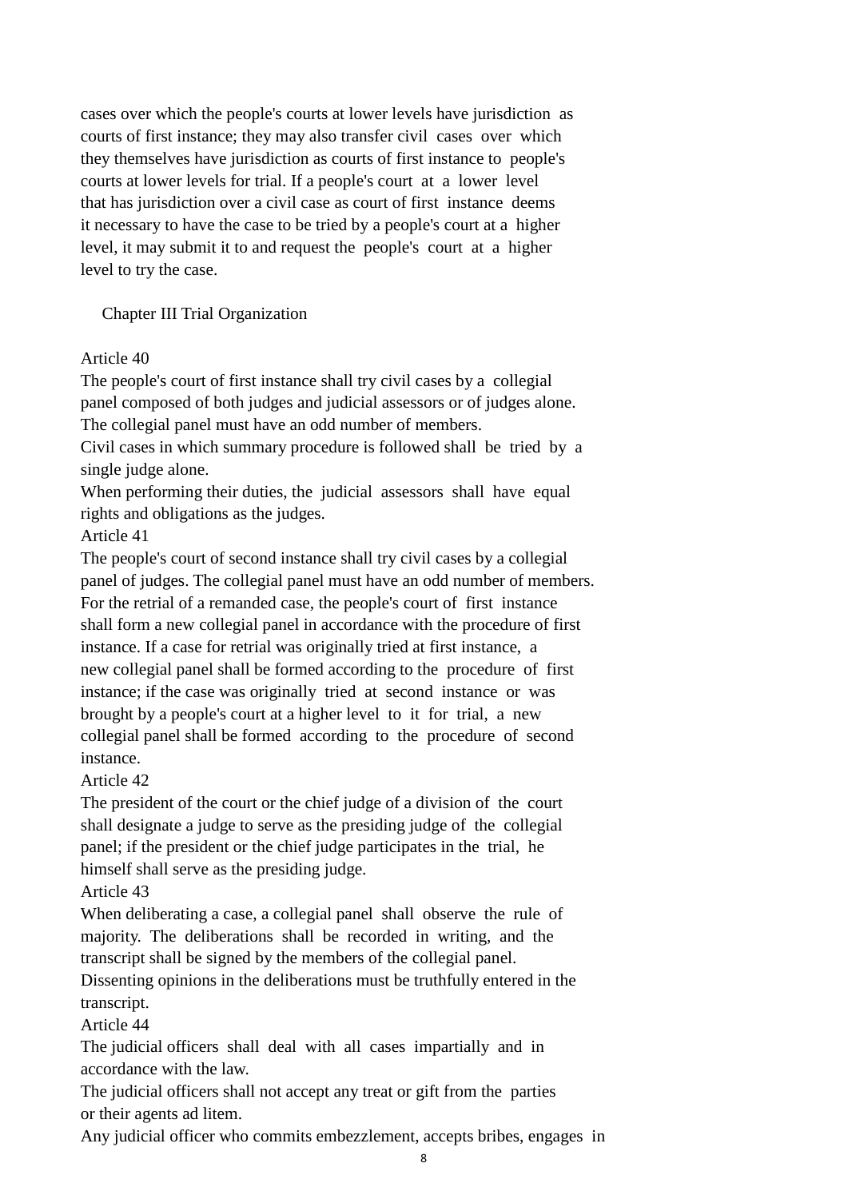cases over which the people's courts at lower levels have jurisdiction as courts of first instance; they may also transfer civil cases over which they themselves have jurisdiction as courts of first instance to people's courts at lower levels for trial. If a people's court at a lower level that has jurisdiction over a civil case as court of first instance deems it necessary to have the case to be tried by a people's court at a higher level, it may submit it to and request the people's court at a higher level to try the case.

## Chapter III Trial Organization

Article 40

The people's court of first instance shall try civil cases by a collegial panel composed of both judges and judicial assessors or of judges alone. The collegial panel must have an odd number of members.

Civil cases in which summary procedure is followed shall be tried by a single judge alone.

When performing their duties, the judicial assessors shall have equal rights and obligations as the judges.

Article 41

The people's court of second instance shall try civil cases by a collegial panel of judges. The collegial panel must have an odd number of members.

For the retrial of a remanded case, the people's court of first instance shall form a new collegial panel in accordance with the procedure of first instance. If a case for retrial was originally tried at first instance, a new collegial panel shall be formed according to the procedure of first instance; if the case was originally tried at second instance or was brought by a people's court at a higher level to it for trial, a new collegial panel shall be formed according to the procedure of second instance.

Article 42

The president of the court or the chief judge of a division of the court shall designate a judge to serve as the presiding judge of the collegial panel; if the president or the chief judge participates in the trial, he himself shall serve as the presiding judge.

Article 43

When deliberating a case, a collegial panel shall observe the rule of majority. The deliberations shall be recorded in writing, and the transcript shall be signed by the members of the collegial panel.

Dissenting opinions in the deliberations must be truthfully entered in the transcript.

Article 44

The judicial officers shall deal with all cases impartially and in accordance with the law.

The judicial officers shall not accept any treat or gift from the parties or their agents ad litem.

Any judicial officer who commits embezzlement, accepts bribes, engages in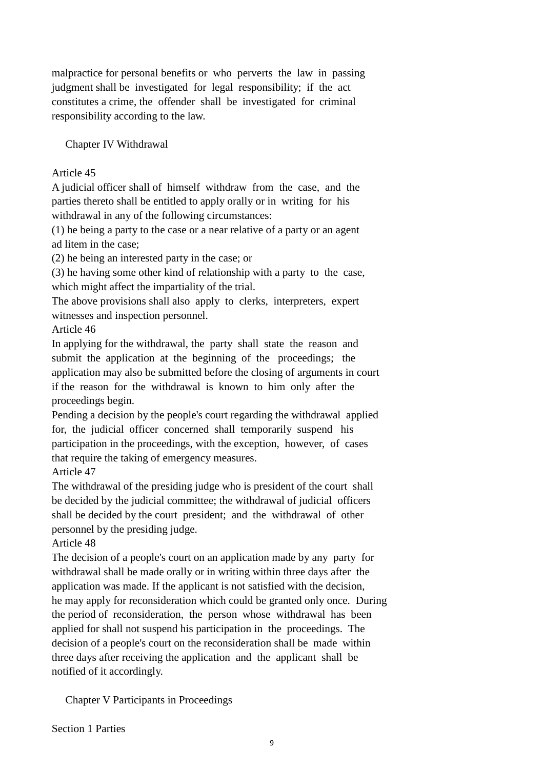malpractice for personal benefits or who perverts the law in passing judgment shall be investigated for legal responsibility; if the act constitutes a crime, the offender shall be investigated for criminal responsibility according to the law.

## Chapter IV Withdrawal

Article 45

A judicial officer shall of himself withdraw from the case, and the parties thereto shall be entitled to apply orally or in writing for his withdrawal in any of the following circumstances:

(1) he being a party to the case or a near relative of a party or an agent ad litem in the case;

(2) he being an interested party in the case; or

(3) he having some other kind of relationship with a party to the case, which might affect the impartiality of the trial.

The above provisions shall also apply to clerks, interpreters, expert witnesses and inspection personnel.

Article 46

In applying for the withdrawal, the party shall state the reason and submit the application at the beginning of the proceedings; the application may also be submitted before the closing of arguments in court if the reason for the withdrawal is known to him only after the proceedings begin.

Pending a decision by the people's court regarding the withdrawal applied for, the judicial officer concerned shall temporarily suspend his participation in the proceedings, with the exception, however, of cases that require the taking of emergency measures.

Article 47

The withdrawal of the presiding judge who is president of the court shall be decided by the judicial committee; the withdrawal of judicial officers shall be decided by the court president; and the withdrawal of other personnel by the presiding judge.

Article 48

The decision of a people's court on an application made by any party for withdrawal shall be made orally or in writing within three days after the application was made. If the applicant is not satisfied with the decision, he may apply for reconsideration which could be granted only once. During the period of reconsideration, the person whose withdrawal has been applied for shall not suspend his participation in the proceedings. The decision of a people's court on the reconsideration shall be made within three days after receiving the application and the applicant shall be notified of it accordingly.

## Chapter V Participants in Proceedings

### Section 1 Parties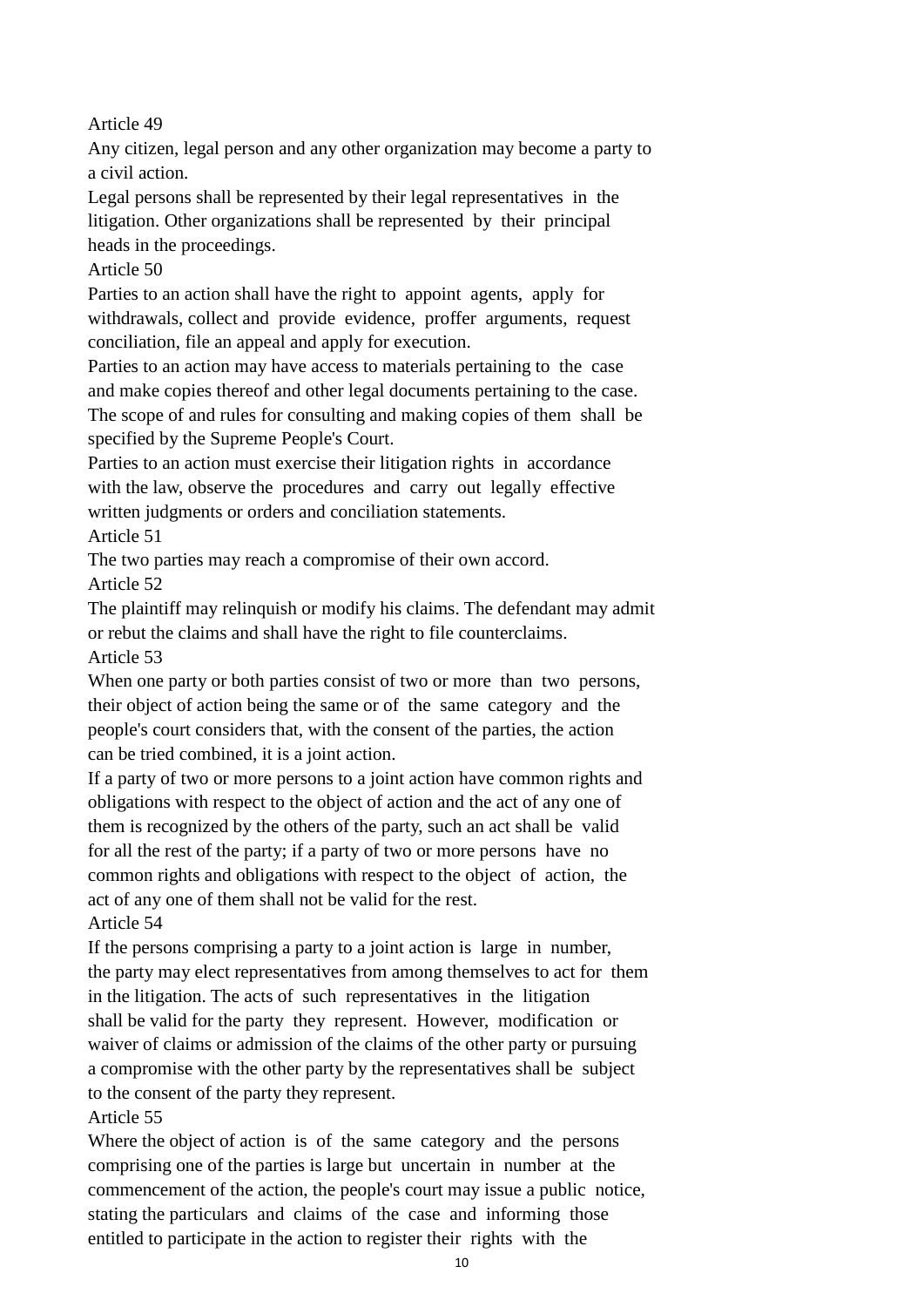Article 49

Any citizen, legal person and any other organization may become a party to a civil action.

Legal persons shall be represented by their legal representatives in the litigation. Other organizations shall be represented by their principal heads in the proceedings.

Article 50

Parties to an action shall have the right to appoint agents, apply for withdrawals, collect and provide evidence, proffer arguments, request conciliation, file an appeal and apply for execution.

Parties to an action may have access to materials pertaining to the case and make copies thereof and other legal documents pertaining to the case. The scope of and rules for consulting and making copies of them shall be specified by the Supreme People's Court.

Parties to an action must exercise their litigation rights in accordance with the law, observe the procedures and carry out legally effective written judgments or orders and conciliation statements.

Article 51

The two parties may reach a compromise of their own accord.

Article 52

The plaintiff may relinquish or modify his claims. The defendant may admit or rebut the claims and shall have the right to file counterclaims.

Article 53

When one party or both parties consist of two or more than two persons, their object of action being the same or of the same category and the people's court considers that, with the consent of the parties, the action can be tried combined, it is a joint action.

If a party of two or more persons to a joint action have common rights and obligations with respect to the object of action and the act of any one of them is recognized by the others of the party, such an act shall be valid for all the rest of the party; if a party of two or more persons have no common rights and obligations with respect to the object of action, the act of any one of them shall not be valid for the rest.

Article 54

If the persons comprising a party to a joint action is large in number, the party may elect representatives from among themselves to act for them in the litigation. The acts of such representatives in the litigation shall be valid for the party they represent. However, modification or waiver of claims or admission of the claims of the other party or pursuing a compromise with the other party by the representatives shall be subject to the consent of the party they represent.

Article 55

Where the object of action is of the same category and the persons comprising one of the parties is large but uncertain in number at the commencement of the action, the people's court may issue a public notice, stating the particulars and claims of the case and informing those entitled to participate in the action to register their rights with the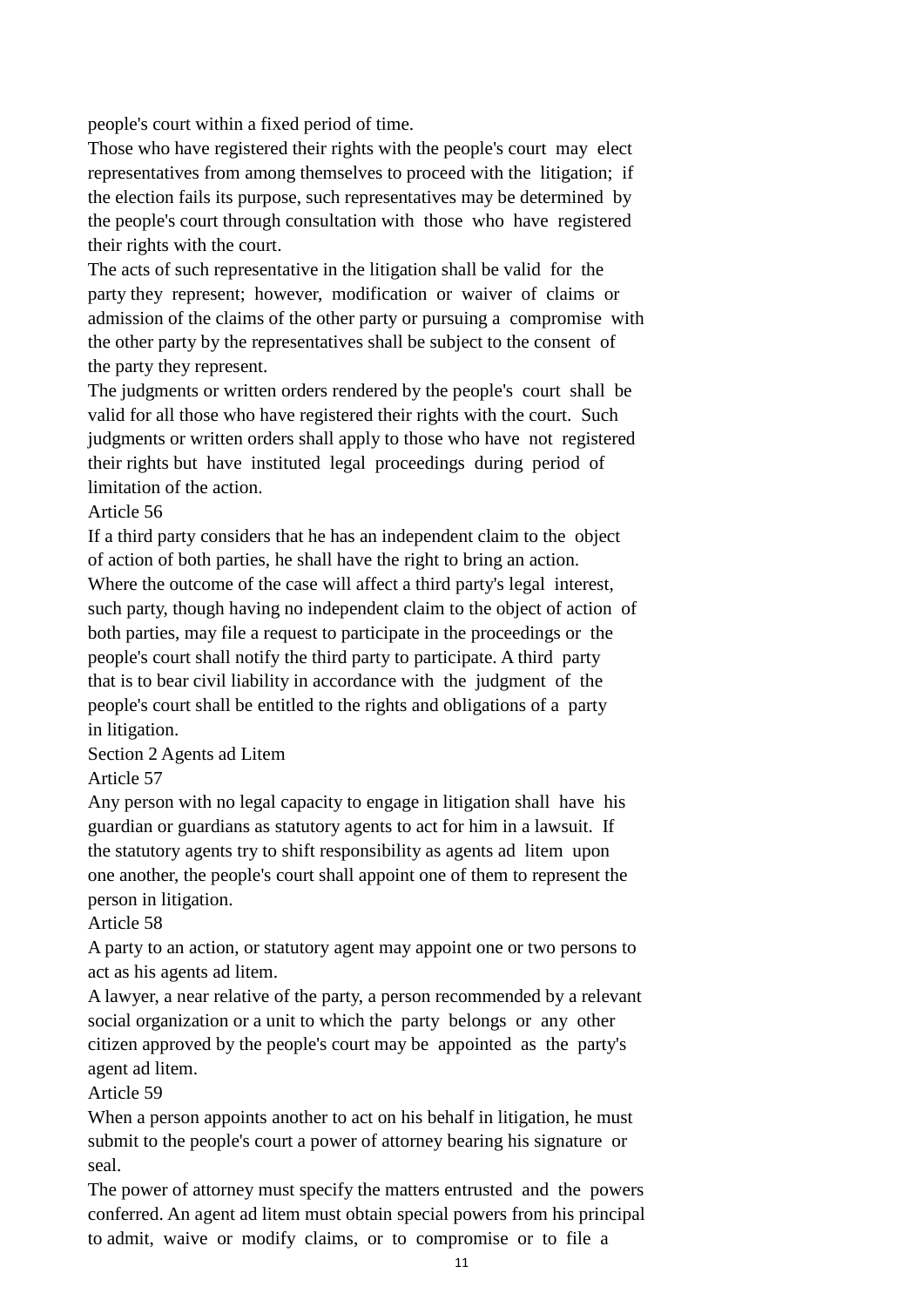people's court within a fixed period of time.

Those who have registered their rights with the people's court may elect representatives from among themselves to proceed with the litigation; if the election fails its purpose, such representatives may be determined by the people's court through consultation with those who have registered their rights with the court.

The acts of such representative in the litigation shall be valid for the party they represent; however, modification or waiver of claims or admission of the claims of the other party or pursuing a compromise with the other party by the representatives shall be subject to the consent of the party they represent.

The judgments or written orders rendered by the people's court shall be valid for all those who have registered their rights with the court. Such judgments or written orders shall apply to those who have not registered their rights but have instituted legal proceedings during period of limitation of the action.

Article 56

If a third party considers that he has an independent claim to the object of action of both parties, he shall have the right to bring an action.

Where the outcome of the case will affect a third party's legal interest, such party, though having no independent claim to the object of action of both parties, may file a request to participate in the proceedings or the people's court shall notify the third party to participate. A third party that is to bear civil liability in accordance with the judgment of the people's court shall be entitled to the rights and obligations of a party in litigation.

Section 2 Agents ad Litem

Article 57

Any person with no legal capacity to engage in litigation shall have his guardian or guardians as statutory agents to act for him in a lawsuit. If the statutory agents try to shift responsibility as agents ad litem upon one another, the people's court shall appoint one of them to represent the person in litigation.

Article 58

A party to an action, or statutory agent may appoint one or two persons to act as his agents ad litem.

A lawyer, a near relative of the party, a person recommended by a relevant social organization or a unit to which the party belongs or any other citizen approved by the people's court may be appointed as the party's agent ad litem.

Article 59

When a person appoints another to act on his behalf in litigation, he must submit to the people's court a power of attorney bearing his signature or seal.

The power of attorney must specify the matters entrusted and the powers conferred. An agent ad litem must obtain special powers from his principal to admit, waive or modify claims, or to compromise or to file a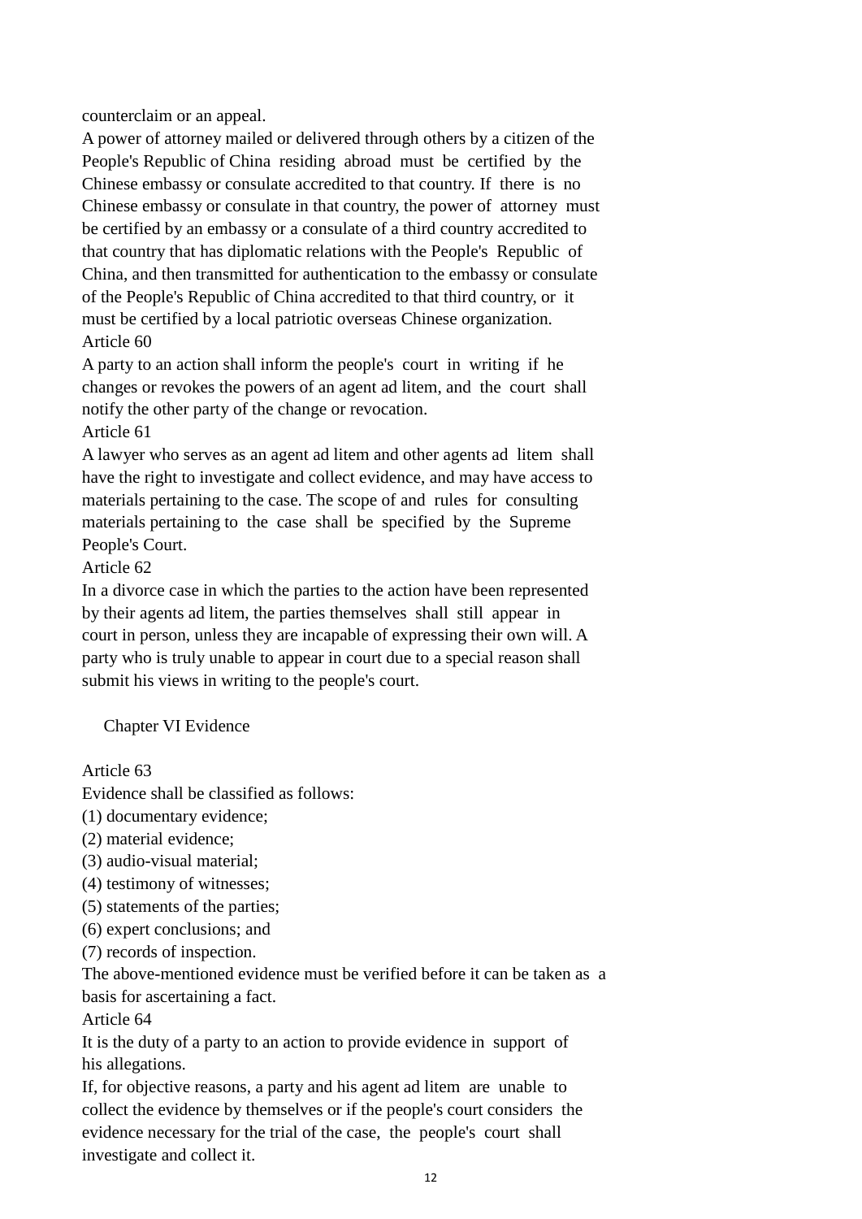counterclaim or an appeal.

A power of attorney mailed or delivered through others by a citizen of the People's Republic of China residing abroad must be certified by the Chinese embassy or consulate accredited to that country. If there is no Chinese embassy or consulate in that country, the power of attorney must be certified by an embassy or a consulate of a third country accredited to that country that has diplomatic relations with the People's Republic of China, and then transmitted for authentication to the embassy or consulate of the People's Republic of China accredited to that third country, or it must be certified by a local patriotic overseas Chinese organization.

Article 60

A party to an action shall inform the people's court in writing if he changes or revokes the powers of an agent ad litem, and the court shall notify the other party of the change or revocation.

Article 61

A lawyer who serves as an agent ad litem and other agents ad litem shall have the right to investigate and collect evidence, and may have access to materials pertaining to the case. The scope of and rules for consulting materials pertaining to the case shall be specified by the Supreme People's Court.

Article 62

In a divorce case in which the parties to the action have been represented by their agents ad litem, the parties themselves shall still appear in court in person, unless they are incapable of expressing their own will. A party who is truly unable to appear in court due to a special reason shall submit his views in writing to the people's court.

## Chapter VI Evidence

Article 63

Evidence shall be classified as follows:

(1) documentary evidence;
(2) material evidence;
(3) audio-visual material;
(4) testimony of witnesses;
(5) statements of the parties;
(6) expert conclusions; and
(7) records of inspection.

The above-mentioned evidence must be verified before it can be taken as a basis for ascertaining a fact.

Article 64

It is the duty of a party to an action to provide evidence in support of his allegations.

If, for objective reasons, a party and his agent ad litem are unable to collect the evidence by themselves or if the people's court considers the evidence necessary for the trial of the case, the people's court shall investigate and collect it.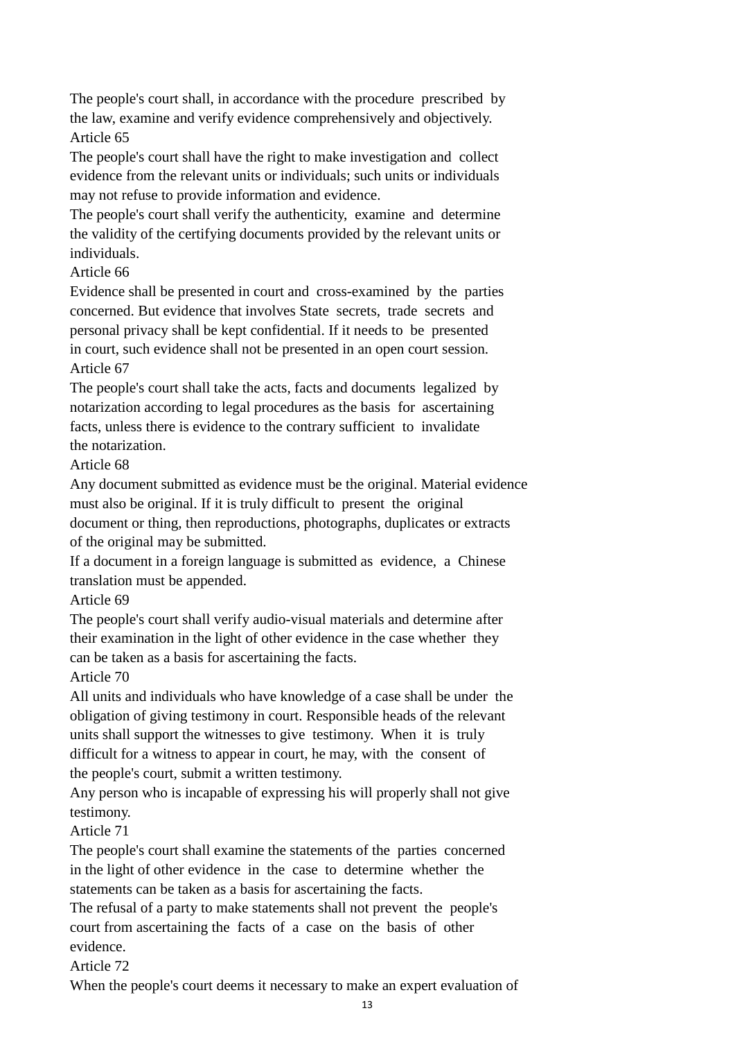The people's court shall, in accordance with the procedure prescribed by the law, examine and verify evidence comprehensively and objectively.

Article 65

The people's court shall have the right to make investigation and collect evidence from the relevant units or individuals; such units or individuals may not refuse to provide information and evidence.

The people's court shall verify the authenticity, examine and determine the validity of the certifying documents provided by the relevant units or individuals.

Article 66

Evidence shall be presented in court and cross-examined by the parties concerned. But evidence that involves State secrets, trade secrets and personal privacy shall be kept confidential. If it needs to be presented in court, such evidence shall not be presented in an open court session.

Article 67

The people's court shall take the acts, facts and documents legalized by notarization according to legal procedures as the basis for ascertaining facts, unless there is evidence to the contrary sufficient to invalidate the notarization.

Article 68

Any document submitted as evidence must be the original. Material evidence must also be original. If it is truly difficult to present the original document or thing, then reproductions, photographs, duplicates or extracts of the original may be submitted.

If a document in a foreign language is submitted as evidence, a Chinese translation must be appended.

Article 69

The people's court shall verify audio-visual materials and determine after their examination in the light of other evidence in the case whether they can be taken as a basis for ascertaining the facts.

Article 70

All units and individuals who have knowledge of a case shall be under the obligation of giving testimony in court. Responsible heads of the relevant units shall support the witnesses to give testimony. When it is truly difficult for a witness to appear in court, he may, with the consent of the people's court, submit a written testimony.

Any person who is incapable of expressing his will properly shall not give testimony.

Article 71

The people's court shall examine the statements of the parties concerned in the light of other evidence in the case to determine whether the statements can be taken as a basis for ascertaining the facts.

The refusal of a party to make statements shall not prevent the people's court from ascertaining the facts of a case on the basis of other evidence.

Article 72

When the people's court deems it necessary to make an expert evaluation of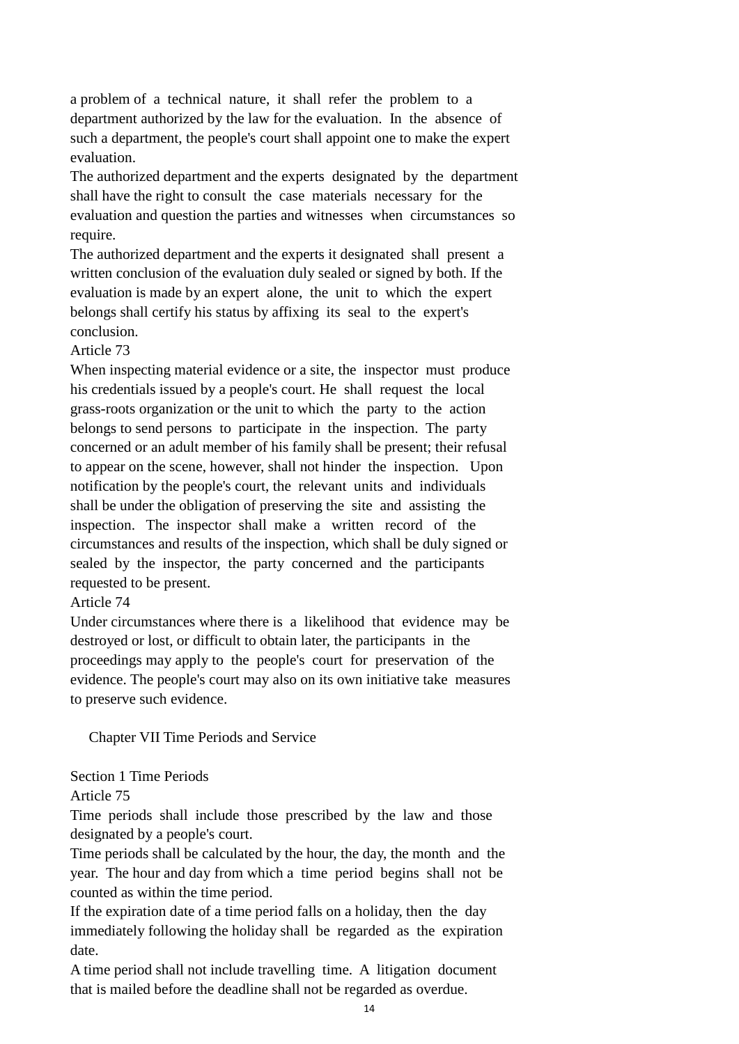a problem of a technical nature, it shall refer the problem to a department authorized by the law for the evaluation. In the absence of such a department, the people's court shall appoint one to make the expert evaluation.

The authorized department and the experts designated by the department shall have the right to consult the case materials necessary for the evaluation and question the parties and witnesses when circumstances so require.

The authorized department and the experts it designated shall present a written conclusion of the evaluation duly sealed or signed by both. If the evaluation is made by an expert alone, the unit to which the expert belongs shall certify his status by affixing its seal to the expert's conclusion.

Article 73

When inspecting material evidence or a site, the inspector must produce his credentials issued by a people's court. He shall request the local grass-roots organization or the unit to which the party to the action belongs to send persons to participate in the inspection. The party concerned or an adult member of his family shall be present; their refusal to appear on the scene, however, shall not hinder the inspection. Upon notification by the people's court, the relevant units and individuals shall be under the obligation of preserving the site and assisting the inspection. The inspector shall make a written record of the circumstances and results of the inspection, which shall be duly signed or sealed by the inspector, the party concerned and the participants requested to be present.

Article 74

Under circumstances where there is a likelihood that evidence may be destroyed or lost, or difficult to obtain later, the participants in the proceedings may apply to the people's court for preservation of the evidence. The people's court may also on its own initiative take measures to preserve such evidence.

## Chapter VII Time Periods and Service

### Section 1 Time Periods

Article 75

Time periods shall include those prescribed by the law and those designated by a people's court.

Time periods shall be calculated by the hour, the day, the month and the year. The hour and day from which a time period begins shall not be counted as within the time period.

If the expiration date of a time period falls on a holiday, then the day immediately following the holiday shall be regarded as the expiration date.

A time period shall not include travelling time. A litigation document that is mailed before the deadline shall not be regarded as overdue.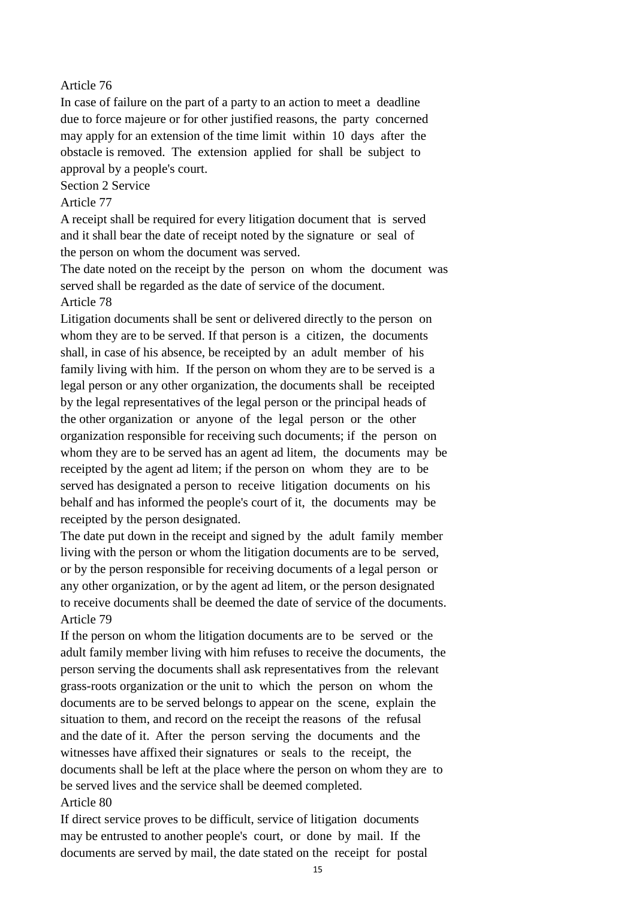Article 76

In case of failure on the part of a party to an action to meet a deadline due to force majeure or for other justified reasons, the party concerned may apply for an extension of the time limit within 10 days after the obstacle is removed. The extension applied for shall be subject to approval by a people's court.

Section 2 Service

Article 77

A receipt shall be required for every litigation document that is served and it shall bear the date of receipt noted by the signature or seal of the person on whom the document was served.

The date noted on the receipt by the person on whom the document was served shall be regarded as the date of service of the document.

Article 78

Litigation documents shall be sent or delivered directly to the person on whom they are to be served. If that person is a citizen, the documents shall, in case of his absence, be receipted by an adult member of his family living with him. If the person on whom they are to be served is a legal person or any other organization, the documents shall be receipted by the legal representatives of the legal person or the principal heads of the other organization or anyone of the legal person or the other organization responsible for receiving such documents; if the person on whom they are to be served has an agent ad litem, the documents may be receipted by the agent ad litem; if the person on whom they are to be served has designated a person to receive litigation documents on his behalf and has informed the people's court of it, the documents may be receipted by the person designated.

The date put down in the receipt and signed by the adult family member living with the person or whom the litigation documents are to be served, or by the person responsible for receiving documents of a legal person or any other organization, or by the agent ad litem, or the person designated to receive documents shall be deemed the date of service of the documents.

Article 79

If the person on whom the litigation documents are to be served or the adult family member living with him refuses to receive the documents, the person serving the documents shall ask representatives from the relevant grass-roots organization or the unit to which the person on whom the documents are to be served belongs to appear on the scene, explain the situation to them, and record on the receipt the reasons of the refusal and the date of it. After the person serving the documents and the witnesses have affixed their signatures or seals to the receipt, the documents shall be left at the place where the person on whom they are to be served lives and the service shall be deemed completed.

Article 80

If direct service proves to be difficult, service of litigation documents may be entrusted to another people's court, or done by mail. If the documents are served by mail, the date stated on the receipt for postal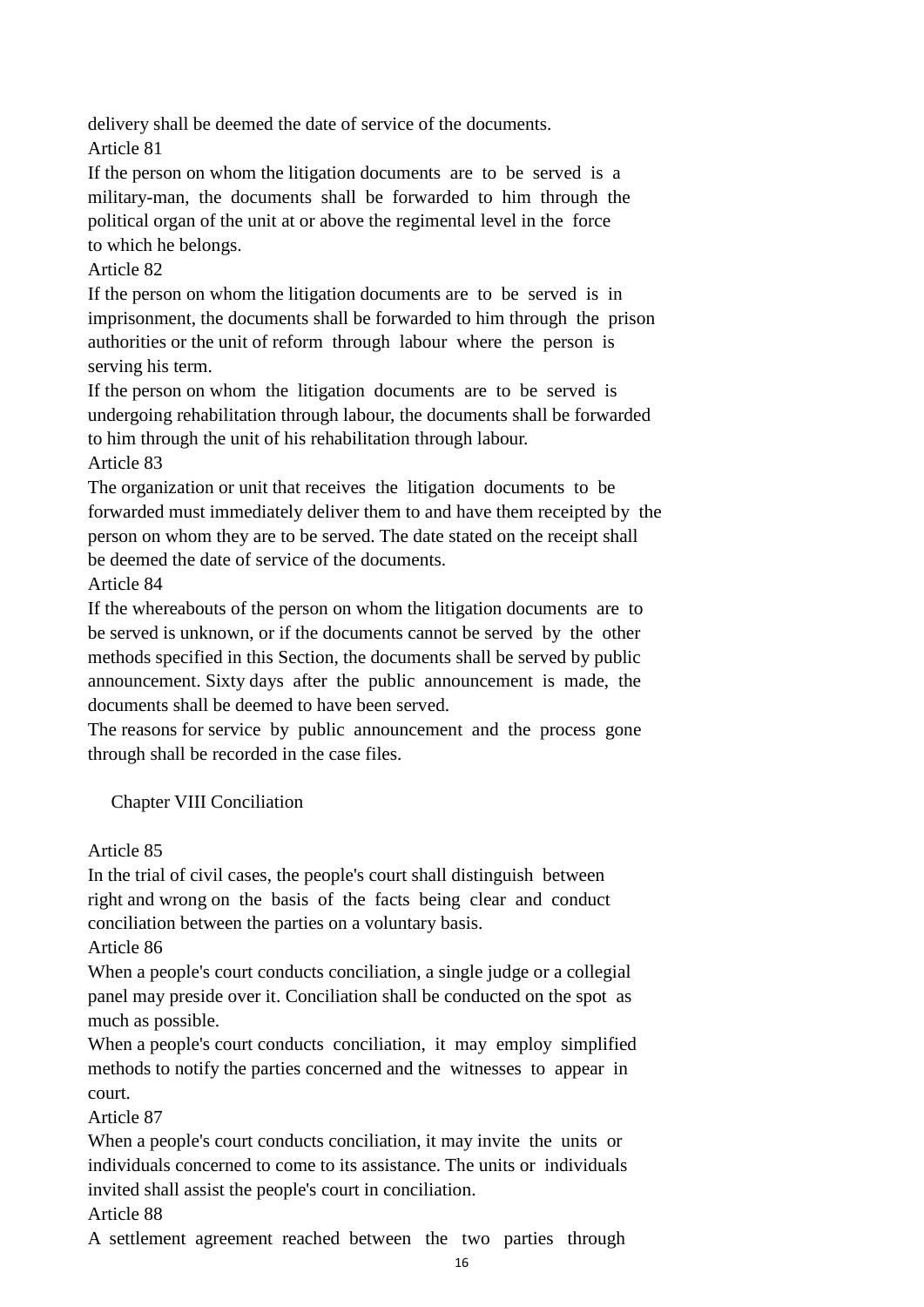delivery shall be deemed the date of service of the documents.

Article 81

If the person on whom the litigation documents are to be served is a military-man, the documents shall be forwarded to him through the political organ of the unit at or above the regimental level in the force to which he belongs.

Article 82

If the person on whom the litigation documents are to be served is in imprisonment, the documents shall be forwarded to him through the prison authorities or the unit of reform through labour where the person is serving his term.

If the person on whom the litigation documents are to be served is undergoing rehabilitation through labour, the documents shall be forwarded to him through the unit of his rehabilitation through labour.

Article 83

The organization or unit that receives the litigation documents to be forwarded must immediately deliver them to and have them receipted by the person on whom they are to be served. The date stated on the receipt shall be deemed the date of service of the documents.

Article 84

If the whereabouts of the person on whom the litigation documents are to be served is unknown, or if the documents cannot be served by the other methods specified in this Section, the documents shall be served by public announcement. Sixty days after the public announcement is made, the documents shall be deemed to have been served.

The reasons for service by public announcement and the process gone through shall be recorded in the case files.

## Chapter VIII Conciliation

Article 85

In the trial of civil cases, the people's court shall distinguish between right and wrong on the basis of the facts being clear and conduct conciliation between the parties on a voluntary basis.

Article 86

When a people's court conducts conciliation, a single judge or a collegial panel may preside over it. Conciliation shall be conducted on the spot as much as possible.

When a people's court conducts conciliation, it may employ simplified methods to notify the parties concerned and the witnesses to appear in court.

Article 87

When a people's court conducts conciliation, it may invite the units or individuals concerned to come to its assistance. The units or individuals invited shall assist the people's court in conciliation.

Article 88

A settlement agreement reached between the two parties through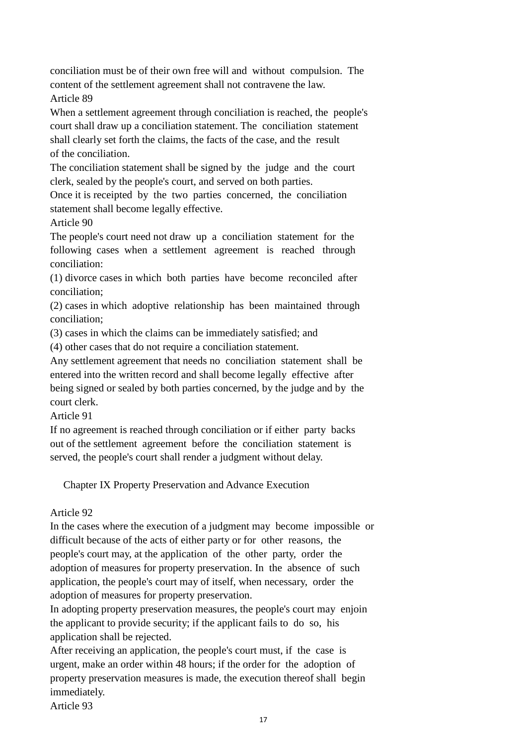conciliation must be of their own free will and without compulsion. The content of the settlement agreement shall not contravene the law.

Article 89

When a settlement agreement through conciliation is reached, the people's court shall draw up a conciliation statement. The conciliation statement shall clearly set forth the claims, the facts of the case, and the result of the conciliation.

The conciliation statement shall be signed by the judge and the court clerk, sealed by the people's court, and served on both parties.

Once it is receipted by the two parties concerned, the conciliation statement shall become legally effective.

Article 90

The people's court need not draw up a conciliation statement for the following cases when a settlement agreement is reached through conciliation:

(1) divorce cases in which both parties have become reconciled after conciliation;

(2) cases in which adoptive relationship has been maintained through conciliation;

(3) cases in which the claims can be immediately satisfied; and

(4) other cases that do not require a conciliation statement.

Any settlement agreement that needs no conciliation statement shall be entered into the written record and shall become legally effective after being signed or sealed by both parties concerned, by the judge and by the court clerk.

Article 91

If no agreement is reached through conciliation or if either party backs out of the settlement agreement before the conciliation statement is served, the people's court shall render a judgment without delay.

## Chapter IX Property Preservation and Advance Execution

Article 92

In the cases where the execution of a judgment may become impossible or difficult because of the acts of either party or for other reasons, the people's court may, at the application of the other party, order the adoption of measures for property preservation. In the absence of such application, the people's court may of itself, when necessary, order the adoption of measures for property preservation.

In adopting property preservation measures, the people's court may enjoin the applicant to provide security; if the applicant fails to do so, his application shall be rejected.

After receiving an application, the people's court must, if the case is urgent, make an order within 48 hours; if the order for the adoption of property preservation measures is made, the execution thereof shall begin immediately.

Article 93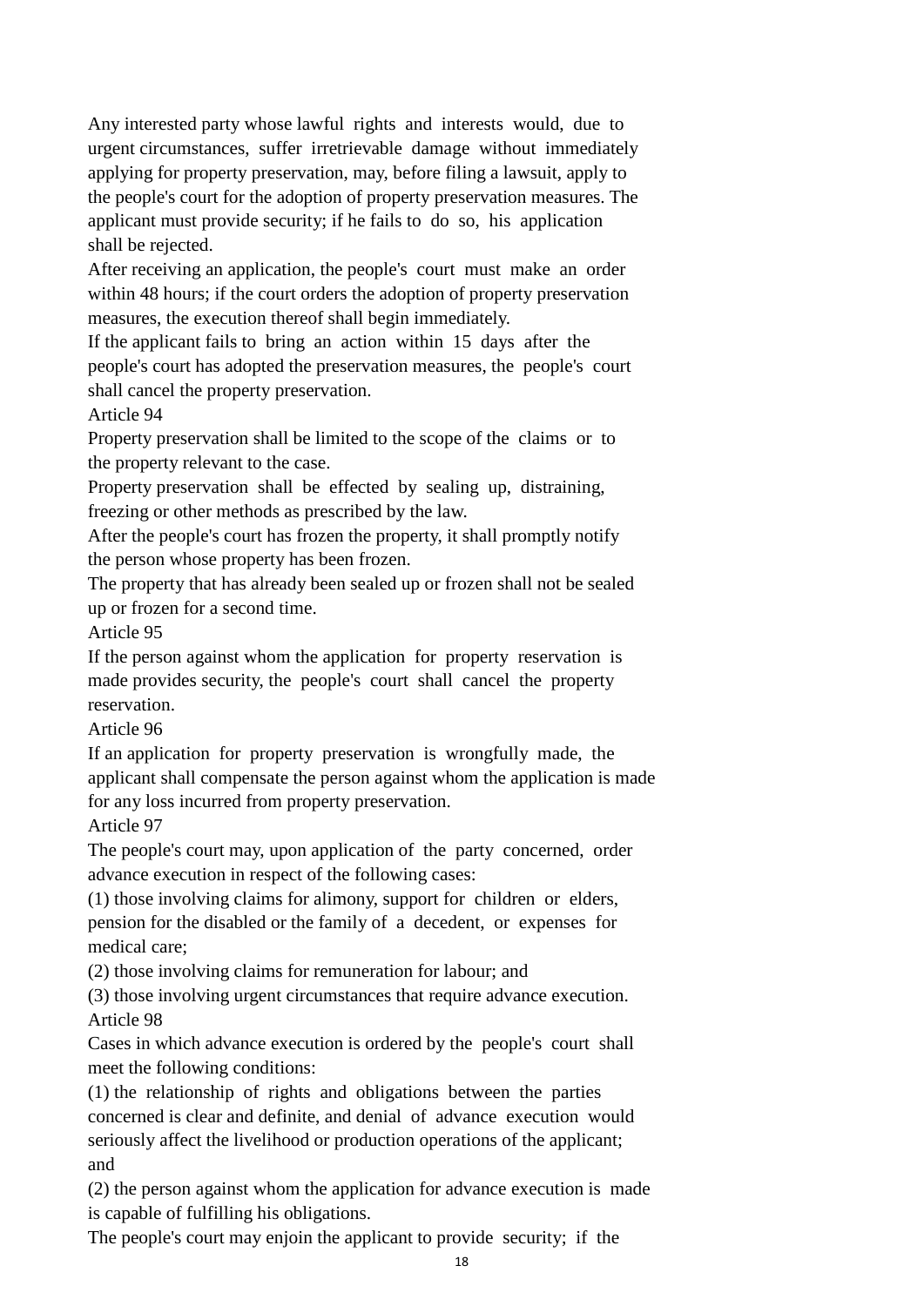Any interested party whose lawful rights and interests would, due to urgent circumstances, suffer irretrievable damage without immediately applying for property preservation, may, before filing a lawsuit, apply to the people's court for the adoption of property preservation measures. The applicant must provide security; if he fails to do so, his application shall be rejected.

After receiving an application, the people's court must make an order within 48 hours; if the court orders the adoption of property preservation measures, the execution thereof shall begin immediately.

If the applicant fails to bring an action within 15 days after the people's court has adopted the preservation measures, the people's court shall cancel the property preservation.

Article 94

Property preservation shall be limited to the scope of the claims or to the property relevant to the case.

Property preservation shall be effected by sealing up, distraining, freezing or other methods as prescribed by the law.

After the people's court has frozen the property, it shall promptly notify the person whose property has been frozen.

The property that has already been sealed up or frozen shall not be sealed up or frozen for a second time.

Article 95

If the person against whom the application for property reservation is made provides security, the people's court shall cancel the property reservation.

Article 96

If an application for property preservation is wrongfully made, the applicant shall compensate the person against whom the application is made for any loss incurred from property preservation.

Article 97

The people's court may, upon application of the party concerned, order advance execution in respect of the following cases:

(1) those involving claims for alimony, support for children or elders, pension for the disabled or the family of a decedent, or expenses for medical care;

(2) those involving claims for remuneration for labour; and

(3) those involving urgent circumstances that require advance execution.

Article 98

Cases in which advance execution is ordered by the people's court shall meet the following conditions:

(1) the relationship of rights and obligations between the parties concerned is clear and definite, and denial of advance execution would seriously affect the livelihood or production operations of the applicant; and

(2) the person against whom the application for advance execution is made is capable of fulfilling his obligations.

The people's court may enjoin the applicant to provide security; if the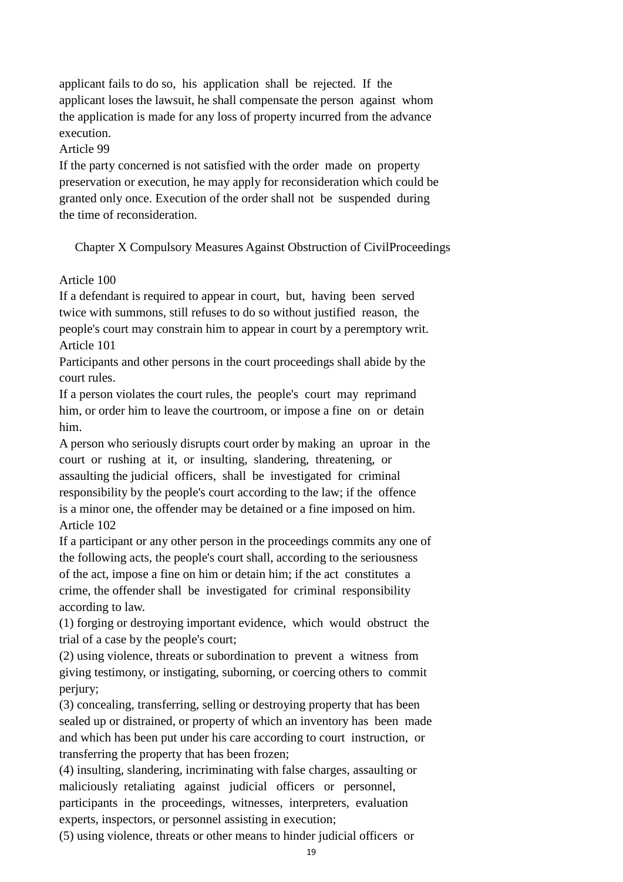applicant fails to do so, his application shall be rejected. If the applicant loses the lawsuit, he shall compensate the person against whom the application is made for any loss of property incurred from the advance execution.

Article 99

If the party concerned is not satisfied with the order made on property preservation or execution, he may apply for reconsideration which could be granted only once. Execution of the order shall not be suspended during the time of reconsideration.

## Chapter X Compulsory Measures Against Obstruction of CivilProceedings

Article 100

If a defendant is required to appear in court, but, having been served twice with summons, still refuses to do so without justified reason, the people's court may constrain him to appear in court by a peremptory writ.

Article 101

Participants and other persons in the court proceedings shall abide by the court rules.

If a person violates the court rules, the people's court may reprimand him, or order him to leave the courtroom, or impose a fine on or detain him.

A person who seriously disrupts court order by making an uproar in the court or rushing at it, or insulting, slandering, threatening, or assaulting the judicial officers, shall be investigated for criminal responsibility by the people's court according to the law; if the offence is a minor one, the offender may be detained or a fine imposed on him.

Article 102

If a participant or any other person in the proceedings commits any one of the following acts, the people's court shall, according to the seriousness of the act, impose a fine on him or detain him; if the act constitutes a crime, the offender shall be investigated for criminal responsibility according to law.

(1) forging or destroying important evidence, which would obstruct the trial of a case by the people's court;

(2) using violence, threats or subordination to prevent a witness from giving testimony, or instigating, suborning, or coercing others to commit perjury;

(3) concealing, transferring, selling or destroying property that has been sealed up or distrained, or property of which an inventory has been made and which has been put under his care according to court instruction, or transferring the property that has been frozen;

(4) insulting, slandering, incriminating with false charges, assaulting or maliciously retaliating against judicial officers or personnel, participants in the proceedings, witnesses, interpreters, evaluation experts, inspectors, or personnel assisting in execution;

(5) using violence, threats or other means to hinder judicial officers or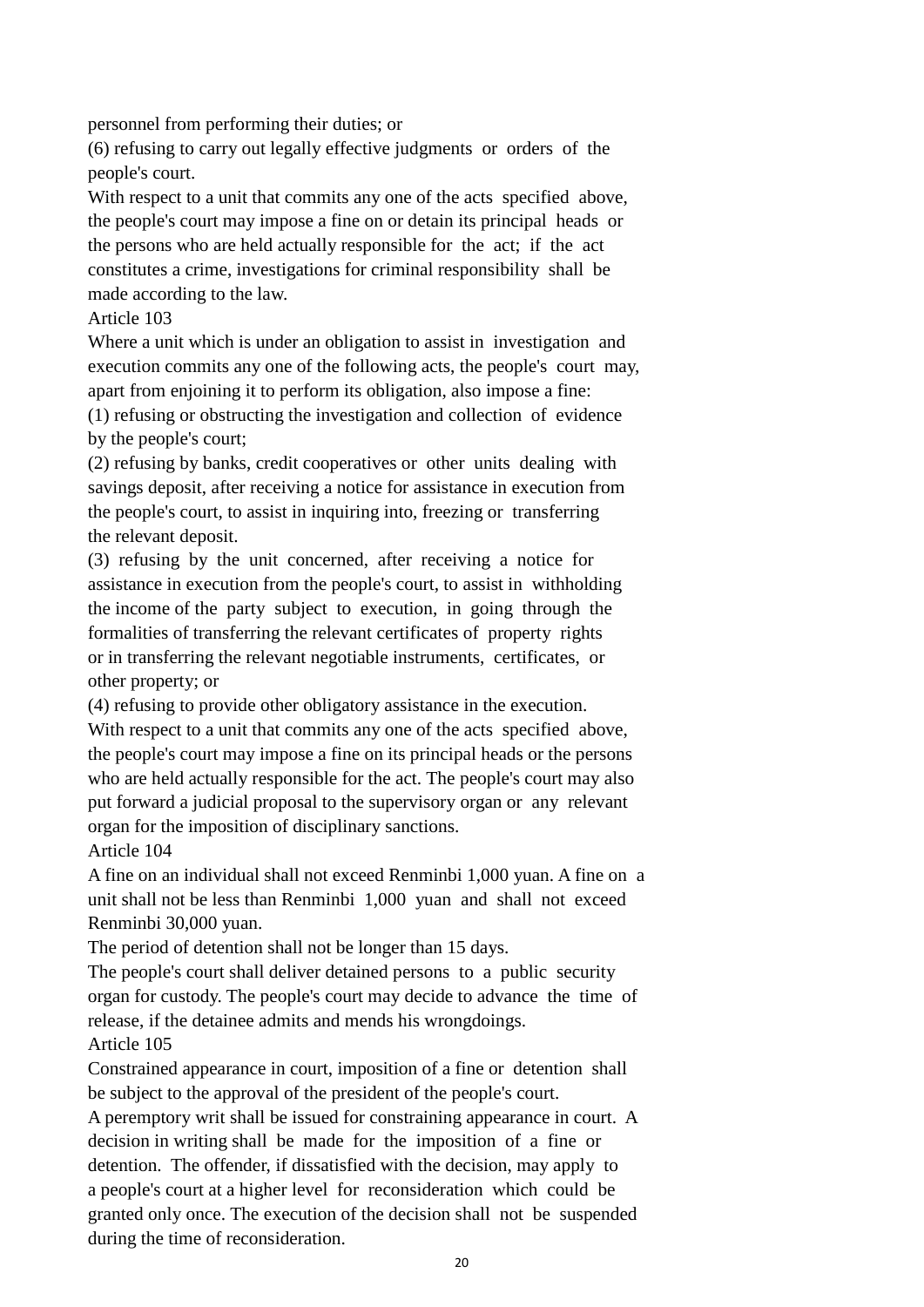personnel from performing their duties; or

(6) refusing to carry out legally effective judgments or orders of the people's court.

With respect to a unit that commits any one of the acts specified above, the people's court may impose a fine on or detain its principal heads or the persons who are held actually responsible for the act; if the act constitutes a crime, investigations for criminal responsibility shall be made according to the law.

Article 103

Where a unit which is under an obligation to assist in investigation and execution commits any one of the following acts, the people's court may, apart from enjoining it to perform its obligation, also impose a fine:

(1) refusing or obstructing the investigation and collection of evidence by the people's court;

(2) refusing by banks, credit cooperatives or other units dealing with savings deposit, after receiving a notice for assistance in execution from the people's court, to assist in inquiring into, freezing or transferring the relevant deposit.

(3) refusing by the unit concerned, after receiving a notice for assistance in execution from the people's court, to assist in withholding the income of the party subject to execution, in going through the formalities of transferring the relevant certificates of property rights or in transferring the relevant negotiable instruments, certificates, or other property; or

(4) refusing to provide other obligatory assistance in the execution.

With respect to a unit that commits any one of the acts specified above, the people's court may impose a fine on its principal heads or the persons who are held actually responsible for the act. The people's court may also put forward a judicial proposal to the supervisory organ or any relevant organ for the imposition of disciplinary sanctions.

Article 104

A fine on an individual shall not exceed Renminbi 1,000 yuan. A fine on a unit shall not be less than Renminbi 1,000 yuan and shall not exceed Renminbi 30,000 yuan.

The period of detention shall not be longer than 15 days.

The people's court shall deliver detained persons to a public security organ for custody. The people's court may decide to advance the time of release, if the detainee admits and mends his wrongdoings.

Article 105

Constrained appearance in court, imposition of a fine or detention shall be subject to the approval of the president of the people's court.

A peremptory writ shall be issued for constraining appearance in court. A decision in writing shall be made for the imposition of a fine or detention. The offender, if dissatisfied with the decision, may apply to a people's court at a higher level for reconsideration which could be granted only once. The execution of the decision shall not be suspended during the time of reconsideration.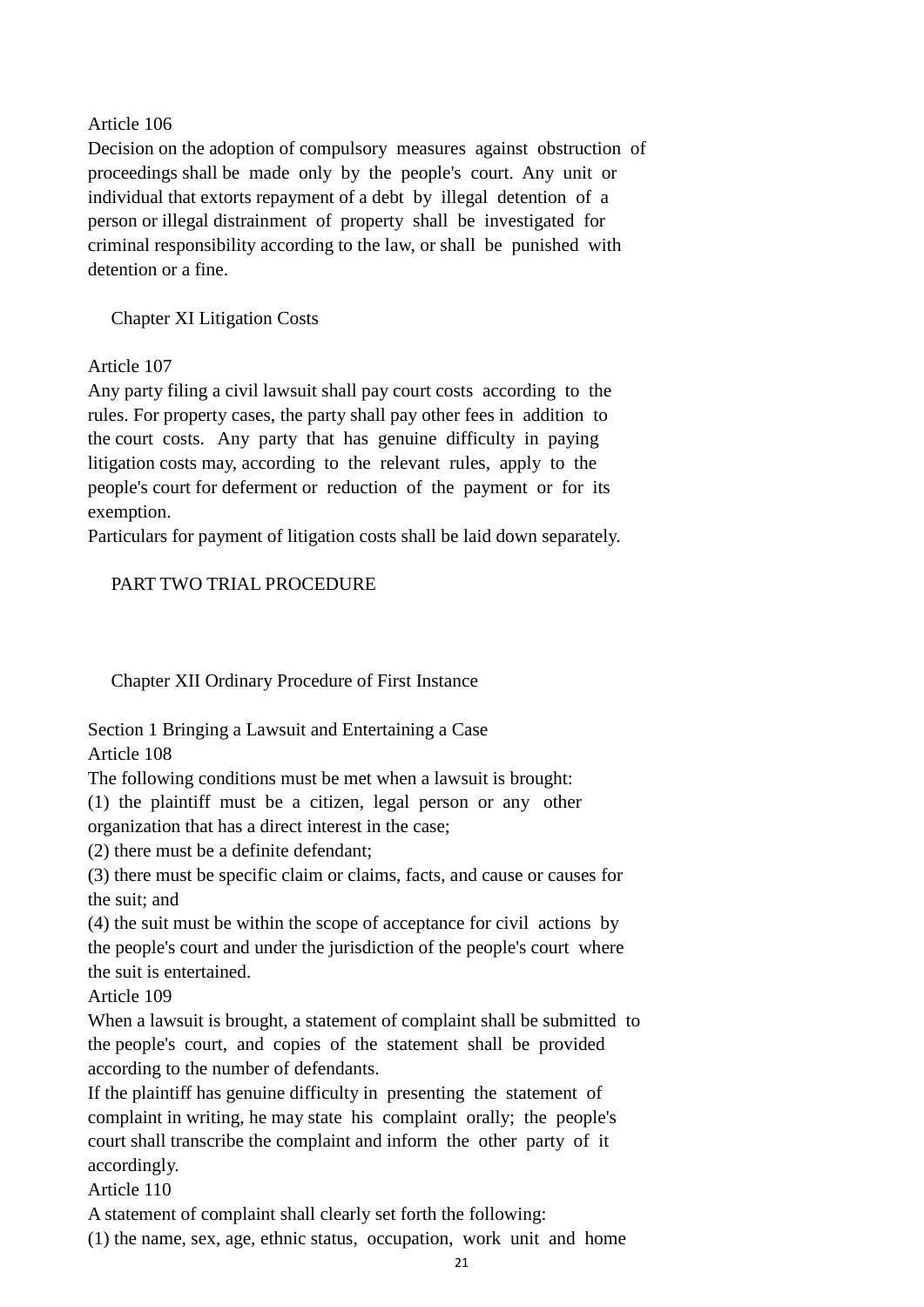Article 106

Decision on the adoption of compulsory measures against obstruction of proceedings shall be made only by the people's court. Any unit or individual that extorts repayment of a debt by illegal detention of a person or illegal distrainment of property shall be investigated for criminal responsibility according to the law, or shall be punished with detention or a fine.

## Chapter XI Litigation Costs

Article 107

Any party filing a civil lawsuit shall pay court costs according to the rules. For property cases, the party shall pay other fees in addition to the court costs. Any party that has genuine difficulty in paying litigation costs may, according to the relevant rules, apply to the people's court for deferment or reduction of the payment or for its exemption.

Particulars for payment of litigation costs shall be laid down separately.

# PART TWO TRIAL PROCEDURE

## Chapter XII Ordinary Procedure of First Instance

### Section 1 Bringing a Lawsuit and Entertaining a Case

Article 108

The following conditions must be met when a lawsuit is brought:

(1) the plaintiff must be a citizen, legal person or any other organization that has a direct interest in the case;

(2) there must be a definite defendant;

(3) there must be specific claim or claims, facts, and cause or causes for the suit; and

(4) the suit must be within the scope of acceptance for civil actions by the people's court and under the jurisdiction of the people's court where the suit is entertained.

Article 109

When a lawsuit is brought, a statement of complaint shall be submitted to the people's court, and copies of the statement shall be provided according to the number of defendants.

If the plaintiff has genuine difficulty in presenting the statement of complaint in writing, he may state his complaint orally; the people's court shall transcribe the complaint and inform the other party of it accordingly.

Article 110

A statement of complaint shall clearly set forth the following:

(1) the name, sex, age, ethnic status, occupation, work unit and home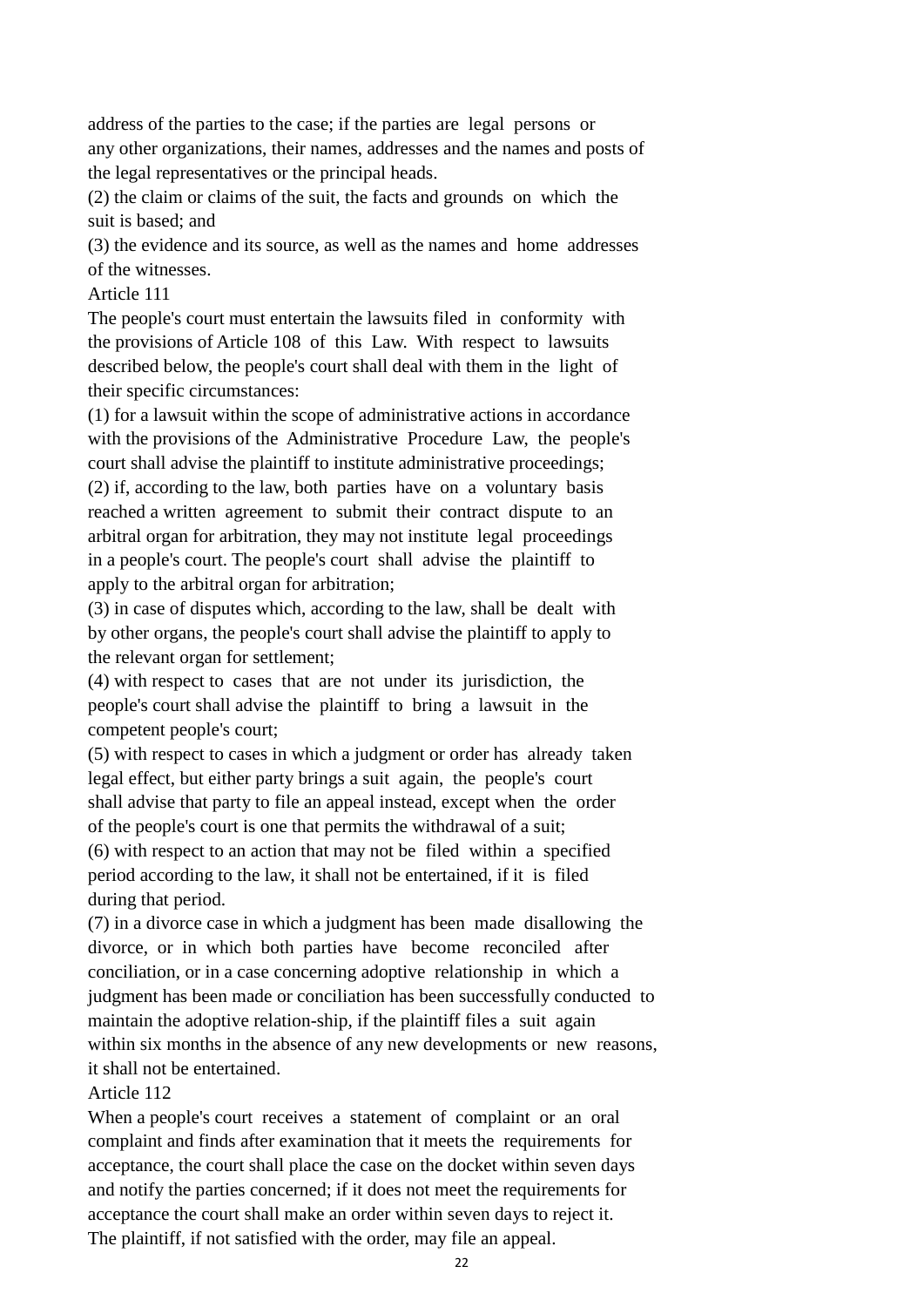address of the parties to the case; if the parties are legal persons or any other organizations, their names, addresses and the names and posts of the legal representatives or the principal heads.

(2) the claim or claims of the suit, the facts and grounds on which the suit is based; and

(3) the evidence and its source, as well as the names and home addresses of the witnesses.

Article 111

The people's court must entertain the lawsuits filed in conformity with the provisions of Article 108 of this Law. With respect to lawsuits described below, the people's court shall deal with them in the light of their specific circumstances:

(1) for a lawsuit within the scope of administrative actions in accordance with the provisions of the Administrative Procedure Law, the people's court shall advise the plaintiff to institute administrative proceedings;

(2) if, according to the law, both parties have on a voluntary basis reached a written agreement to submit their contract dispute to an arbitral organ for arbitration, they may not institute legal proceedings in a people's court. The people's court shall advise the plaintiff to apply to the arbitral organ for arbitration;

(3) in case of disputes which, according to the law, shall be dealt with by other organs, the people's court shall advise the plaintiff to apply to the relevant organ for settlement;

(4) with respect to cases that are not under its jurisdiction, the people's court shall advise the plaintiff to bring a lawsuit in the competent people's court;

(5) with respect to cases in which a judgment or order has already taken legal effect, but either party brings a suit again, the people's court shall advise that party to file an appeal instead, except when the order of the people's court is one that permits the withdrawal of a suit;

(6) with respect to an action that may not be filed within a specified period according to the law, it shall not be entertained, if it is filed during that period.

(7) in a divorce case in which a judgment has been made disallowing the divorce, or in which both parties have become reconciled after conciliation, or in a case concerning adoptive relationship in which a judgment has been made or conciliation has been successfully conducted to maintain the adoptive relation-ship, if the plaintiff files a suit again within six months in the absence of any new developments or new reasons, it shall not be entertained.

Article 112

When a people's court receives a statement of complaint or an oral complaint and finds after examination that it meets the requirements for acceptance, the court shall place the case on the docket within seven days and notify the parties concerned; if it does not meet the requirements for acceptance the court shall make an order within seven days to reject it. The plaintiff, if not satisfied with the order, may file an appeal.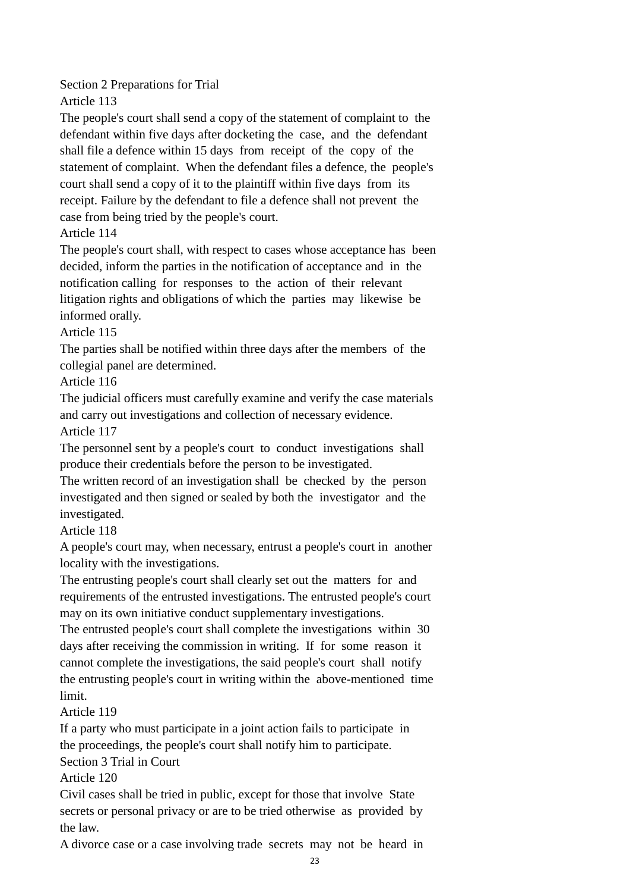## Section 2 Preparations for Trial

### Article 113

The people's court shall send a copy of the statement of complaint to the defendant within five days after docketing the case, and the defendant shall file a defence within 15 days from receipt of the copy of the statement of complaint. When the defendant files a defence, the people's court shall send a copy of it to the plaintiff within five days from its receipt. Failure by the defendant to file a defence shall not prevent the case from being tried by the people's court.

### Article 114

The people's court shall, with respect to cases whose acceptance has been decided, inform the parties in the notification of acceptance and in the notification calling for responses to the action of their relevant litigation rights and obligations of which the parties may likewise be informed orally.

### Article 115

The parties shall be notified within three days after the members of the collegial panel are determined.

### Article 116

The judicial officers must carefully examine and verify the case materials and carry out investigations and collection of necessary evidence.

### Article 117

The personnel sent by a people's court to conduct investigations shall produce their credentials before the person to be investigated.

The written record of an investigation shall be checked by the person investigated and then signed or sealed by both the investigator and the investigated.

### Article 118

A people's court may, when necessary, entrust a people's court in another locality with the investigations.

The entrusting people's court shall clearly set out the matters for and requirements of the entrusted investigations. The entrusted people's court may on its own initiative conduct supplementary investigations.

The entrusted people's court shall complete the investigations within 30 days after receiving the commission in writing. If for some reason it cannot complete the investigations, the said people's court shall notify the entrusting people's court in writing within the above-mentioned time limit.

### Article 119

If a party who must participate in a joint action fails to participate in the proceedings, the people's court shall notify him to participate.

## Section 3 Trial in Court

### Article 120

Civil cases shall be tried in public, except for those that involve State secrets or personal privacy or are to be tried otherwise as provided by the law.

A divorce case or a case involving trade secrets may not be heard in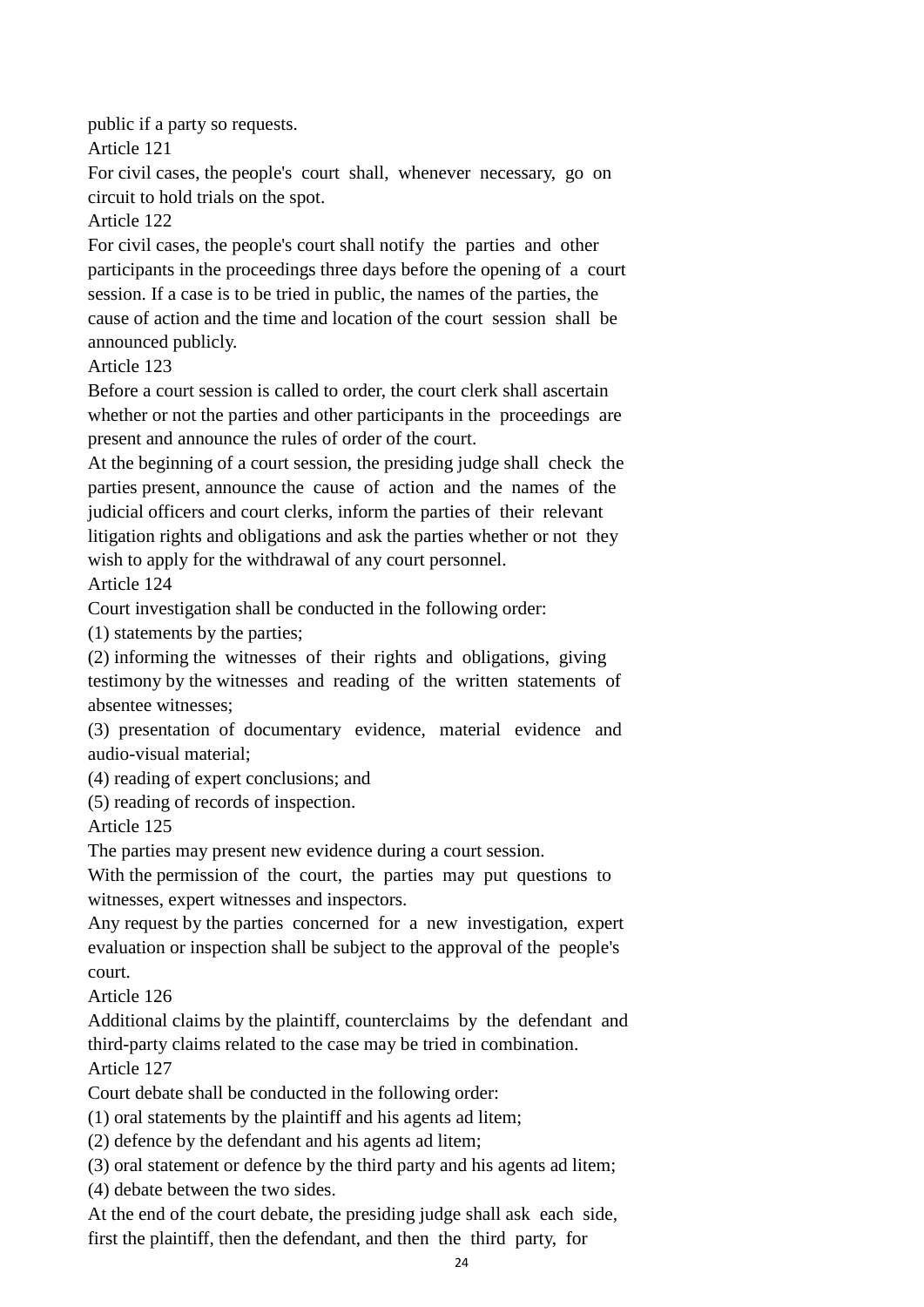public if a party so requests.

Article 121

For civil cases, the people's court shall, whenever necessary, go on circuit to hold trials on the spot.

Article 122

For civil cases, the people's court shall notify the parties and other participants in the proceedings three days before the opening of a court session. If a case is to be tried in public, the names of the parties, the cause of action and the time and location of the court session shall be announced publicly.

Article 123

Before a court session is called to order, the court clerk shall ascertain whether or not the parties and other participants in the proceedings are present and announce the rules of order of the court.

At the beginning of a court session, the presiding judge shall check the parties present, announce the cause of action and the names of the judicial officers and court clerks, inform the parties of their relevant litigation rights and obligations and ask the parties whether or not they wish to apply for the withdrawal of any court personnel.

Article 124

Court investigation shall be conducted in the following order:

(1) statements by the parties;

(2) informing the witnesses of their rights and obligations, giving testimony by the witnesses and reading of the written statements of absentee witnesses;

(3) presentation of documentary evidence, material evidence and audio-visual material;

(4) reading of expert conclusions; and

(5) reading of records of inspection.

Article 125

The parties may present new evidence during a court session.

With the permission of the court, the parties may put questions to witnesses, expert witnesses and inspectors.

Any request by the parties concerned for a new investigation, expert evaluation or inspection shall be subject to the approval of the people's court.

Article 126

Additional claims by the plaintiff, counterclaims by the defendant and third-party claims related to the case may be tried in combination.

Article 127

Court debate shall be conducted in the following order:

(1) oral statements by the plaintiff and his agents ad litem;

(2) defence by the defendant and his agents ad litem;

(3) oral statement or defence by the third party and his agents ad litem;

(4) debate between the two sides.

At the end of the court debate, the presiding judge shall ask each side, first the plaintiff, then the defendant, and then the third party, for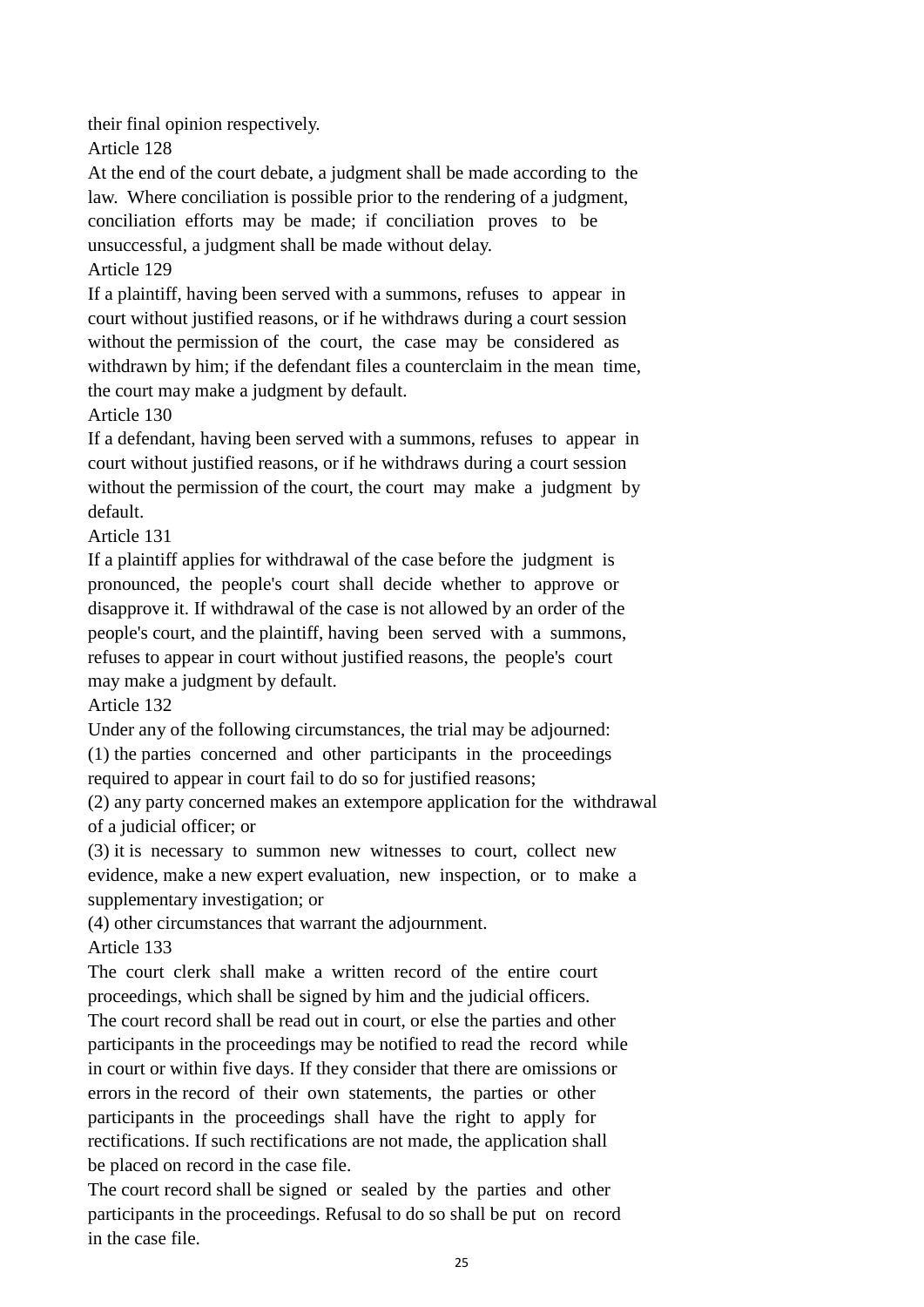their final opinion respectively.

Article 128

At the end of the court debate, a judgment shall be made according to the law. Where conciliation is possible prior to the rendering of a judgment, conciliation efforts may be made; if conciliation proves to be unsuccessful, a judgment shall be made without delay.

Article 129

If a plaintiff, having been served with a summons, refuses to appear in court without justified reasons, or if he withdraws during a court session without the permission of the court, the case may be considered as withdrawn by him; if the defendant files a counterclaim in the mean time, the court may make a judgment by default.

Article 130

If a defendant, having been served with a summons, refuses to appear in court without justified reasons, or if he withdraws during a court session without the permission of the court, the court may make a judgment by default.

Article 131

If a plaintiff applies for withdrawal of the case before the judgment is pronounced, the people's court shall decide whether to approve or disapprove it. If withdrawal of the case is not allowed by an order of the people's court, and the plaintiff, having been served with a summons, refuses to appear in court without justified reasons, the people's court may make a judgment by default.

Article 132

Under any of the following circumstances, the trial may be adjourned:

(1) the parties concerned and other participants in the proceedings required to appear in court fail to do so for justified reasons;

(2) any party concerned makes an extempore application for the withdrawal of a judicial officer; or

(3) it is necessary to summon new witnesses to court, collect new evidence, make a new expert evaluation, new inspection, or to make a supplementary investigation; or

(4) other circumstances that warrant the adjournment.

Article 133

The court clerk shall make a written record of the entire court proceedings, which shall be signed by him and the judicial officers.

The court record shall be read out in court, or else the parties and other participants in the proceedings may be notified to read the record while in court or within five days. If they consider that there are omissions or errors in the record of their own statements, the parties or other participants in the proceedings shall have the right to apply for rectifications. If such rectifications are not made, the application shall be placed on record in the case file.

The court record shall be signed or sealed by the parties and other participants in the proceedings. Refusal to do so shall be put on record in the case file.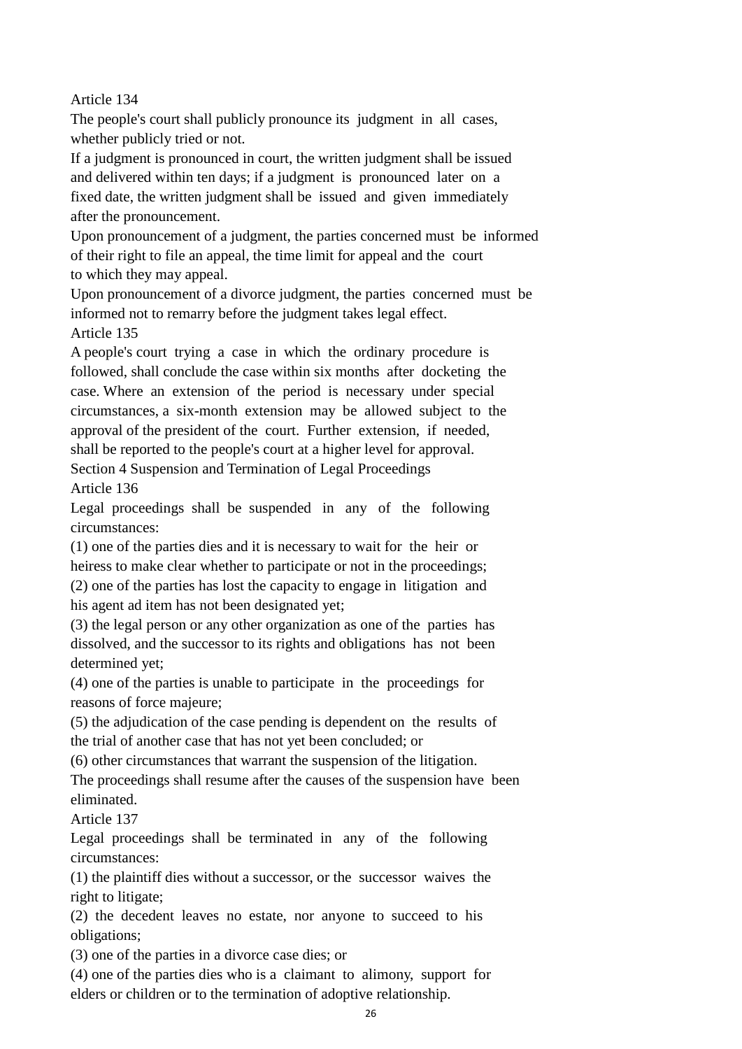Article 134

The people's court shall publicly pronounce its judgment in all cases, whether publicly tried or not.

If a judgment is pronounced in court, the written judgment shall be issued and delivered within ten days; if a judgment is pronounced later on a fixed date, the written judgment shall be issued and given immediately after the pronouncement.

Upon pronouncement of a judgment, the parties concerned must be informed of their right to file an appeal, the time limit for appeal and the court to which they may appeal.

Upon pronouncement of a divorce judgment, the parties concerned must be informed not to remarry before the judgment takes legal effect.

Article 135

A people's court trying a case in which the ordinary procedure is followed, shall conclude the case within six months after docketing the case. Where an extension of the period is necessary under special circumstances, a six-month extension may be allowed subject to the approval of the president of the court. Further extension, if needed, shall be reported to the people's court at a higher level for approval.

Section 4 Suspension and Termination of Legal Proceedings

Article 136

Legal proceedings shall be suspended in any of the following circumstances:

(1) one of the parties dies and it is necessary to wait for the heir or heiress to make clear whether to participate or not in the proceedings;

(2) one of the parties has lost the capacity to engage in litigation and his agent ad item has not been designated yet;

(3) the legal person or any other organization as one of the parties has dissolved, and the successor to its rights and obligations has not been determined yet;

(4) one of the parties is unable to participate in the proceedings for reasons of force majeure;

(5) the adjudication of the case pending is dependent on the results of the trial of another case that has not yet been concluded; or

(6) other circumstances that warrant the suspension of the litigation.

The proceedings shall resume after the causes of the suspension have been eliminated.

Article 137

Legal proceedings shall be terminated in any of the following circumstances:

(1) the plaintiff dies without a successor, or the successor waives the right to litigate;

(2) the decedent leaves no estate, nor anyone to succeed to his obligations;

(3) one of the parties in a divorce case dies; or

(4) one of the parties dies who is a claimant to alimony, support for elders or children or to the termination of adoptive relationship.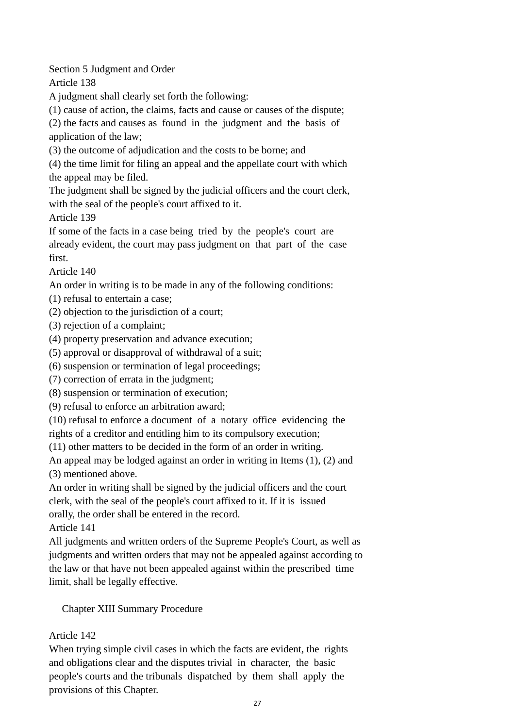### Section 5 Judgment and Order

#### Article 138

A judgment shall clearly set forth the following:

(1) cause of action, the claims, facts and cause or causes of the dispute;

(2) the facts and causes as found in the judgment and the basis of application of the law;

(3) the outcome of adjudication and the costs to be borne; and

(4) the time limit for filing an appeal and the appellate court with which the appeal may be filed.

The judgment shall be signed by the judicial officers and the court clerk, with the seal of the people's court affixed to it.

#### Article 139

If some of the facts in a case being tried by the people's court are already evident, the court may pass judgment on that part of the case first.

#### Article 140

An order in writing is to be made in any of the following conditions:

(1) refusal to entertain a case;

(2) objection to the jurisdiction of a court;

(3) rejection of a complaint;

(4) property preservation and advance execution;

(5) approval or disapproval of withdrawal of a suit;

(6) suspension or termination of legal proceedings;

(7) correction of errata in the judgment;

(8) suspension or termination of execution;

(9) refusal to enforce an arbitration award;

(10) refusal to enforce a document of a notary office evidencing the rights of a creditor and entitling him to its compulsory execution;

(11) other matters to be decided in the form of an order in writing.

An appeal may be lodged against an order in writing in Items (1), (2) and (3) mentioned above.

An order in writing shall be signed by the judicial officers and the court clerk, with the seal of the people's court affixed to it. If it is issued orally, the order shall be entered in the record.

#### Article 141

All judgments and written orders of the Supreme People's Court, as well as judgments and written orders that may not be appealed against according to the law or that have not been appealed against within the prescribed time limit, shall be legally effective.

## Chapter XIII Summary Procedure

#### Article 142

When trying simple civil cases in which the facts are evident, the rights and obligations clear and the disputes trivial in character, the basic people's courts and the tribunals dispatched by them shall apply the provisions of this Chapter.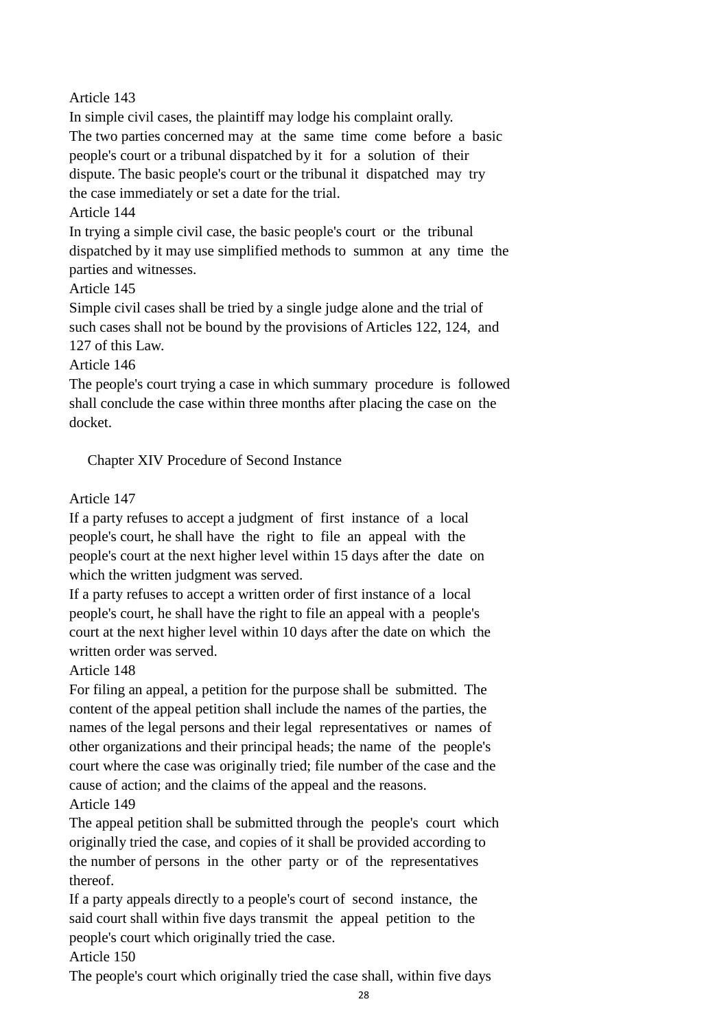Article 143

In simple civil cases, the plaintiff may lodge his complaint orally.
The two parties concerned may at the same time come before a basic people's court or a tribunal dispatched by it for a solution of their dispute. The basic people's court or the tribunal it dispatched may try the case immediately or set a date for the trial.

Article 144

In trying a simple civil case, the basic people's court or the tribunal dispatched by it may use simplified methods to summon at any time the parties and witnesses.

Article 145

Simple civil cases shall be tried by a single judge alone and the trial of such cases shall not be bound by the provisions of Articles 122, 124, and 127 of this Law.

Article 146

The people's court trying a case in which summary procedure is followed shall conclude the case within three months after placing the case on the docket.

## Chapter XIV Procedure of Second Instance

Article 147

If a party refuses to accept a judgment of first instance of a local people's court, he shall have the right to file an appeal with the people's court at the next higher level within 15 days after the date on which the written judgment was served.

If a party refuses to accept a written order of first instance of a local people's court, he shall have the right to file an appeal with a people's court at the next higher level within 10 days after the date on which the written order was served.

Article 148

For filing an appeal, a petition for the purpose shall be submitted. The content of the appeal petition shall include the names of the parties, the names of the legal persons and their legal representatives or names of other organizations and their principal heads; the name of the people's court where the case was originally tried; file number of the case and the cause of action; and the claims of the appeal and the reasons.

Article 149

The appeal petition shall be submitted through the people's court which originally tried the case, and copies of it shall be provided according to the number of persons in the other party or of the representatives thereof.

If a party appeals directly to a people's court of second instance, the said court shall within five days transmit the appeal petition to the people's court which originally tried the case.

Article 150

The people's court which originally tried the case shall, within five days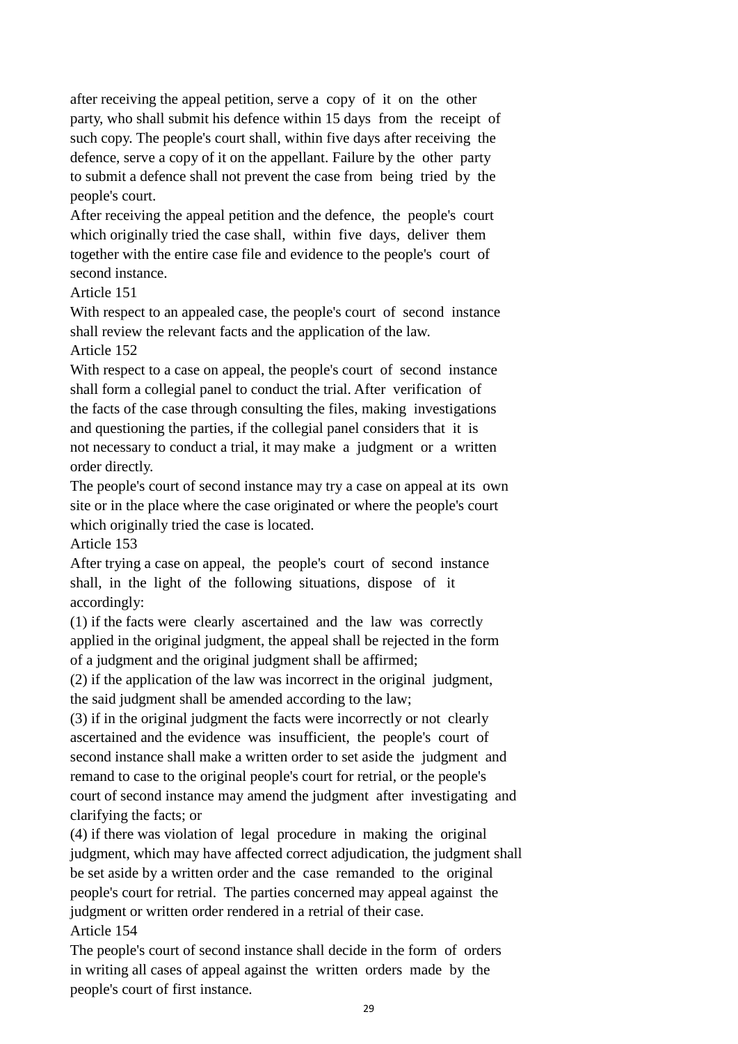after receiving the appeal petition, serve a copy of it on the other party, who shall submit his defence within 15 days from the receipt of such copy. The people's court shall, within five days after receiving the defence, serve a copy of it on the appellant. Failure by the other party to submit a defence shall not prevent the case from being tried by the people's court.

After receiving the appeal petition and the defence, the people's court which originally tried the case shall, within five days, deliver them together with the entire case file and evidence to the people's court of second instance.

Article 151

With respect to an appealed case, the people's court of second instance shall review the relevant facts and the application of the law.

Article 152

With respect to a case on appeal, the people's court of second instance shall form a collegial panel to conduct the trial. After verification of the facts of the case through consulting the files, making investigations and questioning the parties, if the collegial panel considers that it is not necessary to conduct a trial, it may make a judgment or a written order directly.

The people's court of second instance may try a case on appeal at its own site or in the place where the case originated or where the people's court which originally tried the case is located.

Article 153

After trying a case on appeal, the people's court of second instance shall, in the light of the following situations, dispose of it accordingly:

(1) if the facts were clearly ascertained and the law was correctly applied in the original judgment, the appeal shall be rejected in the form of a judgment and the original judgment shall be affirmed;

(2) if the application of the law was incorrect in the original judgment, the said judgment shall be amended according to the law;

(3) if in the original judgment the facts were incorrectly or not clearly ascertained and the evidence was insufficient, the people's court of second instance shall make a written order to set aside the judgment and remand to case to the original people's court for retrial, or the people's court of second instance may amend the judgment after investigating and clarifying the facts; or

(4) if there was violation of legal procedure in making the original judgment, which may have affected correct adjudication, the judgment shall be set aside by a written order and the case remanded to the original people's court for retrial. The parties concerned may appeal against the judgment or written order rendered in a retrial of their case.

Article 154

The people's court of second instance shall decide in the form of orders in writing all cases of appeal against the written orders made by the people's court of first instance.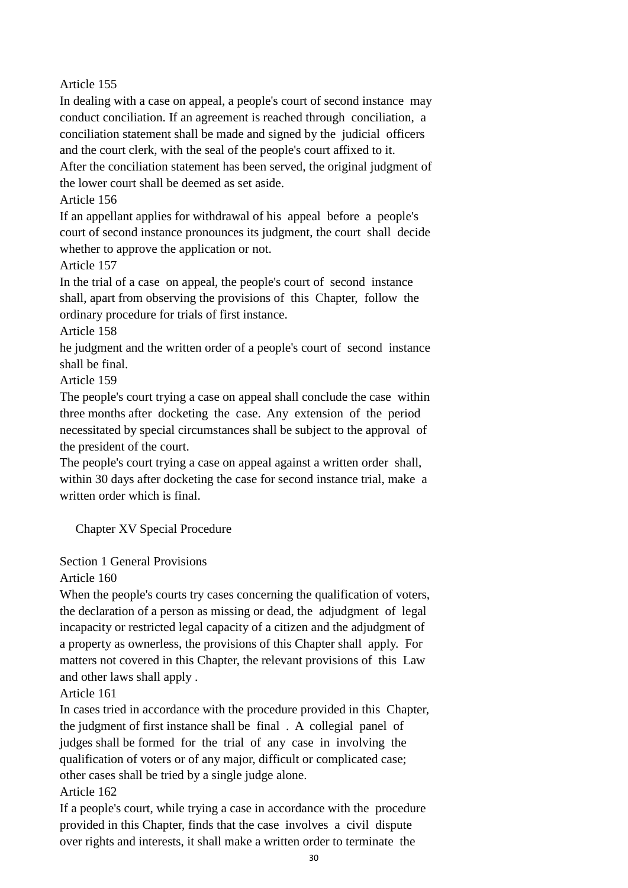Article 155

In dealing with a case on appeal, a people's court of second instance may conduct conciliation. If an agreement is reached through conciliation, a conciliation statement shall be made and signed by the judicial officers and the court clerk, with the seal of the people's court affixed to it.

After the conciliation statement has been served, the original judgment of the lower court shall be deemed as set aside.

Article 156

If an appellant applies for withdrawal of his appeal before a people's court of second instance pronounces its judgment, the court shall decide whether to approve the application or not.

Article 157

In the trial of a case on appeal, the people's court of second instance shall, apart from observing the provisions of this Chapter, follow the ordinary procedure for trials of first instance.

Article 158

he judgment and the written order of a people's court of second instance shall be final.

Article 159

The people's court trying a case on appeal shall conclude the case within three months after docketing the case. Any extension of the period necessitated by special circumstances shall be subject to the approval of the president of the court.

The people's court trying a case on appeal against a written order shall, within 30 days after docketing the case for second instance trial, make a written order which is final.

## Chapter XV Special Procedure

### Section 1 General Provisions

Article 160

When the people's courts try cases concerning the qualification of voters, the declaration of a person as missing or dead, the adjudgment of legal incapacity or restricted legal capacity of a citizen and the adjudgment of a property as ownerless, the provisions of this Chapter shall apply. For matters not covered in this Chapter, the relevant provisions of this Law and other laws shall apply .

Article 161

In cases tried in accordance with the procedure provided in this Chapter, the judgment of first instance shall be final . A collegial panel of judges shall be formed for the trial of any case in involving the qualification of voters or of any major, difficult or complicated case; other cases shall be tried by a single judge alone.

Article 162

If a people's court, while trying a case in accordance with the procedure provided in this Chapter, finds that the case involves a civil dispute over rights and interests, it shall make a written order to terminate the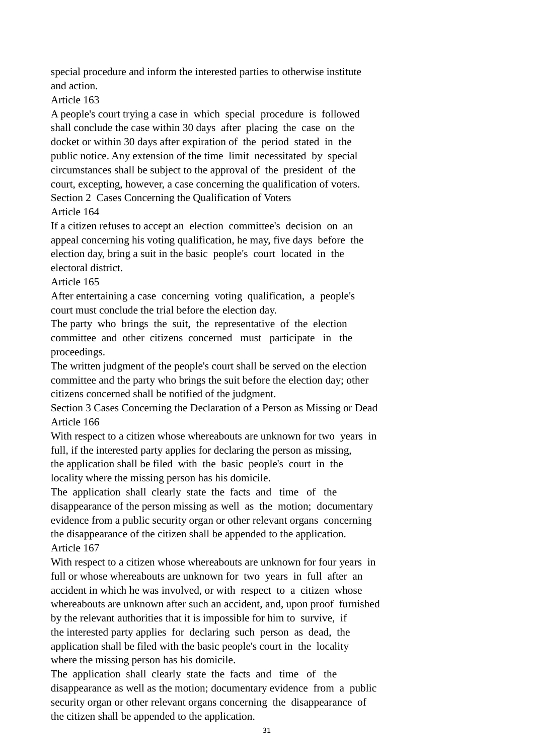special procedure and inform the interested parties to otherwise institute and action.

Article 163

A people's court trying a case in which special procedure is followed shall conclude the case within 30 days after placing the case on the docket or within 30 days after expiration of the period stated in the public notice. Any extension of the time limit necessitated by special circumstances shall be subject to the approval of the president of the court, excepting, however, a case concerning the qualification of voters.

Section 2 Cases Concerning the Qualification of Voters

Article 164

If a citizen refuses to accept an election committee's decision on an appeal concerning his voting qualification, he may, five days before the election day, bring a suit in the basic people's court located in the electoral district.

Article 165

After entertaining a case concerning voting qualification, a people's court must conclude the trial before the election day.

The party who brings the suit, the representative of the election committee and other citizens concerned must participate in the proceedings.

The written judgment of the people's court shall be served on the election committee and the party who brings the suit before the election day; other citizens concerned shall be notified of the judgment.

Section 3 Cases Concerning the Declaration of a Person as Missing or Dead

Article 166

With respect to a citizen whose whereabouts are unknown for two years in full, if the interested party applies for declaring the person as missing, the application shall be filed with the basic people's court in the locality where the missing person has his domicile.

The application shall clearly state the facts and time of the disappearance of the person missing as well as the motion; documentary evidence from a public security organ or other relevant organs concerning the disappearance of the citizen shall be appended to the application.

Article 167

With respect to a citizen whose whereabouts are unknown for four years in full or whose whereabouts are unknown for two years in full after an accident in which he was involved, or with respect to a citizen whose whereabouts are unknown after such an accident, and, upon proof furnished by the relevant authorities that it is impossible for him to survive, if the interested party applies for declaring such person as dead, the application shall be filed with the basic people's court in the locality where the missing person has his domicile.

The application shall clearly state the facts and time of the disappearance as well as the motion; documentary evidence from a public security organ or other relevant organs concerning the disappearance of the citizen shall be appended to the application.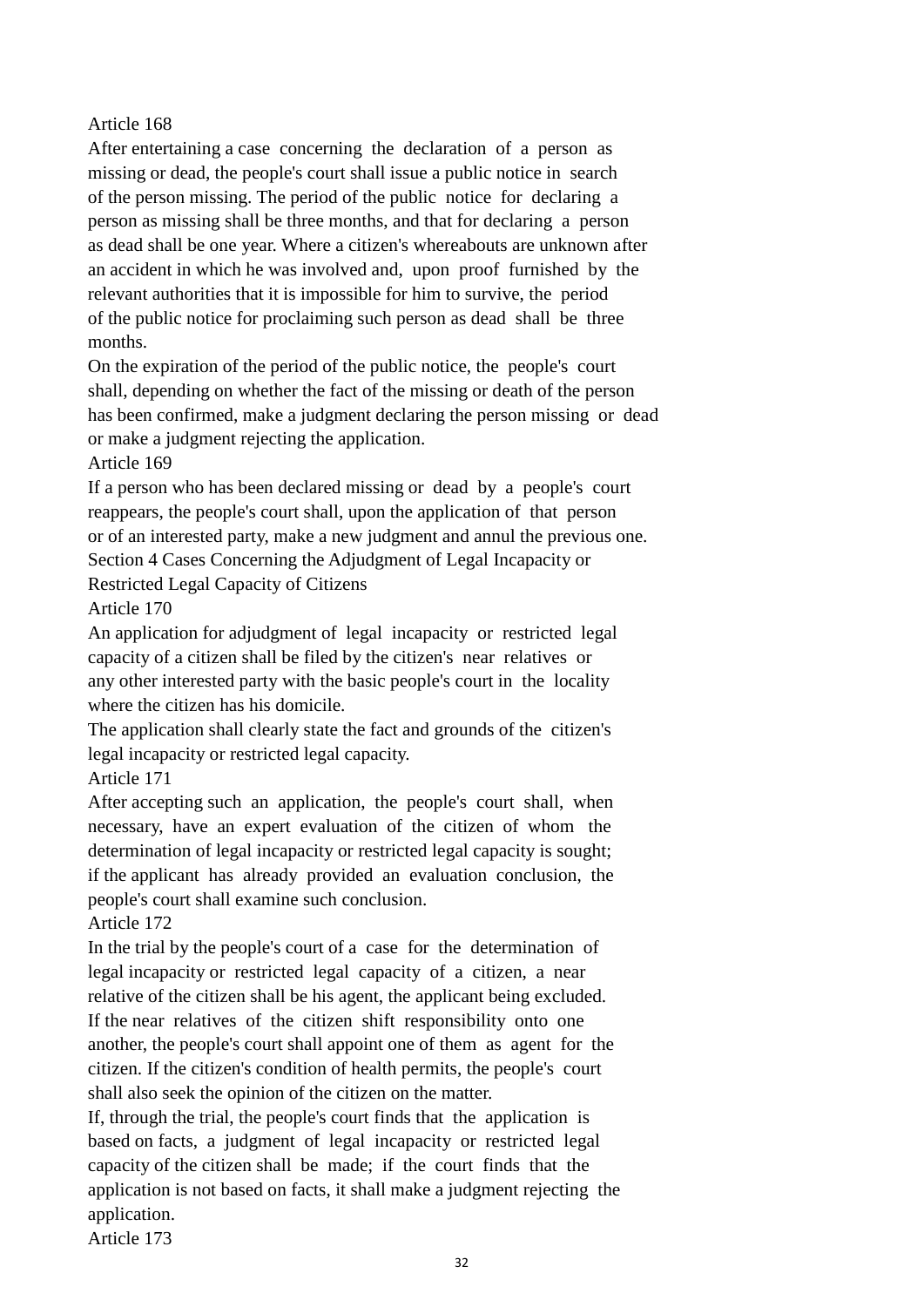Article 168

After entertaining a case concerning the declaration of a person as missing or dead, the people's court shall issue a public notice in search of the person missing. The period of the public notice for declaring a person as missing shall be three months, and that for declaring a person as dead shall be one year. Where a citizen's whereabouts are unknown after an accident in which he was involved and, upon proof furnished by the relevant authorities that it is impossible for him to survive, the period of the public notice for proclaiming such person as dead shall be three months.

On the expiration of the period of the public notice, the people's court shall, depending on whether the fact of the missing or death of the person has been confirmed, make a judgment declaring the person missing or dead or make a judgment rejecting the application.

Article 169

If a person who has been declared missing or dead by a people's court reappears, the people's court shall, upon the application of that person or of an interested party, make a new judgment and annul the previous one.

Section 4 Cases Concerning the Adjudgment of Legal Incapacity or Restricted Legal Capacity of Citizens

Article 170

An application for adjudgment of legal incapacity or restricted legal capacity of a citizen shall be filed by the citizen's near relatives or any other interested party with the basic people's court in the locality where the citizen has his domicile.

The application shall clearly state the fact and grounds of the citizen's legal incapacity or restricted legal capacity.

Article 171

After accepting such an application, the people's court shall, when necessary, have an expert evaluation of the citizen of whom the determination of legal incapacity or restricted legal capacity is sought; if the applicant has already provided an evaluation conclusion, the people's court shall examine such conclusion.

Article 172

In the trial by the people's court of a case for the determination of legal incapacity or restricted legal capacity of a citizen, a near relative of the citizen shall be his agent, the applicant being excluded. If the near relatives of the citizen shift responsibility onto one another, the people's court shall appoint one of them as agent for the citizen. If the citizen's condition of health permits, the people's court shall also seek the opinion of the citizen on the matter.

If, through the trial, the people's court finds that the application is based on facts, a judgment of legal incapacity or restricted legal capacity of the citizen shall be made; if the court finds that the application is not based on facts, it shall make a judgment rejecting the application.

Article 173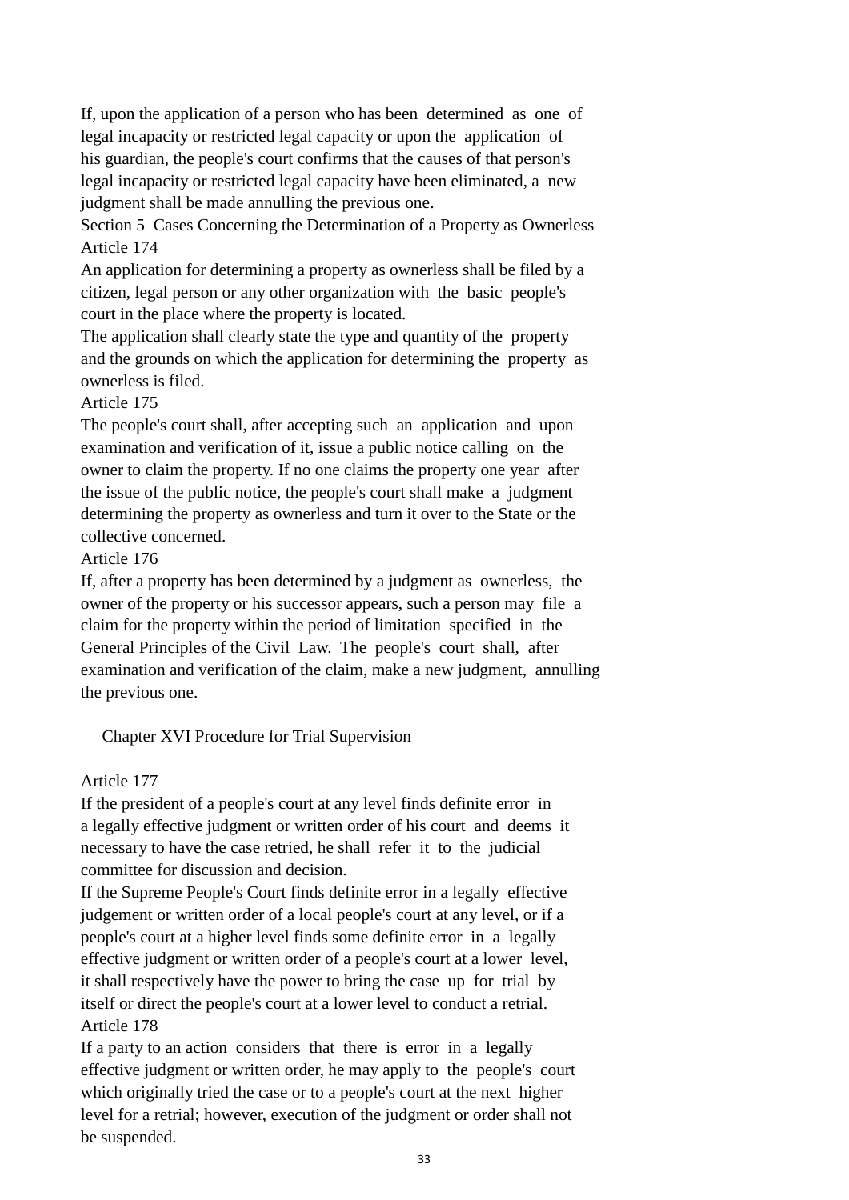If, upon the application of a person who has been determined as one of legal incapacity or restricted legal capacity or upon the application of his guardian, the people's court confirms that the causes of that person's legal incapacity or restricted legal capacity have been eliminated, a new judgment shall be made annulling the previous one.

### Section 5 Cases Concerning the Determination of a Property as Ownerless

**Article 174**

An application for determining a property as ownerless shall be filed by a citizen, legal person or any other organization with the basic people's court in the place where the property is located.

The application shall clearly state the type and quantity of the property and the grounds on which the application for determining the property as ownerless is filed.

**Article 175**

The people's court shall, after accepting such an application and upon examination and verification of it, issue a public notice calling on the owner to claim the property. If no one claims the property one year after the issue of the public notice, the people's court shall make a judgment determining the property as ownerless and turn it over to the State or the collective concerned.

**Article 176**

If, after a property has been determined by a judgment as ownerless, the owner of the property or his successor appears, such a person may file a claim for the property within the period of limitation specified in the General Principles of the Civil Law. The people's court shall, after examination and verification of the claim, make a new judgment, annulling the previous one.

## Chapter XVI Procedure for Trial Supervision

**Article 177**

If the president of a people's court at any level finds definite error in a legally effective judgment or written order of his court and deems it necessary to have the case retried, he shall refer it to the judicial committee for discussion and decision.

If the Supreme People's Court finds definite error in a legally effective judgement or written order of a local people's court at any level, or if a people's court at a higher level finds some definite error in a legally effective judgment or written order of a people's court at a lower level, it shall respectively have the power to bring the case up for trial by itself or direct the people's court at a lower level to conduct a retrial.

**Article 178**

If a party to an action considers that there is error in a legally effective judgment or written order, he may apply to the people's court which originally tried the case or to a people's court at the next higher level for a retrial; however, execution of the judgment or order shall not be suspended.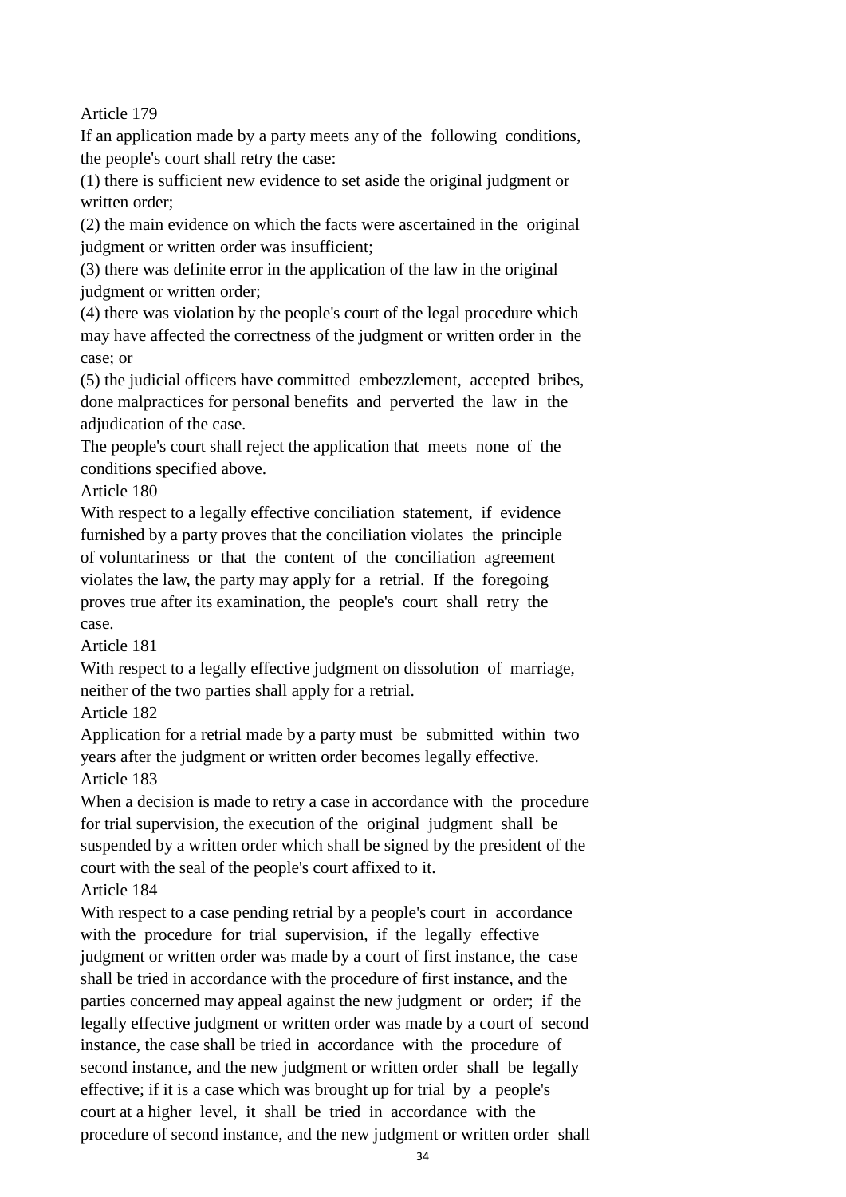Article 179

If an application made by a party meets any of the following conditions, the people's court shall retry the case:

(1) there is sufficient new evidence to set aside the original judgment or written order;

(2) the main evidence on which the facts were ascertained in the original judgment or written order was insufficient;

(3) there was definite error in the application of the law in the original judgment or written order;

(4) there was violation by the people's court of the legal procedure which may have affected the correctness of the judgment or written order in the case; or

(5) the judicial officers have committed embezzlement, accepted bribes, done malpractices for personal benefits and perverted the law in the adjudication of the case.

The people's court shall reject the application that meets none of the conditions specified above.

Article 180

With respect to a legally effective conciliation statement, if evidence furnished by a party proves that the conciliation violates the principle of voluntariness or that the content of the conciliation agreement violates the law, the party may apply for a retrial. If the foregoing proves true after its examination, the people's court shall retry the case.

Article 181

With respect to a legally effective judgment on dissolution of marriage, neither of the two parties shall apply for a retrial.

Article 182

Application for a retrial made by a party must be submitted within two years after the judgment or written order becomes legally effective.

Article 183

When a decision is made to retry a case in accordance with the procedure for trial supervision, the execution of the original judgment shall be suspended by a written order which shall be signed by the president of the court with the seal of the people's court affixed to it.

Article 184

With respect to a case pending retrial by a people's court in accordance with the procedure for trial supervision, if the legally effective judgment or written order was made by a court of first instance, the case shall be tried in accordance with the procedure of first instance, and the parties concerned may appeal against the new judgment or order; if the legally effective judgment or written order was made by a court of second instance, the case shall be tried in accordance with the procedure of second instance, and the new judgment or written order shall be legally effective; if it is a case which was brought up for trial by a people's court at a higher level, it shall be tried in accordance with the procedure of second instance, and the new judgment or written order shall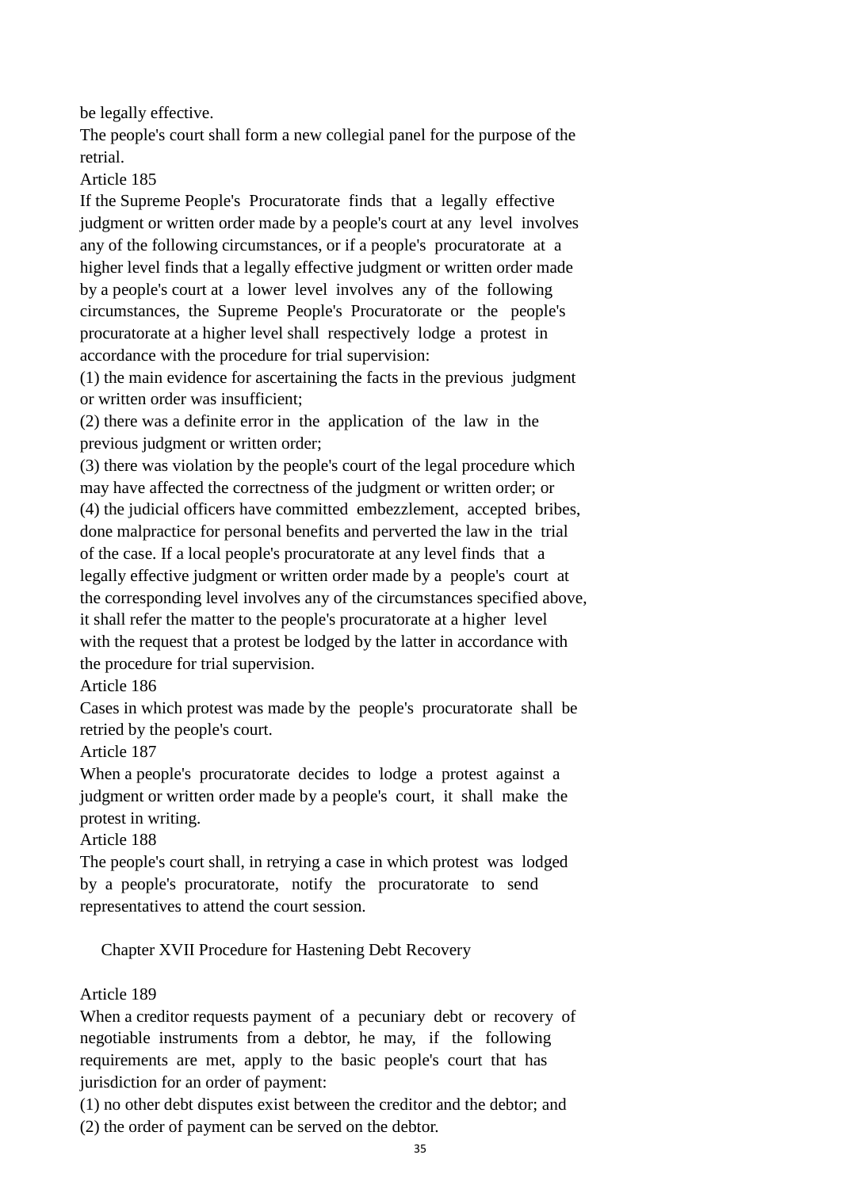be legally effective.

The people's court shall form a new collegial panel for the purpose of the retrial.

Article 185

If the Supreme People's Procuratorate finds that a legally effective judgment or written order made by a people's court at any level involves any of the following circumstances, or if a people's procuratorate at a higher level finds that a legally effective judgment or written order made by a people's court at a lower level involves any of the following circumstances, the Supreme People's Procuratorate or the people's procuratorate at a higher level shall respectively lodge a protest in accordance with the procedure for trial supervision:

(1) the main evidence for ascertaining the facts in the previous judgment or written order was insufficient;

(2) there was a definite error in the application of the law in the previous judgment or written order;

(3) there was violation by the people's court of the legal procedure which may have affected the correctness of the judgment or written order; or

(4) the judicial officers have committed embezzlement, accepted bribes, done malpractice for personal benefits and perverted the law in the trial of the case. If a local people's procuratorate at any level finds that a legally effective judgment or written order made by a people's court at the corresponding level involves any of the circumstances specified above, it shall refer the matter to the people's procuratorate at a higher level with the request that a protest be lodged by the latter in accordance with the procedure for trial supervision.

Article 186

Cases in which protest was made by the people's procuratorate shall be retried by the people's court.

Article 187

When a people's procuratorate decides to lodge a protest against a judgment or written order made by a people's court, it shall make the protest in writing.

Article 188

The people's court shall, in retrying a case in which protest was lodged by a people's procuratorate, notify the procuratorate to send representatives to attend the court session.

## Chapter XVII Procedure for Hastening Debt Recovery

Article 189

When a creditor requests payment of a pecuniary debt or recovery of negotiable instruments from a debtor, he may, if the following requirements are met, apply to the basic people's court that has jurisdiction for an order of payment:

(1) no other debt disputes exist between the creditor and the debtor; and

(2) the order of payment can be served on the debtor.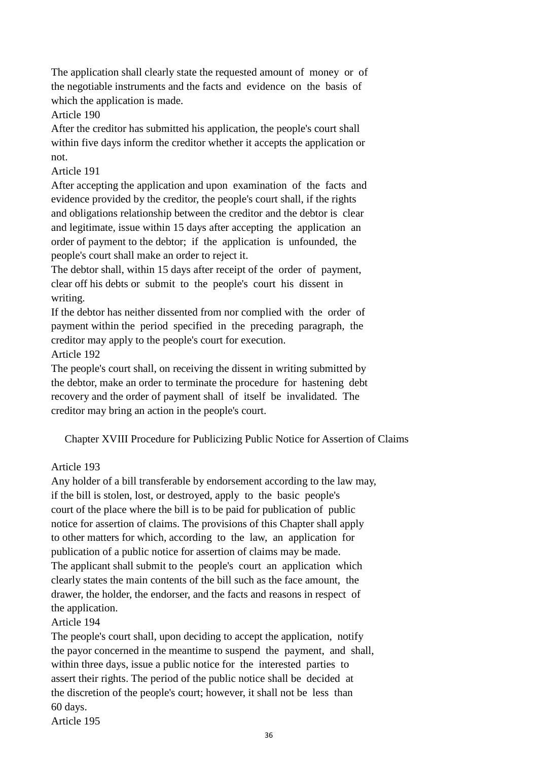The application shall clearly state the requested amount of money or of the negotiable instruments and the facts and evidence on the basis of which the application is made.

Article 190

After the creditor has submitted his application, the people's court shall within five days inform the creditor whether it accepts the application or not.

Article 191

After accepting the application and upon examination of the facts and evidence provided by the creditor, the people's court shall, if the rights and obligations relationship between the creditor and the debtor is clear and legitimate, issue within 15 days after accepting the application an order of payment to the debtor; if the application is unfounded, the people's court shall make an order to reject it.

The debtor shall, within 15 days after receipt of the order of payment, clear off his debts or submit to the people's court his dissent in writing.

If the debtor has neither dissented from nor complied with the order of payment within the period specified in the preceding paragraph, the creditor may apply to the people's court for execution.

Article 192

The people's court shall, on receiving the dissent in writing submitted by the debtor, make an order to terminate the procedure for hastening debt recovery and the order of payment shall of itself be invalidated. The creditor may bring an action in the people's court.

## Chapter XVIII Procedure for Publicizing Public Notice for Assertion of Claims

Article 193

Any holder of a bill transferable by endorsement according to the law may, if the bill is stolen, lost, or destroyed, apply to the basic people's court of the place where the bill is to be paid for publication of public notice for assertion of claims. The provisions of this Chapter shall apply to other matters for which, according to the law, an application for publication of a public notice for assertion of claims may be made.

The applicant shall submit to the people's court an application which clearly states the main contents of the bill such as the face amount, the drawer, the holder, the endorser, and the facts and reasons in respect of the application.

Article 194

The people's court shall, upon deciding to accept the application, notify the payor concerned in the meantime to suspend the payment, and shall, within three days, issue a public notice for the interested parties to assert their rights. The period of the public notice shall be decided at the discretion of the people's court; however, it shall not be less than 60 days.

Article 195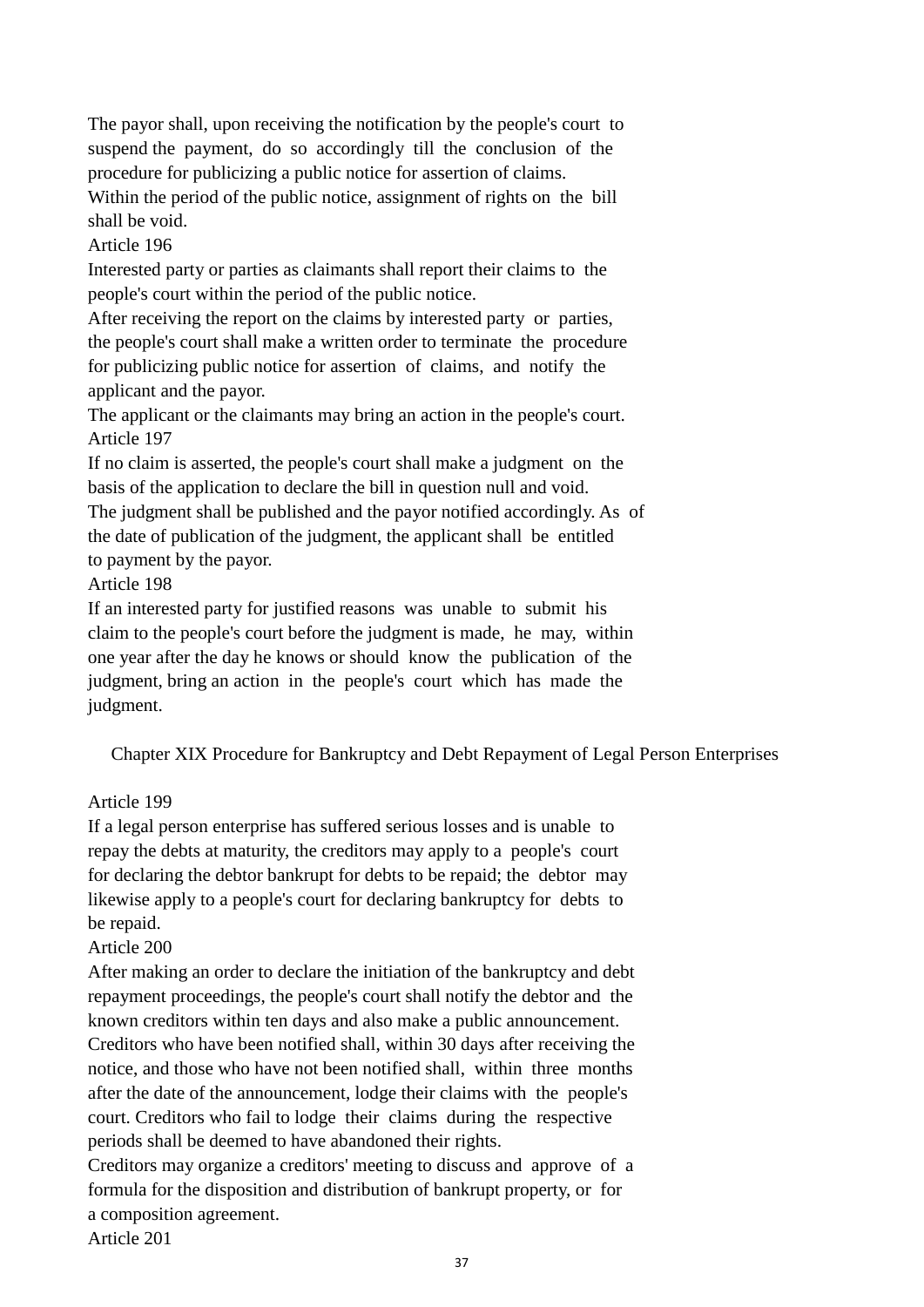The payor shall, upon receiving the notification by the people's court to suspend the payment, do so accordingly till the conclusion of the procedure for publicizing a public notice for assertion of claims.

Within the period of the public notice, assignment of rights on the bill shall be void.

Article 196

Interested party or parties as claimants shall report their claims to the people's court within the period of the public notice.

After receiving the report on the claims by interested party or parties, the people's court shall make a written order to terminate the procedure for publicizing public notice for assertion of claims, and notify the applicant and the payor.

The applicant or the claimants may bring an action in the people's court.

Article 197

If no claim is asserted, the people's court shall make a judgment on the basis of the application to declare the bill in question null and void.

The judgment shall be published and the payor notified accordingly. As of the date of publication of the judgment, the applicant shall be entitled to payment by the payor.

Article 198

If an interested party for justified reasons was unable to submit his claim to the people's court before the judgment is made, he may, within one year after the day he knows or should know the publication of the judgment, bring an action in the people's court which has made the judgment.

## Chapter XIX Procedure for Bankruptcy and Debt Repayment of Legal Person Enterprises

Article 199

If a legal person enterprise has suffered serious losses and is unable to repay the debts at maturity, the creditors may apply to a people's court for declaring the debtor bankrupt for debts to be repaid; the debtor may likewise apply to a people's court for declaring bankruptcy for debts to be repaid.

Article 200

After making an order to declare the initiation of the bankruptcy and debt repayment proceedings, the people's court shall notify the debtor and the known creditors within ten days and also make a public announcement.

Creditors who have been notified shall, within 30 days after receiving the notice, and those who have not been notified shall, within three months after the date of the announcement, lodge their claims with the people's court. Creditors who fail to lodge their claims during the respective periods shall be deemed to have abandoned their rights.

Creditors may organize a creditors' meeting to discuss and approve of a formula for the disposition and distribution of bankrupt property, or for a composition agreement.

Article 201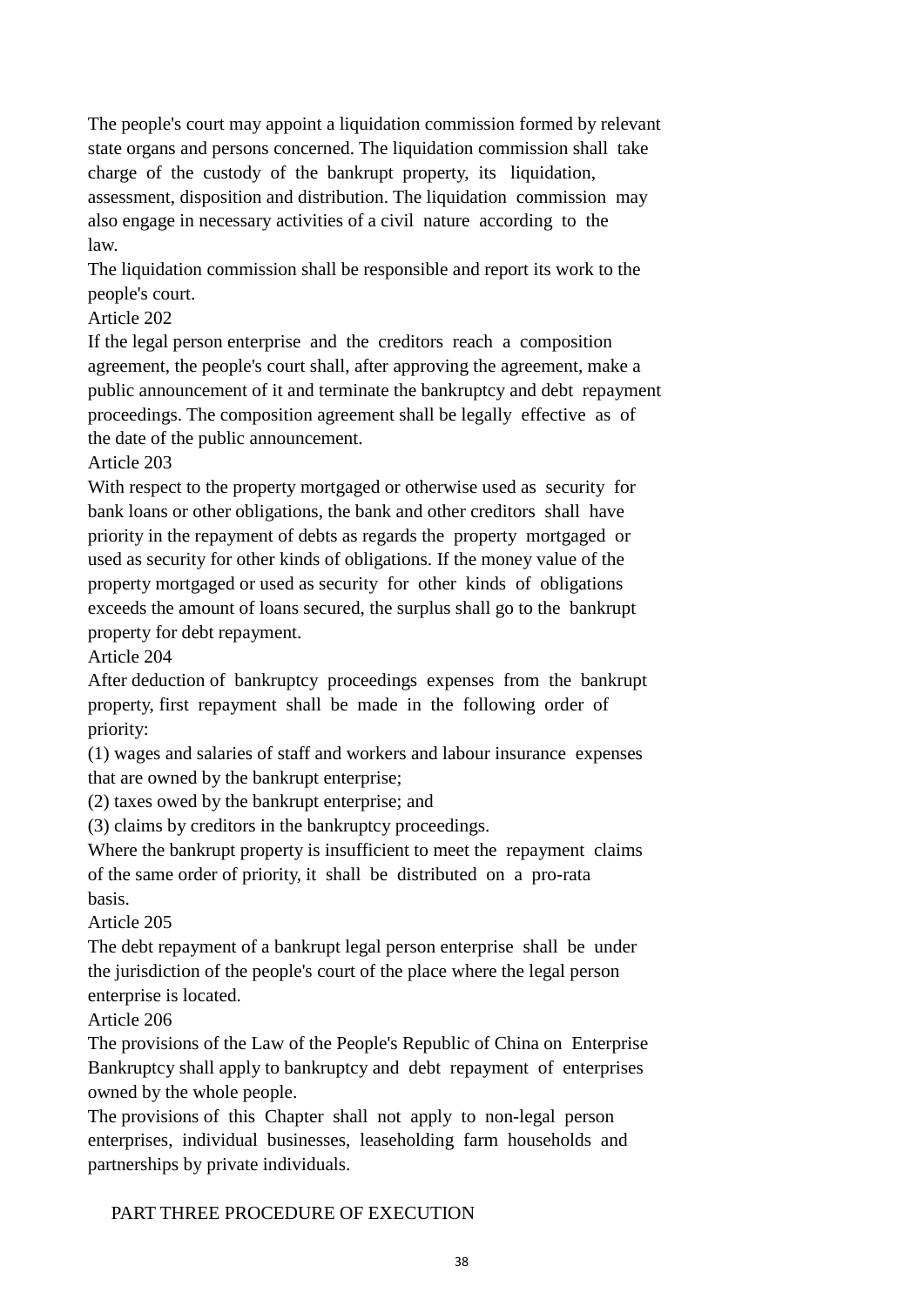The people's court may appoint a liquidation commission formed by relevant state organs and persons concerned. The liquidation commission shall take charge of the custody of the bankrupt property, its liquidation, assessment, disposition and distribution. The liquidation commission may also engage in necessary activities of a civil nature according to the law.

The liquidation commission shall be responsible and report its work to the people's court.

Article 202

If the legal person enterprise and the creditors reach a composition agreement, the people's court shall, after approving the agreement, make a public announcement of it and terminate the bankruptcy and debt repayment proceedings. The composition agreement shall be legally effective as of the date of the public announcement.

Article 203

With respect to the property mortgaged or otherwise used as security for bank loans or other obligations, the bank and other creditors shall have priority in the repayment of debts as regards the property mortgaged or used as security for other kinds of obligations. If the money value of the property mortgaged or used as security for other kinds of obligations exceeds the amount of loans secured, the surplus shall go to the bankrupt property for debt repayment.

Article 204

After deduction of bankruptcy proceedings expenses from the bankrupt property, first repayment shall be made in the following order of priority:

(1) wages and salaries of staff and workers and labour insurance expenses that are owned by the bankrupt enterprise;

(2) taxes owed by the bankrupt enterprise; and

(3) claims by creditors in the bankruptcy proceedings.

Where the bankrupt property is insufficient to meet the repayment claims of the same order of priority, it shall be distributed on a pro-rata basis.

Article 205

The debt repayment of a bankrupt legal person enterprise shall be under the jurisdiction of the people's court of the place where the legal person enterprise is located.

Article 206

The provisions of the Law of the People's Republic of China on Enterprise Bankruptcy shall apply to bankruptcy and debt repayment of enterprises owned by the whole people.

The provisions of this Chapter shall not apply to non-legal person enterprises, individual businesses, leaseholding farm households and partnerships by private individuals.

## PART THREE PROCEDURE OF EXECUTION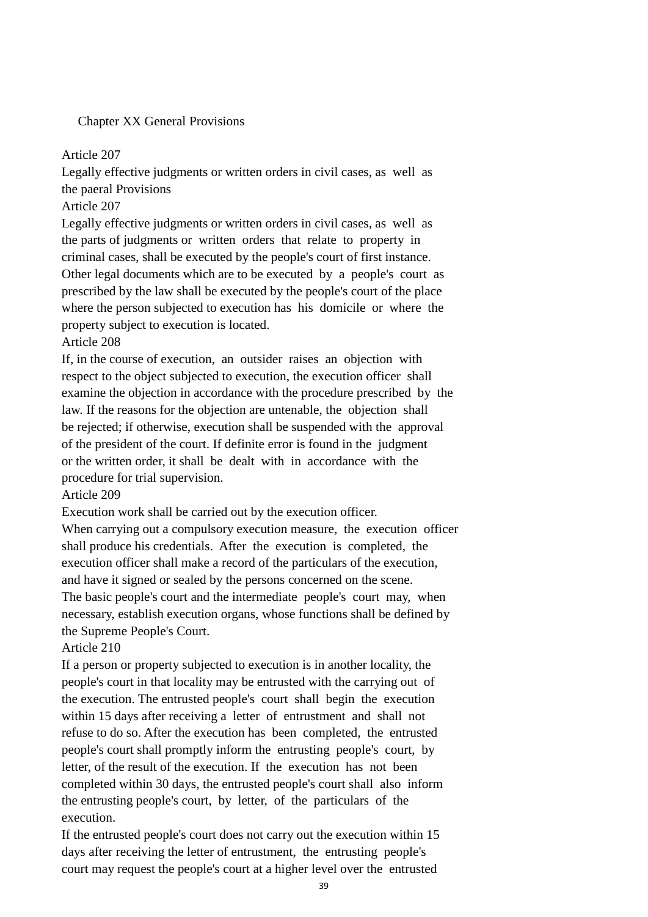Chapter XX General Provisions

Article 207

Legally effective judgments or written orders in civil cases, as well as the paeral Provisions

Article 207

Legally effective judgments or written orders in civil cases, as well as the parts of judgments or written orders that relate to property in criminal cases, shall be executed by the people's court of first instance. Other legal documents which are to be executed by a people's court as prescribed by the law shall be executed by the people's court of the place where the person subjected to execution has his domicile or where the property subject to execution is located.

Article 208

If, in the course of execution, an outsider raises an objection with respect to the object subjected to execution, the execution officer shall examine the objection in accordance with the procedure prescribed by the law. If the reasons for the objection are untenable, the objection shall be rejected; if otherwise, execution shall be suspended with the approval of the president of the court. If definite error is found in the judgment or the written order, it shall be dealt with in accordance with the procedure for trial supervision.

Article 209

Execution work shall be carried out by the execution officer.

When carrying out a compulsory execution measure, the execution officer shall produce his credentials. After the execution is completed, the execution officer shall make a record of the particulars of the execution, and have it signed or sealed by the persons concerned on the scene.

The basic people's court and the intermediate people's court may, when necessary, establish execution organs, whose functions shall be defined by the Supreme People's Court.

Article 210

If a person or property subjected to execution is in another locality, the people's court in that locality may be entrusted with the carrying out of the execution. The entrusted people's court shall begin the execution within 15 days after receiving a letter of entrustment and shall not refuse to do so. After the execution has been completed, the entrusted people's court shall promptly inform the entrusting people's court, by letter, of the result of the execution. If the execution has not been completed within 30 days, the entrusted people's court shall also inform the entrusting people's court, by letter, of the particulars of the execution.

If the entrusted people's court does not carry out the execution within 15 days after receiving the letter of entrustment, the entrusting people's court may request the people's court at a higher level over the entrusted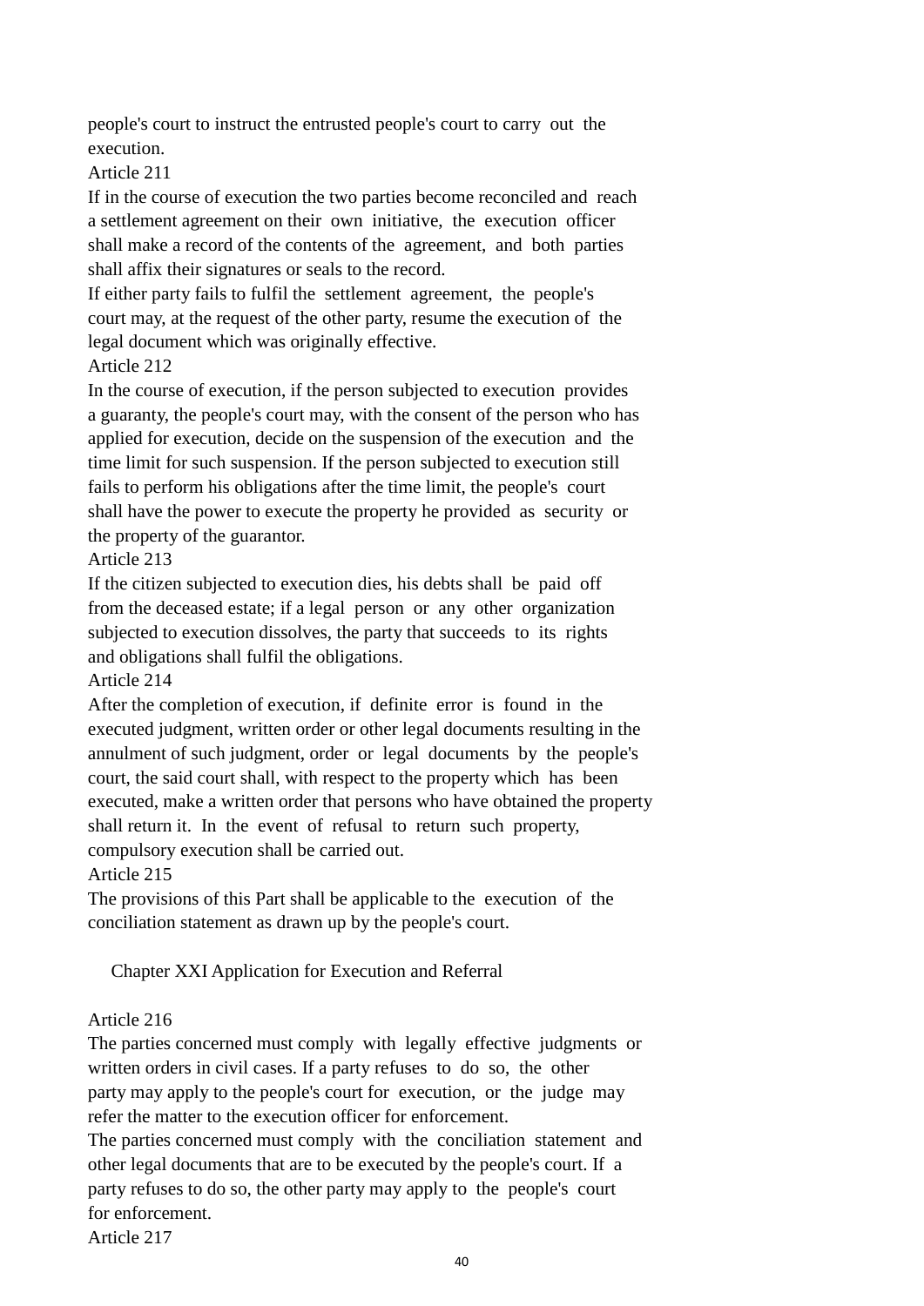people's court to instruct the entrusted people's court to carry out the execution.

Article 211

If in the course of execution the two parties become reconciled and reach a settlement agreement on their own initiative, the execution officer shall make a record of the contents of the agreement, and both parties shall affix their signatures or seals to the record.

If either party fails to fulfil the settlement agreement, the people's court may, at the request of the other party, resume the execution of the legal document which was originally effective.

Article 212

In the course of execution, if the person subjected to execution provides a guaranty, the people's court may, with the consent of the person who has applied for execution, decide on the suspension of the execution and the time limit for such suspension. If the person subjected to execution still fails to perform his obligations after the time limit, the people's court shall have the power to execute the property he provided as security or the property of the guarantor.

Article 213

If the citizen subjected to execution dies, his debts shall be paid off from the deceased estate; if a legal person or any other organization subjected to execution dissolves, the party that succeeds to its rights and obligations shall fulfil the obligations.

Article 214

After the completion of execution, if definite error is found in the executed judgment, written order or other legal documents resulting in the annulment of such judgment, order or legal documents by the people's court, the said court shall, with respect to the property which has been executed, make a written order that persons who have obtained the property shall return it. In the event of refusal to return such property, compulsory execution shall be carried out.

Article 215

The provisions of this Part shall be applicable to the execution of the conciliation statement as drawn up by the people's court.

## Chapter XXI Application for Execution and Referral

Article 216

The parties concerned must comply with legally effective judgments or written orders in civil cases. If a party refuses to do so, the other party may apply to the people's court for execution, or the judge may refer the matter to the execution officer for enforcement.

The parties concerned must comply with the conciliation statement and other legal documents that are to be executed by the people's court. If a party refuses to do so, the other party may apply to the people's court for enforcement.

Article 217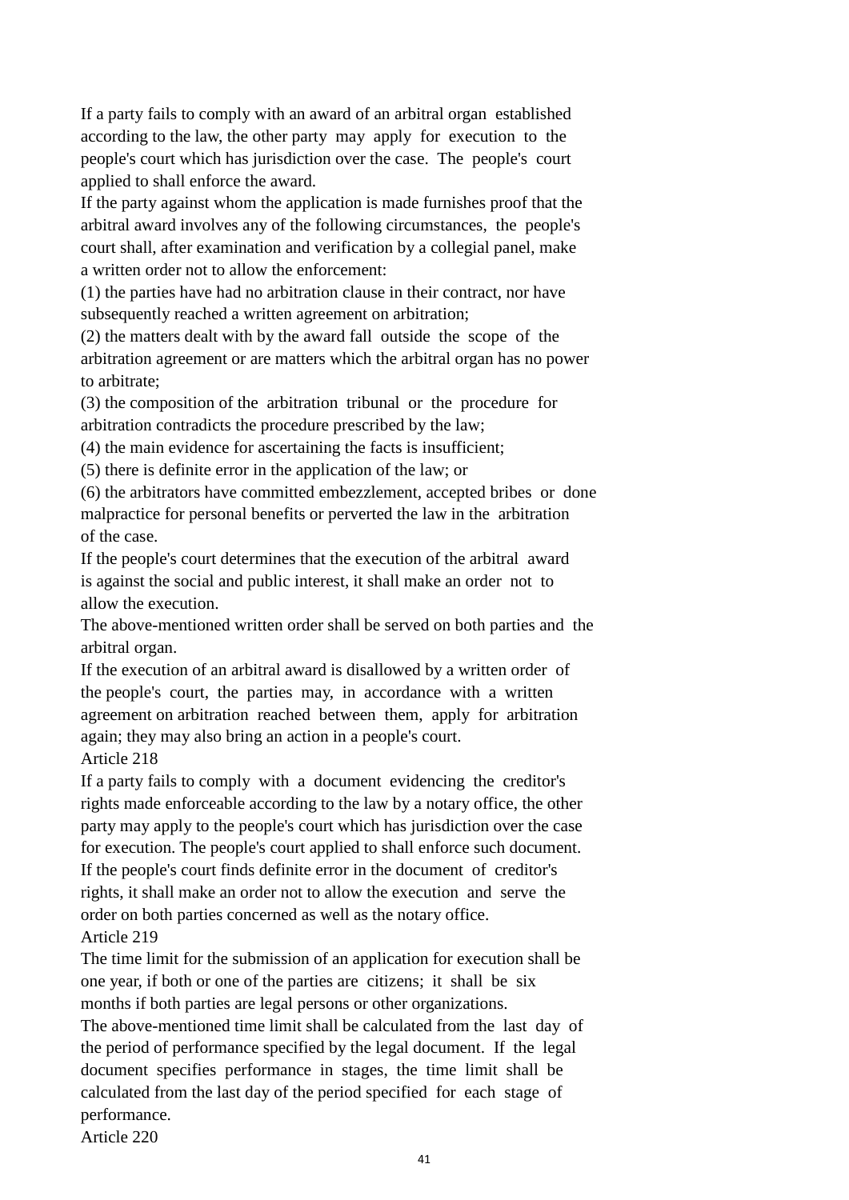If a party fails to comply with an award of an arbitral organ established according to the law, the other party may apply for execution to the people's court which has jurisdiction over the case. The people's court applied to shall enforce the award.

If the party against whom the application is made furnishes proof that the arbitral award involves any of the following circumstances, the people's court shall, after examination and verification by a collegial panel, make a written order not to allow the enforcement:

(1) the parties have had no arbitration clause in their contract, nor have subsequently reached a written agreement on arbitration;

(2) the matters dealt with by the award fall outside the scope of the arbitration agreement or are matters which the arbitral organ has no power to arbitrate;

(3) the composition of the arbitration tribunal or the procedure for arbitration contradicts the procedure prescribed by the law;

(4) the main evidence for ascertaining the facts is insufficient;

(5) there is definite error in the application of the law; or

(6) the arbitrators have committed embezzlement, accepted bribes or done malpractice for personal benefits or perverted the law in the arbitration of the case.

If the people's court determines that the execution of the arbitral award is against the social and public interest, it shall make an order not to allow the execution.

The above-mentioned written order shall be served on both parties and the arbitral organ.

If the execution of an arbitral award is disallowed by a written order of the people's court, the parties may, in accordance with a written agreement on arbitration reached between them, apply for arbitration again; they may also bring an action in a people's court.

Article 218

If a party fails to comply with a document evidencing the creditor's rights made enforceable according to the law by a notary office, the other party may apply to the people's court which has jurisdiction over the case for execution. The people's court applied to shall enforce such document.

If the people's court finds definite error in the document of creditor's rights, it shall make an order not to allow the execution and serve the order on both parties concerned as well as the notary office.

Article 219

The time limit for the submission of an application for execution shall be one year, if both or one of the parties are citizens; it shall be six months if both parties are legal persons or other organizations.

The above-mentioned time limit shall be calculated from the last day of the period of performance specified by the legal document. If the legal document specifies performance in stages, the time limit shall be calculated from the last day of the period specified for each stage of performance.

Article 220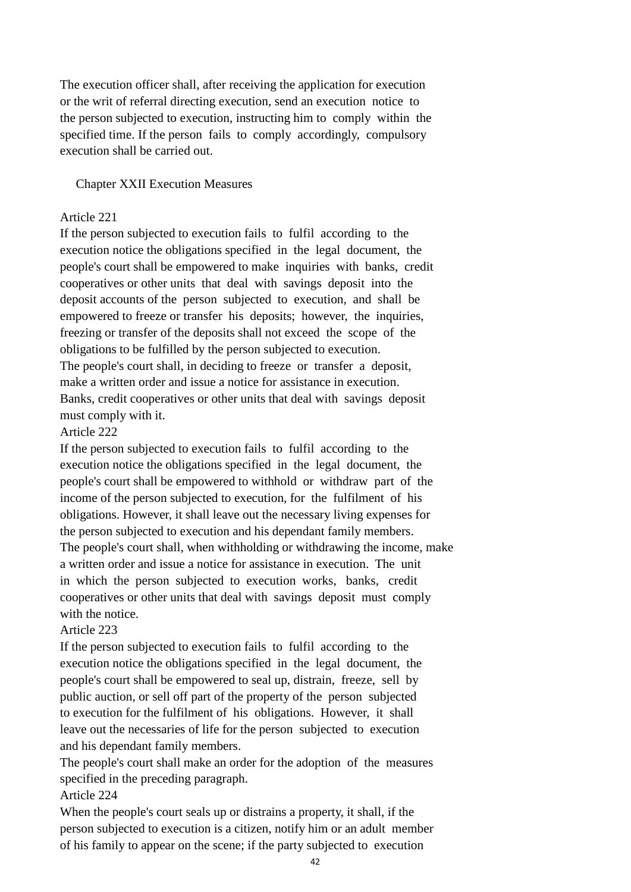The execution officer shall, after receiving the application for execution or the writ of referral directing execution, send an execution notice to the person subjected to execution, instructing him to comply within the specified time. If the person fails to comply accordingly, compulsory execution shall be carried out.

## Chapter XXII Execution Measures

Article 221

If the person subjected to execution fails to fulfil according to the execution notice the obligations specified in the legal document, the people's court shall be empowered to make inquiries with banks, credit cooperatives or other units that deal with savings deposit into the deposit accounts of the person subjected to execution, and shall be empowered to freeze or transfer his deposits; however, the inquiries, freezing or transfer of the deposits shall not exceed the scope of the obligations to be fulfilled by the person subjected to execution.

The people's court shall, in deciding to freeze or transfer a deposit, make a written order and issue a notice for assistance in execution. Banks, credit cooperatives or other units that deal with savings deposit must comply with it.

Article 222

If the person subjected to execution fails to fulfil according to the execution notice the obligations specified in the legal document, the people's court shall be empowered to withhold or withdraw part of the income of the person subjected to execution, for the fulfilment of his obligations. However, it shall leave out the necessary living expenses for the person subjected to execution and his dependant family members.

The people's court shall, when withholding or withdrawing the income, make a written order and issue a notice for assistance in execution. The unit in which the person subjected to execution works, banks, credit cooperatives or other units that deal with savings deposit must comply with the notice.

Article 223

If the person subjected to execution fails to fulfil according to the execution notice the obligations specified in the legal document, the people's court shall be empowered to seal up, distrain, freeze, sell by public auction, or sell off part of the property of the person subjected to execution for the fulfilment of his obligations. However, it shall leave out the necessaries of life for the person subjected to execution and his dependant family members.

The people's court shall make an order for the adoption of the measures specified in the preceding paragraph.

Article 224

When the people's court seals up or distrains a property, it shall, if the person subjected to execution is a citizen, notify him or an adult member of his family to appear on the scene; if the party subjected to execution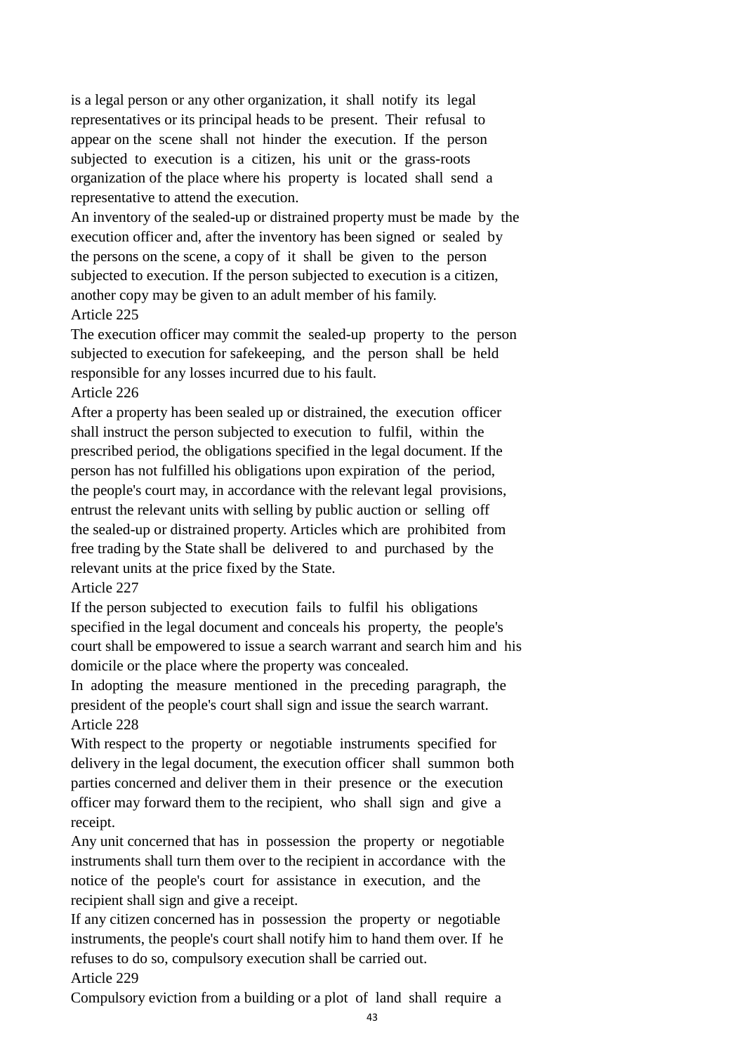is a legal person or any other organization, it shall notify its legal representatives or its principal heads to be present. Their refusal to appear on the scene shall not hinder the execution. If the person subjected to execution is a citizen, his unit or the grass-roots organization of the place where his property is located shall send a representative to attend the execution.

An inventory of the sealed-up or distrained property must be made by the execution officer and, after the inventory has been signed or sealed by the persons on the scene, a copy of it shall be given to the person subjected to execution. If the person subjected to execution is a citizen, another copy may be given to an adult member of his family.

Article 225

The execution officer may commit the sealed-up property to the person subjected to execution for safekeeping, and the person shall be held responsible for any losses incurred due to his fault.

Article 226

After a property has been sealed up or distrained, the execution officer shall instruct the person subjected to execution to fulfil, within the prescribed period, the obligations specified in the legal document. If the person has not fulfilled his obligations upon expiration of the period, the people's court may, in accordance with the relevant legal provisions, entrust the relevant units with selling by public auction or selling off the sealed-up or distrained property. Articles which are prohibited from free trading by the State shall be delivered to and purchased by the relevant units at the price fixed by the State.

Article 227

If the person subjected to execution fails to fulfil his obligations specified in the legal document and conceals his property, the people's court shall be empowered to issue a search warrant and search him and his domicile or the place where the property was concealed.

In adopting the measure mentioned in the preceding paragraph, the president of the people's court shall sign and issue the search warrant.

Article 228

With respect to the property or negotiable instruments specified for delivery in the legal document, the execution officer shall summon both parties concerned and deliver them in their presence or the execution officer may forward them to the recipient, who shall sign and give a receipt.

Any unit concerned that has in possession the property or negotiable instruments shall turn them over to the recipient in accordance with the notice of the people's court for assistance in execution, and the recipient shall sign and give a receipt.

If any citizen concerned has in possession the property or negotiable instruments, the people's court shall notify him to hand them over. If he refuses to do so, compulsory execution shall be carried out.

Article 229

Compulsory eviction from a building or a plot of land shall require a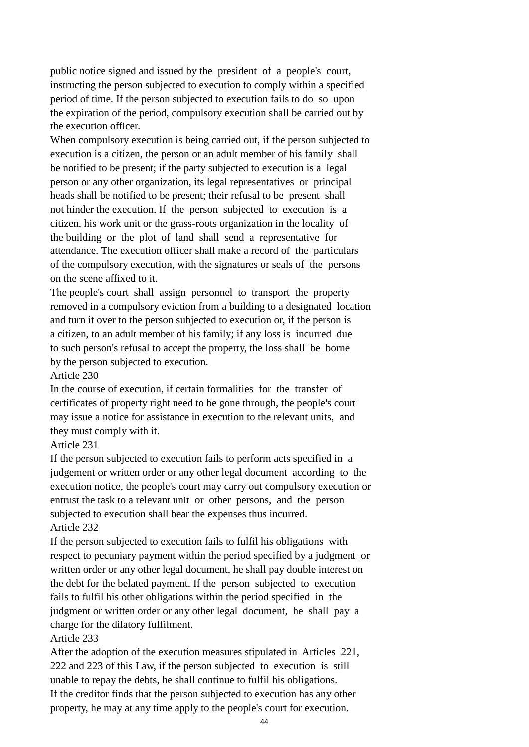public notice signed and issued by the president of a people's court, instructing the person subjected to execution to comply within a specified period of time. If the person subjected to execution fails to do so upon the expiration of the period, compulsory execution shall be carried out by the execution officer.

When compulsory execution is being carried out, if the person subjected to execution is a citizen, the person or an adult member of his family shall be notified to be present; if the party subjected to execution is a legal person or any other organization, its legal representatives or principal heads shall be notified to be present; their refusal to be present shall not hinder the execution. If the person subjected to execution is a citizen, his work unit or the grass-roots organization in the locality of the building or the plot of land shall send a representative for attendance. The execution officer shall make a record of the particulars of the compulsory execution, with the signatures or seals of the persons on the scene affixed to it.

The people's court shall assign personnel to transport the property removed in a compulsory eviction from a building to a designated location and turn it over to the person subjected to execution or, if the person is a citizen, to an adult member of his family; if any loss is incurred due to such person's refusal to accept the property, the loss shall be borne by the person subjected to execution.

Article 230

In the course of execution, if certain formalities for the transfer of certificates of property right need to be gone through, the people's court may issue a notice for assistance in execution to the relevant units, and they must comply with it.

Article 231

If the person subjected to execution fails to perform acts specified in a judgement or written order or any other legal document according to the execution notice, the people's court may carry out compulsory execution or entrust the task to a relevant unit or other persons, and the person subjected to execution shall bear the expenses thus incurred.

Article 232

If the person subjected to execution fails to fulfil his obligations with respect to pecuniary payment within the period specified by a judgment or written order or any other legal document, he shall pay double interest on the debt for the belated payment. If the person subjected to execution fails to fulfil his other obligations within the period specified in the judgment or written order or any other legal document, he shall pay a charge for the dilatory fulfilment.

Article 233

After the adoption of the execution measures stipulated in Articles 221, 222 and 223 of this Law, if the person subjected to execution is still unable to repay the debts, he shall continue to fulfil his obligations.

If the creditor finds that the person subjected to execution has any other property, he may at any time apply to the people's court for execution.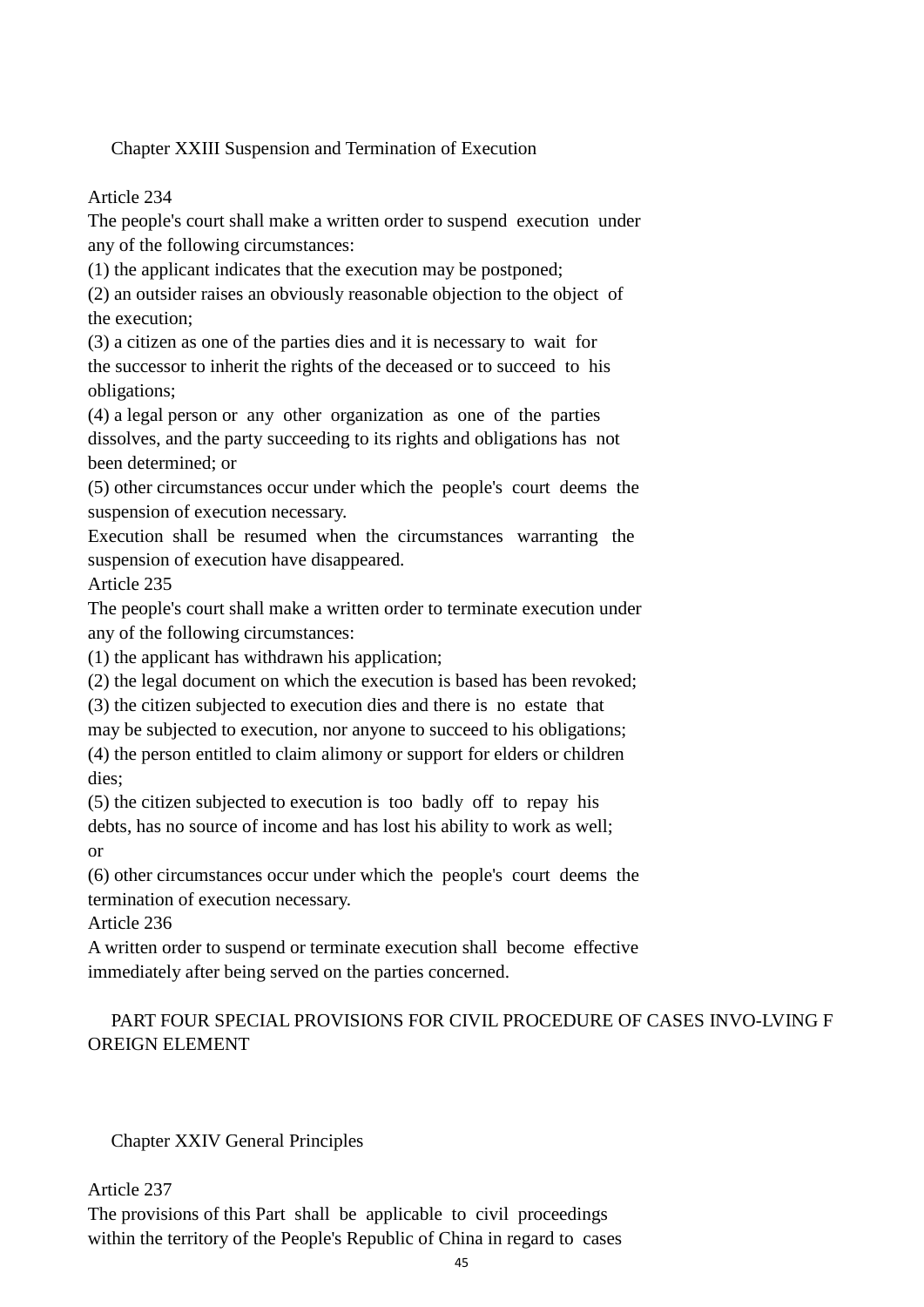## Chapter XXIII Suspension and Termination of Execution

Article 234
The people's court shall make a written order to suspend execution under any of the following circumstances:
(1) the applicant indicates that the execution may be postponed;
(2) an outsider raises an obviously reasonable objection to the object of the execution;
(3) a citizen as one of the parties dies and it is necessary to wait for the successor to inherit the rights of the deceased or to succeed to his obligations;
(4) a legal person or any other organization as one of the parties dissolves, and the party succeeding to its rights and obligations has not been determined; or
(5) other circumstances occur under which the people's court deems the suspension of execution necessary.
Execution shall be resumed when the circumstances warranting the suspension of execution have disappeared.
Article 235
The people's court shall make a written order to terminate execution under any of the following circumstances:
(1) the applicant has withdrawn his application;
(2) the legal document on which the execution is based has been revoked;
(3) the citizen subjected to execution dies and there is no estate that may be subjected to execution, nor anyone to succeed to his obligations;
(4) the person entitled to claim alimony or support for elders or children dies;
(5) the citizen subjected to execution is too badly off to repay his debts, has no source of income and has lost his ability to work as well; or
(6) other circumstances occur under which the people's court deems the termination of execution necessary.
Article 236
A written order to suspend or terminate execution shall become effective immediately after being served on the parties concerned.

# PART FOUR SPECIAL PROVISIONS FOR CIVIL PROCEDURE OF CASES INVO-LVING FOREIGN ELEMENT

## Chapter XXIV General Principles

Article 237
The provisions of this Part shall be applicable to civil proceedings within the territory of the People's Republic of China in regard to cases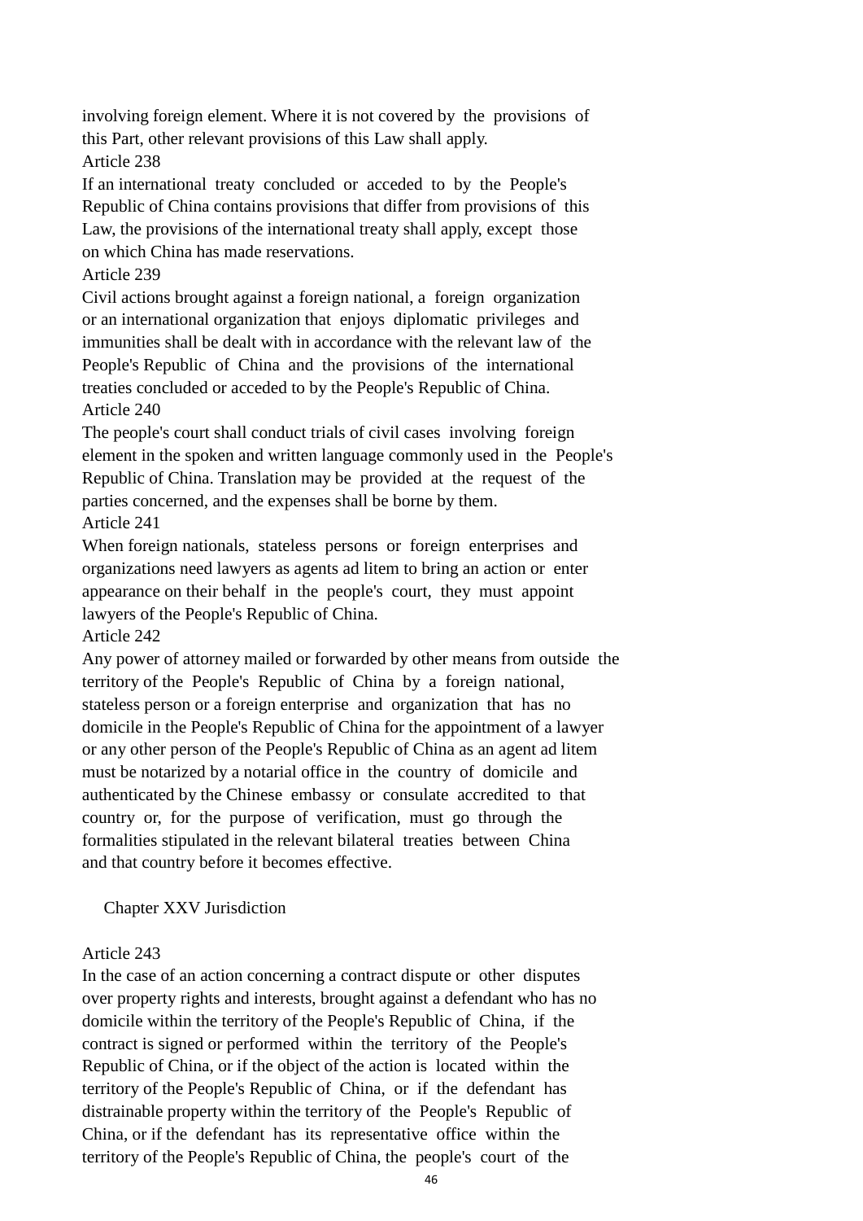involving foreign element. Where it is not covered by the provisions of this Part, other relevant provisions of this Law shall apply.

Article 238

If an international treaty concluded or acceded to by the People's Republic of China contains provisions that differ from provisions of this Law, the provisions of the international treaty shall apply, except those on which China has made reservations.

Article 239

Civil actions brought against a foreign national, a foreign organization or an international organization that enjoys diplomatic privileges and immunities shall be dealt with in accordance with the relevant law of the People's Republic of China and the provisions of the international treaties concluded or acceded to by the People's Republic of China.

Article 240

The people's court shall conduct trials of civil cases involving foreign element in the spoken and written language commonly used in the People's Republic of China. Translation may be provided at the request of the parties concerned, and the expenses shall be borne by them.

Article 241

When foreign nationals, stateless persons or foreign enterprises and organizations need lawyers as agents ad litem to bring an action or enter appearance on their behalf in the people's court, they must appoint lawyers of the People's Republic of China.

Article 242

Any power of attorney mailed or forwarded by other means from outside the territory of the People's Republic of China by a foreign national, stateless person or a foreign enterprise and organization that has no domicile in the People's Republic of China for the appointment of a lawyer or any other person of the People's Republic of China as an agent ad litem must be notarized by a notarial office in the country of domicile and authenticated by the Chinese embassy or consulate accredited to that country or, for the purpose of verification, must go through the formalities stipulated in the relevant bilateral treaties between China and that country before it becomes effective.

## Chapter XXV Jurisdiction

Article 243

In the case of an action concerning a contract dispute or other disputes over property rights and interests, brought against a defendant who has no domicile within the territory of the People's Republic of China, if the contract is signed or performed within the territory of the People's Republic of China, or if the object of the action is located within the territory of the People's Republic of China, or if the defendant has distrainable property within the territory of the People's Republic of China, or if the defendant has its representative office within the territory of the People's Republic of China, the people's court of the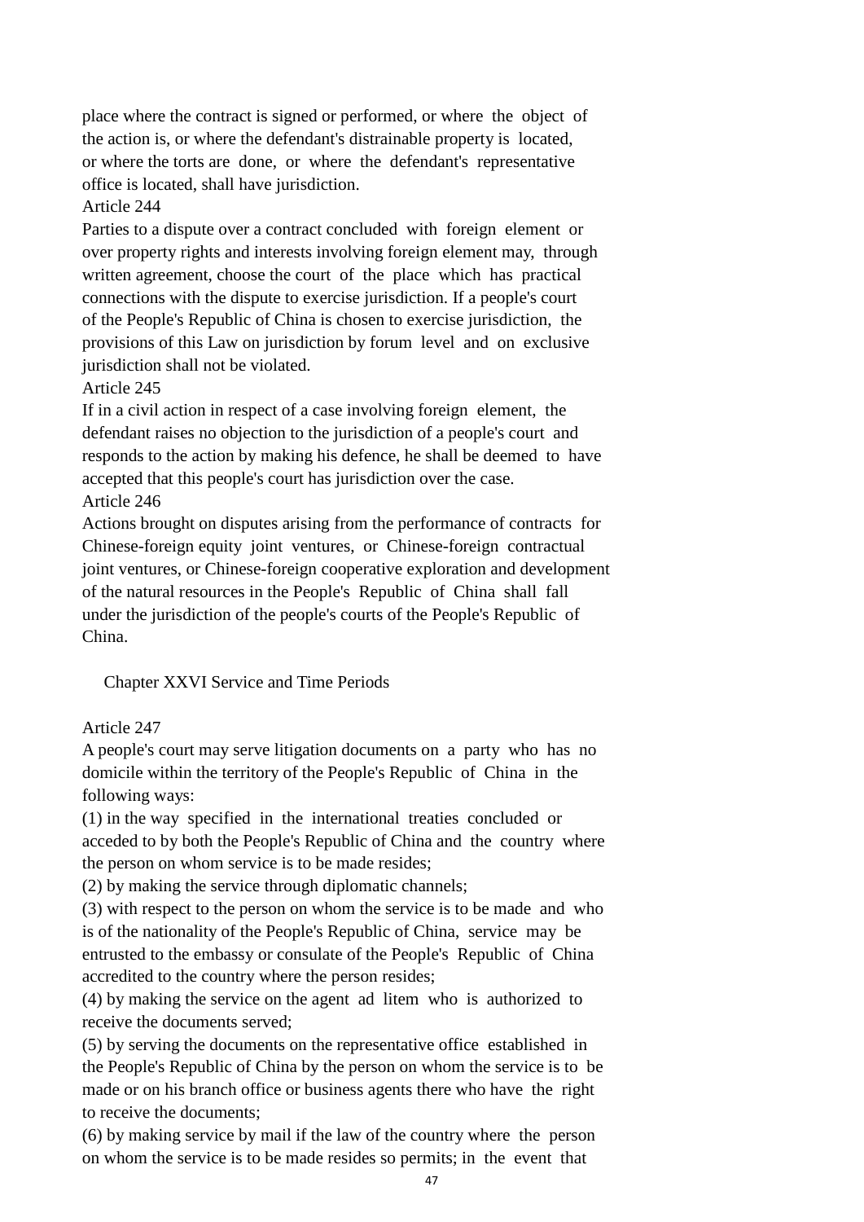place where the contract is signed or performed, or where the object of the action is, or where the defendant's distrainable property is located, or where the torts are done, or where the defendant's representative office is located, shall have jurisdiction.

Article 244

Parties to a dispute over a contract concluded with foreign element or over property rights and interests involving foreign element may, through written agreement, choose the court of the place which has practical connections with the dispute to exercise jurisdiction. If a people's court of the People's Republic of China is chosen to exercise jurisdiction, the provisions of this Law on jurisdiction by forum level and on exclusive jurisdiction shall not be violated.

Article 245

If in a civil action in respect of a case involving foreign element, the defendant raises no objection to the jurisdiction of a people's court and responds to the action by making his defence, he shall be deemed to have accepted that this people's court has jurisdiction over the case.

Article 246

Actions brought on disputes arising from the performance of contracts for Chinese-foreign equity joint ventures, or Chinese-foreign contractual joint ventures, or Chinese-foreign cooperative exploration and development of the natural resources in the People's Republic of China shall fall under the jurisdiction of the people's courts of the People's Republic of China.

## Chapter XXVI Service and Time Periods

Article 247

A people's court may serve litigation documents on a party who has no domicile within the territory of the People's Republic of China in the following ways:

(1) in the way specified in the international treaties concluded or acceded to by both the People's Republic of China and the country where the person on whom service is to be made resides;

(2) by making the service through diplomatic channels;

(3) with respect to the person on whom the service is to be made and who is of the nationality of the People's Republic of China, service may be entrusted to the embassy or consulate of the People's Republic of China accredited to the country where the person resides;

(4) by making the service on the agent ad litem who is authorized to receive the documents served;

(5) by serving the documents on the representative office established in the People's Republic of China by the person on whom the service is to be made or on his branch office or business agents there who have the right to receive the documents;

(6) by making service by mail if the law of the country where the person on whom the service is to be made resides so permits; in the event that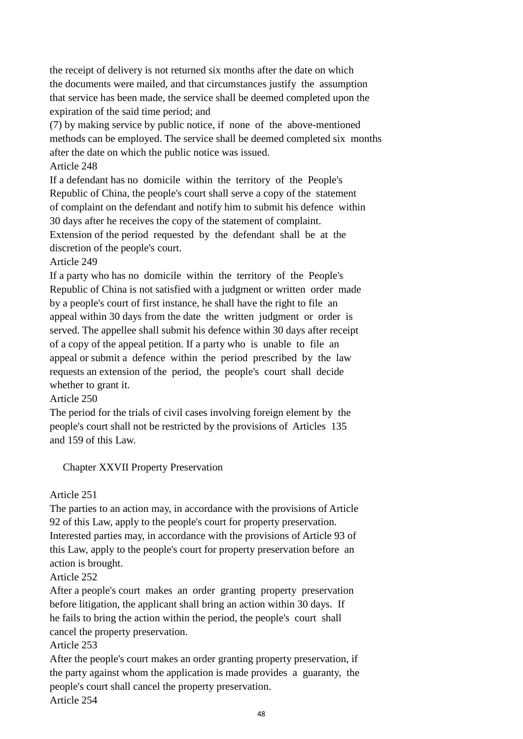the receipt of delivery is not returned six months after the date on which the documents were mailed, and that circumstances justify the assumption that service has been made, the service shall be deemed completed upon the expiration of the said time period; and

(7) by making service by public notice, if none of the above-mentioned methods can be employed. The service shall be deemed completed six months after the date on which the public notice was issued.

Article 248

If a defendant has no domicile within the territory of the People's Republic of China, the people's court shall serve a copy of the statement of complaint on the defendant and notify him to submit his defence within 30 days after he receives the copy of the statement of complaint. Extension of the period requested by the defendant shall be at the discretion of the people's court.

Article 249

If a party who has no domicile within the territory of the People's Republic of China is not satisfied with a judgment or written order made by a people's court of first instance, he shall have the right to file an appeal within 30 days from the date the written judgment or order is served. The appellee shall submit his defence within 30 days after receipt of a copy of the appeal petition. If a party who is unable to file an appeal or submit a defence within the period prescribed by the law requests an extension of the period, the people's court shall decide whether to grant it.

Article 250

The period for the trials of civil cases involving foreign element by the people's court shall not be restricted by the provisions of Articles 135 and 159 of this Law.

## Chapter XXVII Property Preservation

Article 251

The parties to an action may, in accordance with the provisions of Article 92 of this Law, apply to the people's court for property preservation. Interested parties may, in accordance with the provisions of Article 93 of this Law, apply to the people's court for property preservation before an action is brought.

Article 252

After a people's court makes an order granting property preservation before litigation, the applicant shall bring an action within 30 days. If he fails to bring the action within the period, the people's court shall cancel the property preservation.

Article 253

After the people's court makes an order granting property preservation, if the party against whom the application is made provides a guaranty, the people's court shall cancel the property preservation.

Article 254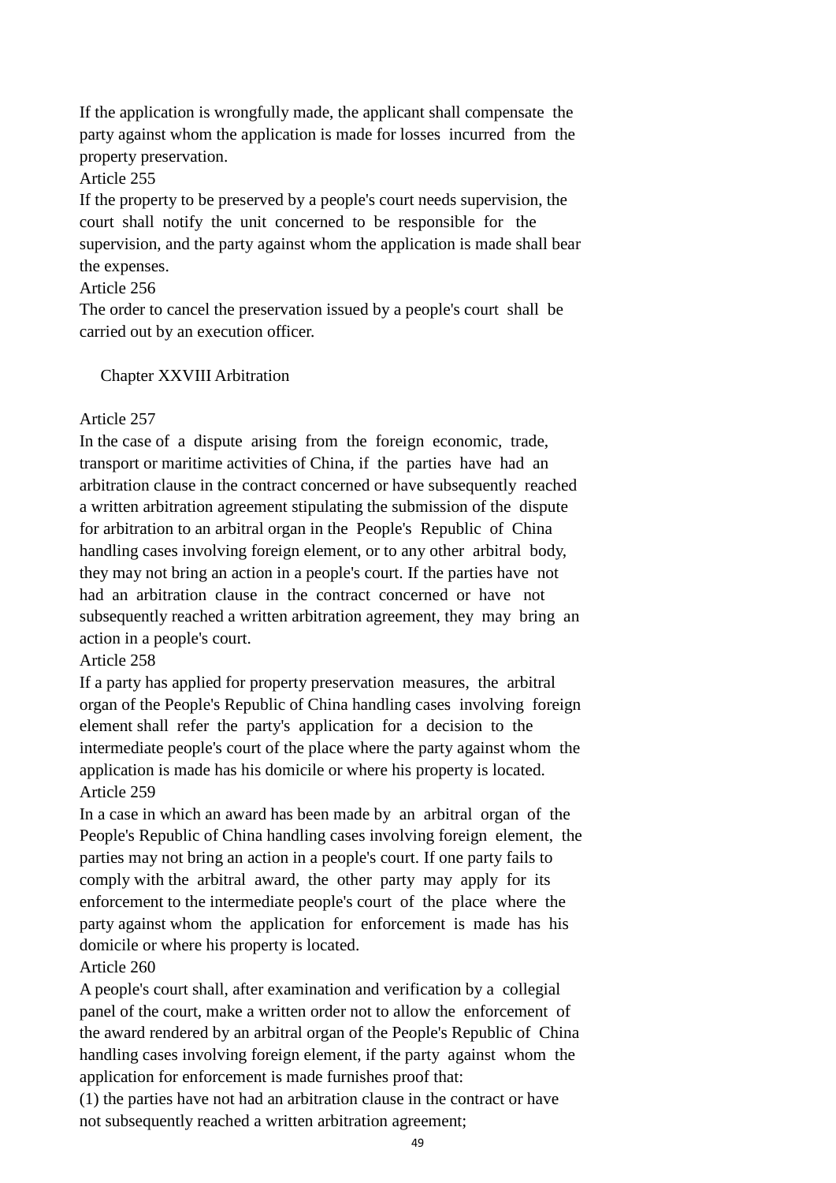If the application is wrongfully made, the applicant shall compensate the party against whom the application is made for losses incurred from the property preservation.

Article 255

If the property to be preserved by a people's court needs supervision, the court shall notify the unit concerned to be responsible for the supervision, and the party against whom the application is made shall bear the expenses.

Article 256

The order to cancel the preservation issued by a people's court shall be carried out by an execution officer.

## Chapter XXVIII Arbitration

Article 257

In the case of a dispute arising from the foreign economic, trade, transport or maritime activities of China, if the parties have had an arbitration clause in the contract concerned or have subsequently reached a written arbitration agreement stipulating the submission of the dispute for arbitration to an arbitral organ in the People's Republic of China handling cases involving foreign element, or to any other arbitral body, they may not bring an action in a people's court. If the parties have not had an arbitration clause in the contract concerned or have not subsequently reached a written arbitration agreement, they may bring an action in a people's court.

Article 258

If a party has applied for property preservation measures, the arbitral organ of the People's Republic of China handling cases involving foreign element shall refer the party's application for a decision to the intermediate people's court of the place where the party against whom the application is made has his domicile or where his property is located.

Article 259

In a case in which an award has been made by an arbitral organ of the People's Republic of China handling cases involving foreign element, the parties may not bring an action in a people's court. If one party fails to comply with the arbitral award, the other party may apply for its enforcement to the intermediate people's court of the place where the party against whom the application for enforcement is made has his domicile or where his property is located.

Article 260

A people's court shall, after examination and verification by a collegial panel of the court, make a written order not to allow the enforcement of the award rendered by an arbitral organ of the People's Republic of China handling cases involving foreign element, if the party against whom the application for enforcement is made furnishes proof that:

(1) the parties have not had an arbitration clause in the contract or have not subsequently reached a written arbitration agreement;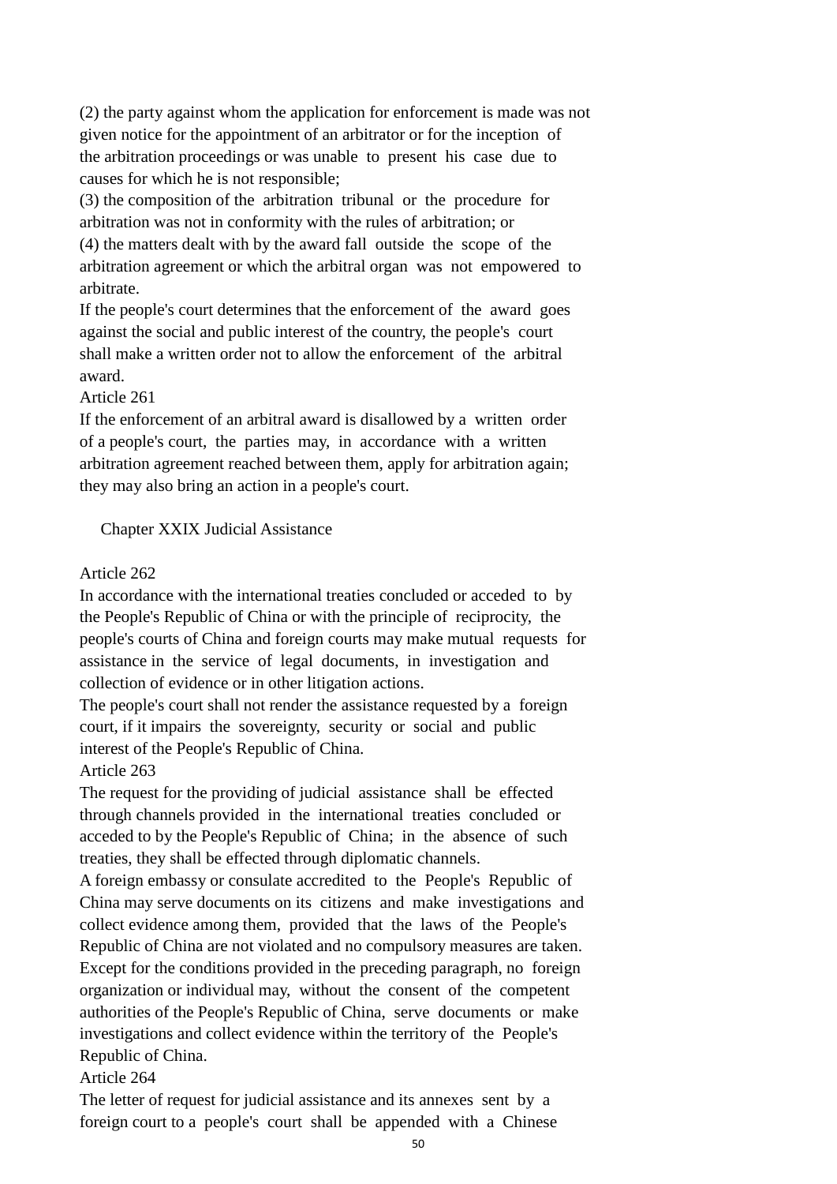(2) the party against whom the application for enforcement is made was not given notice for the appointment of an arbitrator or for the inception of the arbitration proceedings or was unable to present his case due to causes for which he is not responsible;

(3) the composition of the arbitration tribunal or the procedure for arbitration was not in conformity with the rules of arbitration; or

(4) the matters dealt with by the award fall outside the scope of the arbitration agreement or which the arbitral organ was not empowered to arbitrate.

If the people's court determines that the enforcement of the award goes against the social and public interest of the country, the people's court shall make a written order not to allow the enforcement of the arbitral award.

Article 261

If the enforcement of an arbitral award is disallowed by a written order of a people's court, the parties may, in accordance with a written arbitration agreement reached between them, apply for arbitration again; they may also bring an action in a people's court.

## Chapter XXIX Judicial Assistance

Article 262

In accordance with the international treaties concluded or acceded to by the People's Republic of China or with the principle of reciprocity, the people's courts of China and foreign courts may make mutual requests for assistance in the service of legal documents, in investigation and collection of evidence or in other litigation actions.

The people's court shall not render the assistance requested by a foreign court, if it impairs the sovereignty, security or social and public interest of the People's Republic of China.

Article 263

The request for the providing of judicial assistance shall be effected through channels provided in the international treaties concluded or acceded to by the People's Republic of China; in the absence of such treaties, they shall be effected through diplomatic channels.

A foreign embassy or consulate accredited to the People's Republic of China may serve documents on its citizens and make investigations and collect evidence among them, provided that the laws of the People's Republic of China are not violated and no compulsory measures are taken.

Except for the conditions provided in the preceding paragraph, no foreign organization or individual may, without the consent of the competent authorities of the People's Republic of China, serve documents or make investigations and collect evidence within the territory of the People's Republic of China.

Article 264

The letter of request for judicial assistance and its annexes sent by a foreign court to a people's court shall be appended with a Chinese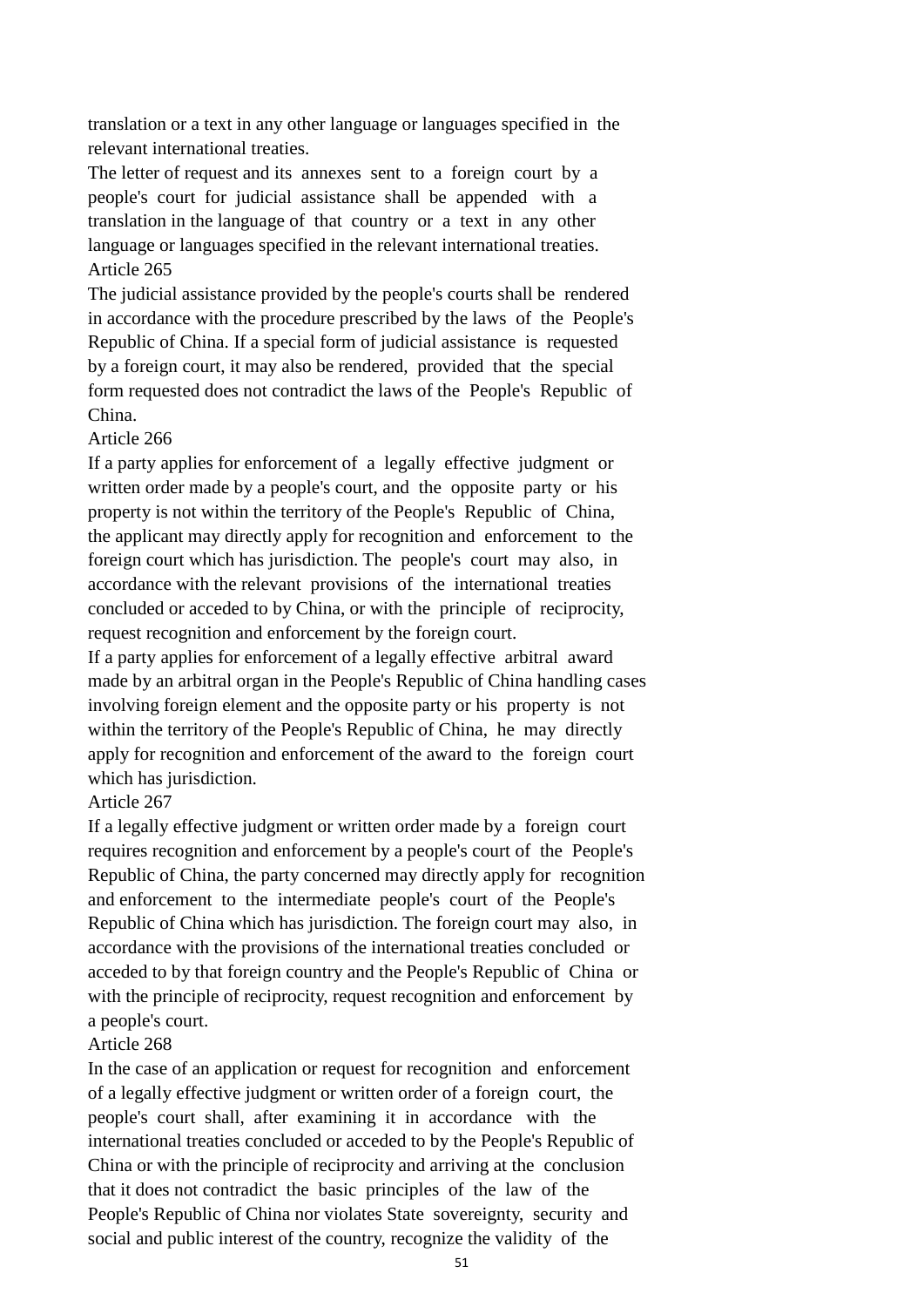translation or a text in any other language or languages specified in the relevant international treaties.

The letter of request and its annexes sent to a foreign court by a people's court for judicial assistance shall be appended with a translation in the language of that country or a text in any other language or languages specified in the relevant international treaties.

Article 265

The judicial assistance provided by the people's courts shall be rendered in accordance with the procedure prescribed by the laws of the People's Republic of China. If a special form of judicial assistance is requested by a foreign court, it may also be rendered, provided that the special form requested does not contradict the laws of the People's Republic of China.

Article 266

If a party applies for enforcement of a legally effective judgment or written order made by a people's court, and the opposite party or his property is not within the territory of the People's Republic of China, the applicant may directly apply for recognition and enforcement to the foreign court which has jurisdiction. The people's court may also, in accordance with the relevant provisions of the international treaties concluded or acceded to by China, or with the principle of reciprocity, request recognition and enforcement by the foreign court.

If a party applies for enforcement of a legally effective arbitral award made by an arbitral organ in the People's Republic of China handling cases involving foreign element and the opposite party or his property is not within the territory of the People's Republic of China, he may directly apply for recognition and enforcement of the award to the foreign court which has jurisdiction.

Article 267

If a legally effective judgment or written order made by a foreign court requires recognition and enforcement by a people's court of the People's Republic of China, the party concerned may directly apply for recognition and enforcement to the intermediate people's court of the People's Republic of China which has jurisdiction. The foreign court may also, in accordance with the provisions of the international treaties concluded or acceded to by that foreign country and the People's Republic of China or with the principle of reciprocity, request recognition and enforcement by a people's court.

Article 268

In the case of an application or request for recognition and enforcement of a legally effective judgment or written order of a foreign court, the people's court shall, after examining it in accordance with the international treaties concluded or acceded to by the People's Republic of China or with the principle of reciprocity and arriving at the conclusion that it does not contradict the basic principles of the law of the People's Republic of China nor violates State sovereignty, security and social and public interest of the country, recognize the validity of the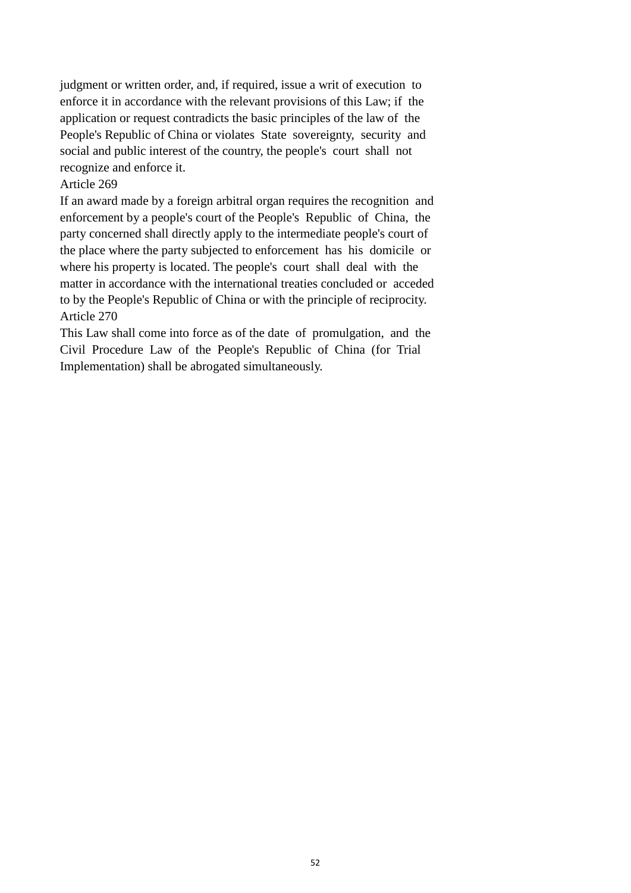judgment or written order, and, if required, issue a writ of execution to enforce it in accordance with the relevant provisions of this Law; if the application or request contradicts the basic principles of the law of the People's Republic of China or violates State sovereignty, security and social and public interest of the country, the people's court shall not recognize and enforce it.

Article 269

If an award made by a foreign arbitral organ requires the recognition and enforcement by a people's court of the People's Republic of China, the party concerned shall directly apply to the intermediate people's court of the place where the party subjected to enforcement has his domicile or where his property is located. The people's court shall deal with the matter in accordance with the international treaties concluded or acceded to by the People's Republic of China or with the principle of reciprocity.

Article 270

This Law shall come into force as of the date of promulgation, and the Civil Procedure Law of the People's Republic of China (for Trial Implementation) shall be abrogated simultaneously.